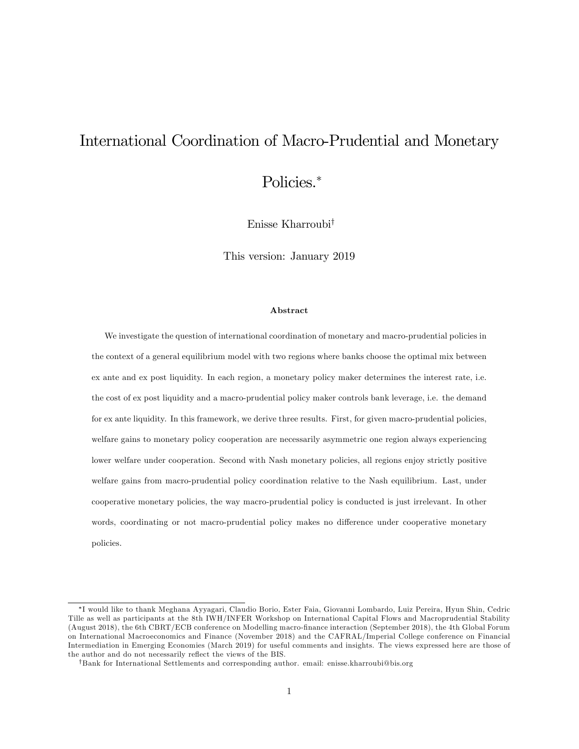# International Coordination of Macro-Prudential and Monetary Policies.*

Enisse Kharroubi[†]

This version: January 2019

### Abstract

We investigate the question of international coordination of monetary and macro-prudential policies in the context of a general equilibrium model with two regions where banks choose the optimal mix between ex ante and ex post liquidity. In each region, a monetary policy maker determines the interest rate, i.e. the cost of ex post liquidity and a macro-prudential policy maker controls bank leverage, i.e. the demand for ex ante liquidity. In this framework, we derive three results. First, for given macro-prudential policies, welfare gains to monetary policy cooperation are necessarily asymmetric one region always experiencing lower welfare under cooperation. Second with Nash monetary policies, all regions enjoy strictly positive welfare gains from macro-prudential policy coordination relative to the Nash equilibrium. Last, under cooperative monetary policies, the way macro-prudential policy is conducted is just irrelevant. In other words, coordinating or not macro-prudential policy makes no difference under cooperative monetary policies.

---

*I would like to thank Meghana Ayyagari, Claudio Borio, Ester Faia, Giovanni Lombardo, Luiz Pereira, Hyun Shin, Cedric Tille as well as participants at the 8th IWH/INFER Workshop on International Capital Flows and Macroprudential Stability (August 2018), the 6th CBRT/ECB conference on Modelling macro-finance interaction (September 2018), the 4th Global Forum on International Macroeconomics and Finance (November 2018) and the CAFRAL/Imperial College conference on Financial Intermediation in Emerging Economies (March 2019) for useful comments and insights. The views expressed here are those of the author and do not necessarily reflect the views of the BIS.

[†]Bank for International Settlements and corresponding author. email: enisse.kharroubi@bis.org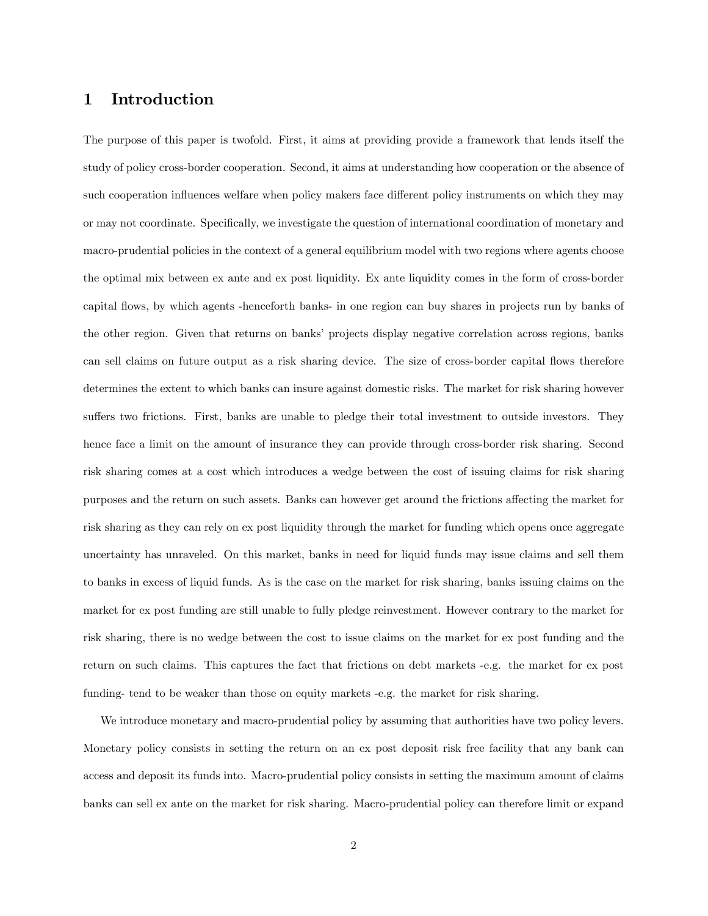# 1 Introduction

The purpose of this paper is twofold. First, it aims at providing provide a framework that lends itself the study of policy cross-border cooperation. Second, it aims at understanding how cooperation or the absence of such cooperation influences welfare when policy makers face different policy instruments on which they may or may not coordinate. Specifically, we investigate the question of international coordination of monetary and macro-prudential policies in the context of a general equilibrium model with two regions where agents choose the optimal mix between ex ante and ex post liquidity. Ex ante liquidity comes in the form of cross-border capital flows, by which agents -henceforth banks- in one region can buy shares in projects run by banks of the other region. Given that returns on banks' projects display negative correlation across regions, banks can sell claims on future output as a risk sharing device. The size of cross-border capital flows therefore determines the extent to which banks can insure against domestic risks. The market for risk sharing however suffers two frictions. First, banks are unable to pledge their total investment to outside investors. They hence face a limit on the amount of insurance they can provide through cross-border risk sharing. Second risk sharing comes at a cost which introduces a wedge between the cost of issuing claims for risk sharing purposes and the return on such assets. Banks can however get around the frictions affecting the market for risk sharing as they can rely on ex post liquidity through the market for funding which opens once aggregate uncertainty has unraveled. On this market, banks in need for liquid funds may issue claims and sell them to banks in excess of liquid funds. As is the case on the market for risk sharing, banks issuing claims on the market for ex post funding are still unable to fully pledge reinvestment. However contrary to the market for risk sharing, there is no wedge between the cost to issue claims on the market for ex post funding and the return on such claims. This captures the fact that frictions on debt markets -e.g. the market for ex post funding- tend to be weaker than those on equity markets -e.g. the market for risk sharing.

We introduce monetary and macro-prudential policy by assuming that authorities have two policy levers. Monetary policy consists in setting the return on an ex post deposit risk free facility that any bank can access and deposit its funds into. Macro-prudential policy consists in setting the maximum amount of claims banks can sell ex ante on the market for risk sharing. Macro-prudential policy can therefore limit or expand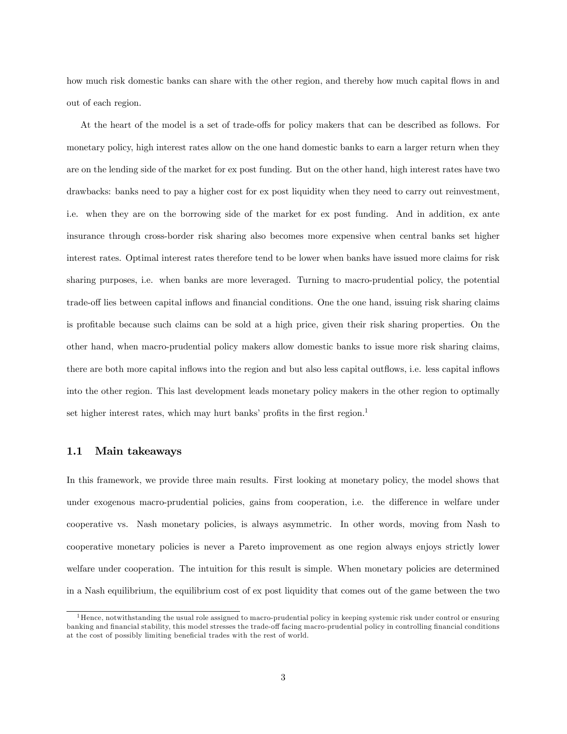how much risk domestic banks can share with the other region, and thereby how much capital flows in and out of each region.

At the heart of the model is a set of trade-offs for policy makers that can be described as follows. For monetary policy, high interest rates allow on the one hand domestic banks to earn a larger return when they are on the lending side of the market for ex post funding. But on the other hand, high interest rates have two drawbacks: banks need to pay a higher cost for ex post liquidity when they need to carry out reinvestment, i.e. when they are on the borrowing side of the market for ex post funding. And in addition, ex ante insurance through cross-border risk sharing also becomes more expensive when central banks set higher interest rates. Optimal interest rates therefore tend to be lower when banks have issued more claims for risk sharing purposes, i.e. when banks are more leveraged. Turning to macro-prudential policy, the potential trade-off lies between capital inflows and financial conditions. One the one hand, issuing risk sharing claims is profitable because such claims can be sold at a high price, given their risk sharing properties. On the other hand, when macro-prudential policy makers allow domestic banks to issue more risk sharing claims, there are both more capital inflows into the region and but also less capital outflows, i.e. less capital inflows into the other region. This last development leads monetary policy makers in the other region to optimally set higher interest rates, which may hurt banks' profits in the first region.[1]

## 1.1 Main takeaways

In this framework, we provide three main results. First looking at monetary policy, the model shows that under exogenous macro-prudential policies, gains from cooperation, i.e. the difference in welfare under cooperative vs. Nash monetary policies, is always asymmetric. In other words, moving from Nash to cooperative monetary policies is never a Pareto improvement as one region always enjoys strictly lower welfare under cooperation. The intuition for this result is simple. When monetary policies are determined in a Nash equilibrium, the equilibrium cost of ex post liquidity that comes out of the game between the two

[1] Hence, notwithstanding the usual role assigned to macro-prudential policy in keeping systemic risk under control or ensuring banking and financial stability, this model stresses the trade-off facing macro-prudential policy in controlling financial conditions at the cost of possibly limiting beneficial trades with the rest of world.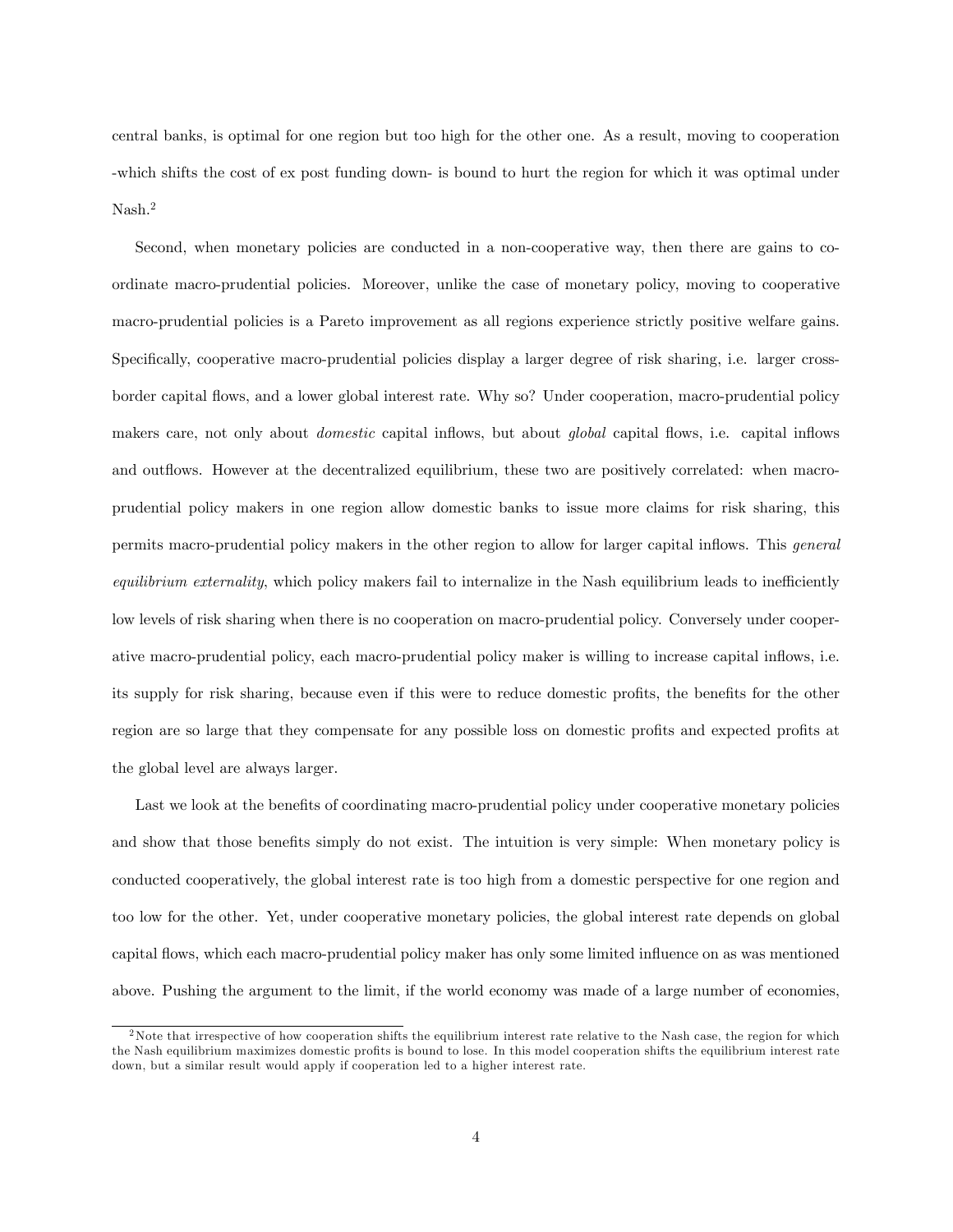central banks, is optimal for one region but too high for the other one. As a result, moving to cooperation -which shifts the cost of ex post funding down- is bound to hurt the region for which it was optimal under Nash.[2]

Second, when monetary policies are conducted in a non-cooperative way, then there are gains to coordinate macro-prudential policies. Moreover, unlike the case of monetary policy, moving to cooperative macro-prudential policies is a Pareto improvement as all regions experience strictly positive welfare gains. Specifically, cooperative macro-prudential policies display a larger degree of risk sharing, i.e. larger cross-border capital flows, and a lower global interest rate. Why so? Under cooperation, macro-prudential policy makers care, not only about *domestic* capital inflows, but about *global* capital flows, i.e. capital inflows and outflows. However at the decentralized equilibrium, these two are positively correlated: when macro-prudential policy makers in one region allow domestic banks to issue more claims for risk sharing, this permits macro-prudential policy makers in the other region to allow for larger capital inflows. This *general equilibrium externality*, which policy makers fail to internalize in the Nash equilibrium leads to inefficiently low levels of risk sharing when there is no cooperation on macro-prudential policy. Conversely under cooperative macro-prudential policy, each macro-prudential policy maker is willing to increase capital inflows, i.e. its supply for risk sharing, because even if this were to reduce domestic profits, the benefits for the other region are so large that they compensate for any possible loss on domestic profits and expected profits at the global level are always larger.

Last we look at the benefits of coordinating macro-prudential policy under cooperative monetary policies and show that those benefits simply do not exist. The intuition is very simple: When monetary policy is conducted cooperatively, the global interest rate is too high from a domestic perspective for one region and too low for the other. Yet, under cooperative monetary policies, the global interest rate depends on global capital flows, which each macro-prudential policy maker has only some limited influence on as was mentioned above. Pushing the argument to the limit, if the world economy was made of a large number of economies,

---

[2] Note that irrespective of how cooperation shifts the equilibrium interest rate relative to the Nash case, the region for which the Nash equilibrium maximizes domestic profits is bound to lose. In this model cooperation shifts the equilibrium interest rate down, but a similar result would apply if cooperation led to a higher interest rate.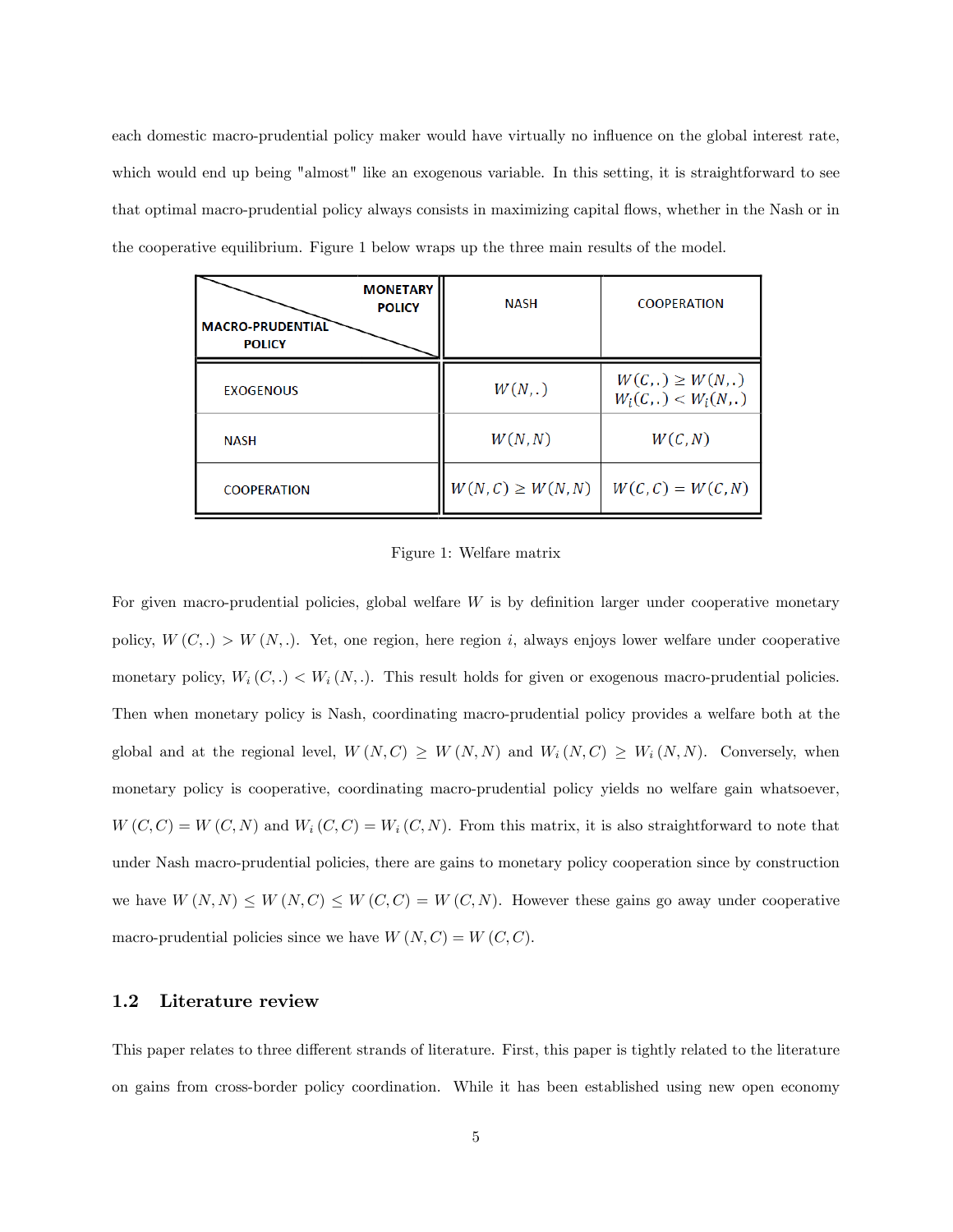each domestic macro-prudential policy maker would have virtually no influence on the global interest rate, which would end up being "almost" like an exogenous variable. In this setting, it is straightforward to see that optimal macro-prudential policy always consists in maximizing capital flows, whether in the Nash or in the cooperative equilibrium. Figure 1 below wraps up the three main results of the model.

| MACRO-PRUDENTIAL POLICY \ MONETARY POLICY | NASH | COOPERATION |
|---|---|---|
| EXOGENOUS | $W(N,.)$ | $W(C,.) \geq W(N,.)$ <br> $W_i(C,.) < W_i(N,.)$ |
| NASH | $W(N,N)$ | $W(C,N)$ |
| COOPERATION | $W(N,C) \geq W(N,N)$ | $W(C,C) = W(C,N)$ |

Figure 1: Welfare matrix

For given macro-prudential policies, global welfare $W$ is by definition larger under cooperative monetary policy, $W(C,.) > W(N,.)$. Yet, one region, here region $i$, always enjoys lower welfare under cooperative monetary policy, $W_i(C,.) < W_i(N,.)$. This result holds for given or exogenous macro-prudential policies. Then when monetary policy is Nash, coordinating macro-prudential policy provides a welfare both at the global and at the regional level, $W(N,C) \geq W(N,N)$ and $W_i(N,C) \geq W_i(N,N)$. Conversely, when monetary policy is cooperative, coordinating macro-prudential policy yields no welfare gain whatsoever, $W(C,C) = W(C,N)$ and $W_i(C,C) = W_i(C,N)$. From this matrix, it is also straightforward to note that under Nash macro-prudential policies, there are gains to monetary policy cooperation since by construction we have $W(N,N) \leq W(N,C) \leq W(C,C) = W(C,N)$. However these gains go away under cooperative macro-prudential policies since we have $W(N,C) = W(C,C)$.

### 1.2 Literature review

This paper relates to three different strands of literature. First, this paper is tightly related to the literature on gains from cross-border policy coordination. While it has been established using new open economy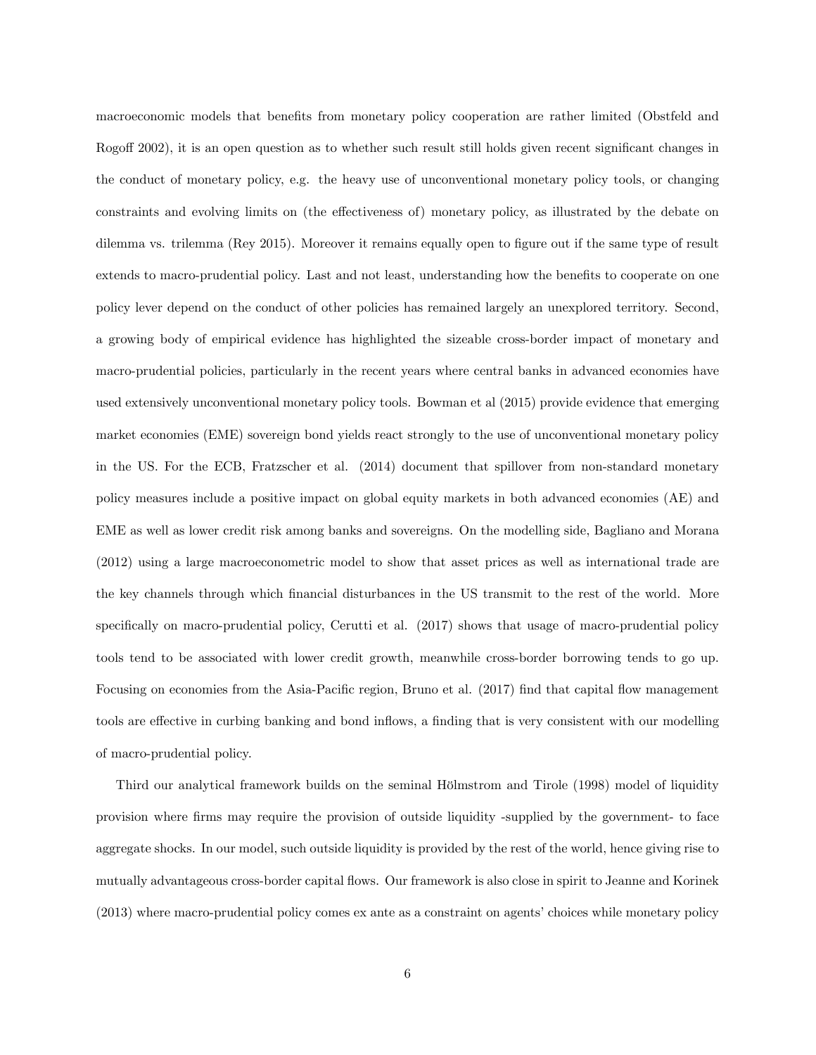macroeconomic models that benefits from monetary policy cooperation are rather limited (Obstfeld and Rogoff 2002), it is an open question as to whether such result still holds given recent significant changes in the conduct of monetary policy, e.g. the heavy use of unconventional monetary policy tools, or changing constraints and evolving limits on (the effectiveness of) monetary policy, as illustrated by the debate on dilemma vs. trilemma (Rey 2015). Moreover it remains equally open to figure out if the same type of result extends to macro-prudential policy. Last and not least, understanding how the benefits to cooperate on one policy lever depend on the conduct of other policies has remained largely an unexplored territory. Second, a growing body of empirical evidence has highlighted the sizeable cross-border impact of monetary and macro-prudential policies, particularly in the recent years where central banks in advanced economies have used extensively unconventional monetary policy tools. Bowman et al (2015) provide evidence that emerging market economies (EME) sovereign bond yields react strongly to the use of unconventional monetary policy in the US. For the ECB, Fratzscher et al. (2014) document that spillover from non-standard monetary policy measures include a positive impact on global equity markets in both advanced economies (AE) and EME as well as lower credit risk among banks and sovereigns. On the modelling side, Bagliano and Morana (2012) using a large macroeconometric model to show that asset prices as well as international trade are the key channels through which financial disturbances in the US transmit to the rest of the world. More specifically on macro-prudential policy, Cerutti et al. (2017) shows that usage of macro-prudential policy tools tend to be associated with lower credit growth, meanwhile cross-border borrowing tends to go up. Focusing on economies from the Asia-Pacific region, Bruno et al. (2017) find that capital flow management tools are effective in curbing banking and bond inflows, a finding that is very consistent with our modelling of macro-prudential policy.

Third our analytical framework builds on the seminal Hölmstrom and Tirole (1998) model of liquidity provision where firms may require the provision of outside liquidity -supplied by the government- to face aggregate shocks. In our model, such outside liquidity is provided by the rest of the world, hence giving rise to mutually advantageous cross-border capital flows. Our framework is also close in spirit to Jeanne and Korinek (2013) where macro-prudential policy comes ex ante as a constraint on agents' choices while monetary policy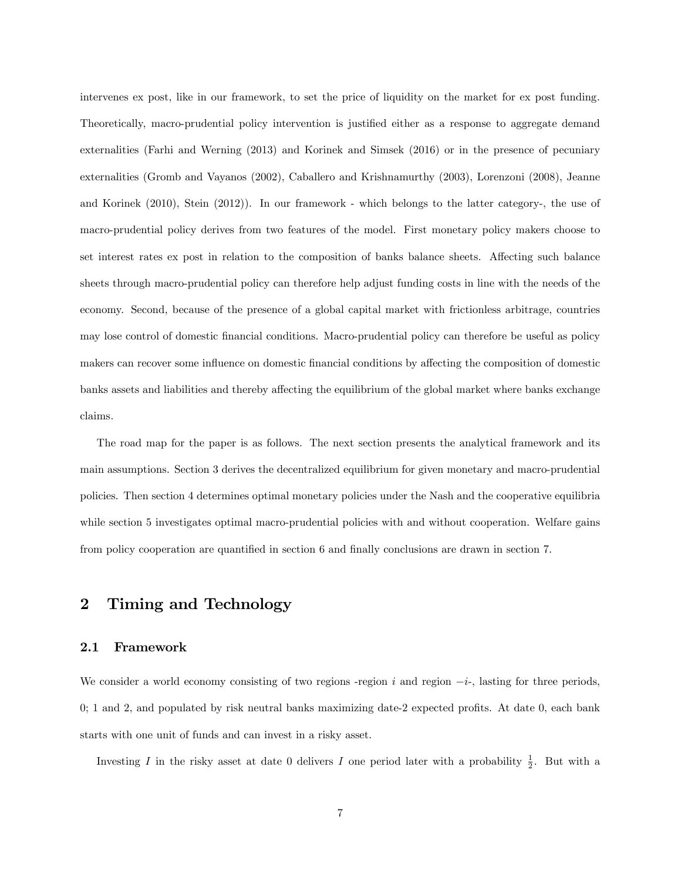intervenes ex post, like in our framework, to set the price of liquidity on the market for ex post funding. Theoretically, macro-prudential policy intervention is justified either as a response to aggregate demand externalities (Farhi and Werning (2013) and Korinek and Simsek (2016) or in the presence of pecuniary externalities (Gromb and Vayanos (2002), Caballero and Krishnamurthy (2003), Lorenzoni (2008), Jeanne and Korinek (2010), Stein (2012)). In our framework - which belongs to the latter category-, the use of macro-prudential policy derives from two features of the model. First monetary policy makers choose to set interest rates ex post in relation to the composition of banks balance sheets. Affecting such balance sheets through macro-prudential policy can therefore help adjust funding costs in line with the needs of the economy. Second, because of the presence of a global capital market with frictionless arbitrage, countries may lose control of domestic financial conditions. Macro-prudential policy can therefore be useful as policy makers can recover some influence on domestic financial conditions by affecting the composition of domestic banks assets and liabilities and thereby affecting the equilibrium of the global market where banks exchange claims.

The road map for the paper is as follows. The next section presents the analytical framework and its main assumptions. Section 3 derives the decentralized equilibrium for given monetary and macro-prudential policies. Then section 4 determines optimal monetary policies under the Nash and the cooperative equilibria while section 5 investigates optimal macro-prudential policies with and without cooperation. Welfare gains from policy cooperation are quantified in section 6 and finally conclusions are drawn in section 7.

## 2 Timing and Technology

### 2.1 Framework

We consider a world economy consisting of two regions -region $i$ and region $-i$-, lasting for three periods, 0; 1 and 2, and populated by risk neutral banks maximizing date-2 expected profits. At date 0, each bank starts with one unit of funds and can invest in a risky asset.

Investing $I$ in the risky asset at date 0 delivers $I$ one period later with a probability $\frac{1}{2}$. But with a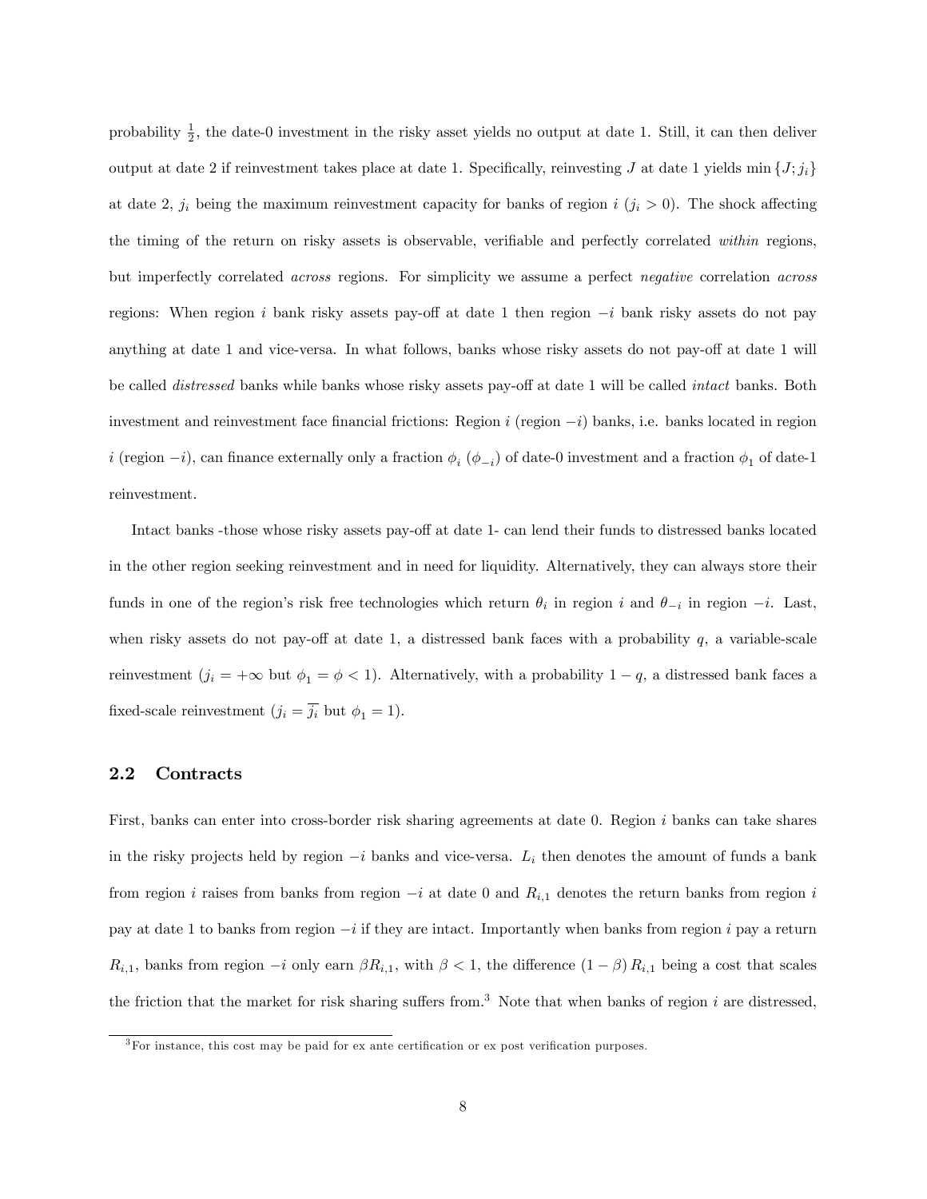probability $\frac{1}{2}$, the date-0 investment in the risky asset yields no output at date 1. Still, it can then deliver output at date 2 if reinvestment takes place at date 1. Specifically, reinvesting $J$ at date 1 yields $\min\{J; j_i\}$ at date 2, $j_i$ being the maximum reinvestment capacity for banks of region $i$ ($j_i > 0$). The shock affecting the timing of the return on risky assets is observable, verifiable and perfectly correlated *within* regions, but imperfectly correlated *across* regions. For simplicity we assume a perfect *negative* correlation *across* regions: When region $i$ bank risky assets pay-off at date 1 then region $-i$ bank risky assets do not pay anything at date 1 and vice-versa. In what follows, banks whose risky assets do not pay-off at date 1 will be called *distressed* banks while banks whose risky assets pay-off at date 1 will be called *intact* banks. Both investment and reinvestment face financial frictions: Region $i$ (region $-i$) banks, i.e. banks located in region $i$ (region $-i$), can finance externally only a fraction $\phi_i$ ($\phi_{-i}$) of date-0 investment and a fraction $\phi_1$ of date-1 reinvestment.

Intact banks -those whose risky assets pay-off at date 1- can lend their funds to distressed banks located in the other region seeking reinvestment and in need for liquidity. Alternatively, they can always store their funds in one of the region's risk free technologies which return $\theta_i$ in region $i$ and $\theta_{-i}$ in region $-i$. Last, when risky assets do not pay-off at date 1, a distressed bank faces with a probability $q$, a variable-scale reinvestment ($j_i = +\infty$ but $\phi_1 = \phi < 1$). Alternatively, with a probability $1-q$, a distressed bank faces a fixed-scale reinvestment ($j_i = \overline{j_i}$ but $\phi_1 = 1$).

## 2.2 Contracts

First, banks can enter into cross-border risk sharing agreements at date 0. Region $i$ banks can take shares in the risky projects held by region $-i$ banks and vice-versa. $L_i$ then denotes the amount of funds a bank from region $i$ raises from banks from region $-i$ at date 0 and $R_{i,1}$ denotes the return banks from region $i$ pay at date 1 to banks from region $-i$ if they are intact. Importantly when banks from region $i$ pay a return $R_{i,1}$, banks from region $-i$ only earn $\beta R_{i,1}$, with $\beta < 1$, the difference $(1-\beta) R_{i,1}$ being a cost that scales the friction that the market for risk sharing suffers from.[3] Note that when banks of region $i$ are distressed,

[3] For instance, this cost may be paid for ex ante certification or ex post verification purposes.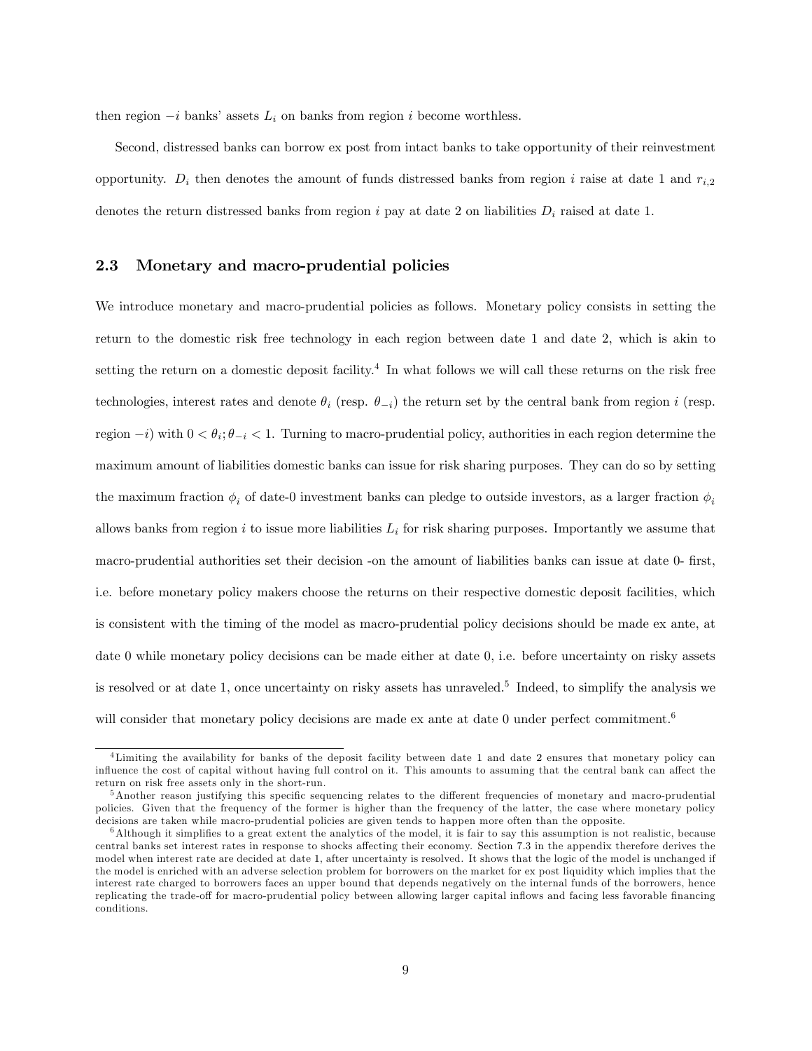then region $-i$ banks' assets $L_i$ on banks from region $i$ become worthless.

Second, distressed banks can borrow ex post from intact banks to take opportunity of their reinvestment opportunity. $D_i$ then denotes the amount of funds distressed banks from region $i$ raise at date 1 and $r_{i,2}$ denotes the return distressed banks from region $i$ pay at date 2 on liabilities $D_i$ raised at date 1.

### 2.3 Monetary and macro-prudential policies

We introduce monetary and macro-prudential policies as follows. Monetary policy consists in setting the return to the domestic risk free technology in each region between date 1 and date 2, which is akin to setting the return on a domestic deposit facility.[4] In what follows we will call these returns on the risk free technologies, interest rates and denote $\theta_i$ (resp. $\theta_{-i}$) the return set by the central bank from region $i$ (resp. region $-i$) with $0 < \theta_i; \theta_{-i} < 1$. Turning to macro-prudential policy, authorities in each region determine the maximum amount of liabilities domestic banks can issue for risk sharing purposes. They can do so by setting the maximum fraction $\phi_i$ of date-0 investment banks can pledge to outside investors, as a larger fraction $\phi_i$ allows banks from region $i$ to issue more liabilities $L_i$ for risk sharing purposes. Importantly we assume that macro-prudential authorities set their decision -on the amount of liabilities banks can issue at date 0- first, i.e. before monetary policy makers choose the returns on their respective domestic deposit facilities, which is consistent with the timing of the model as macro-prudential policy decisions should be made ex ante, at date 0 while monetary policy decisions can be made either at date 0, i.e. before uncertainty on risky assets is resolved or at date 1, once uncertainty on risky assets has unraveled.[5] Indeed, to simplify the analysis we will consider that monetary policy decisions are made ex ante at date 0 under perfect commitment.[6]

---

[4] Limiting the availability for banks of the deposit facility between date 1 and date 2 ensures that monetary policy can influence the cost of capital without having full control on it. This amounts to assuming that the central bank can affect the return on risk free assets only in the short-run.

[5] Another reason justifying this specific sequencing relates to the different frequencies of monetary and macro-prudential policies. Given that the frequency of the former is higher than the frequency of the latter, the case where monetary policy decisions are taken while macro-prudential policies are given tends to happen more often than the opposite.

[6] Although it simplifies to a great extent the analytics of the model, it is fair to say this assumption is not realistic, because central banks set interest rates in response to shocks affecting their economy. Section 7.3 in the appendix therefore derives the model when interest rate are decided at date 1, after uncertainty is resolved. It shows that the logic of the model is unchanged if the model is enriched with an adverse selection problem for borrowers on the market for ex post liquidity which implies that the interest rate charged to borrowers faces an upper bound that depends negatively on the internal funds of the borrowers, hence replicating the trade-off for macro-prudential policy between allowing larger capital inflows and facing less favorable financing conditions.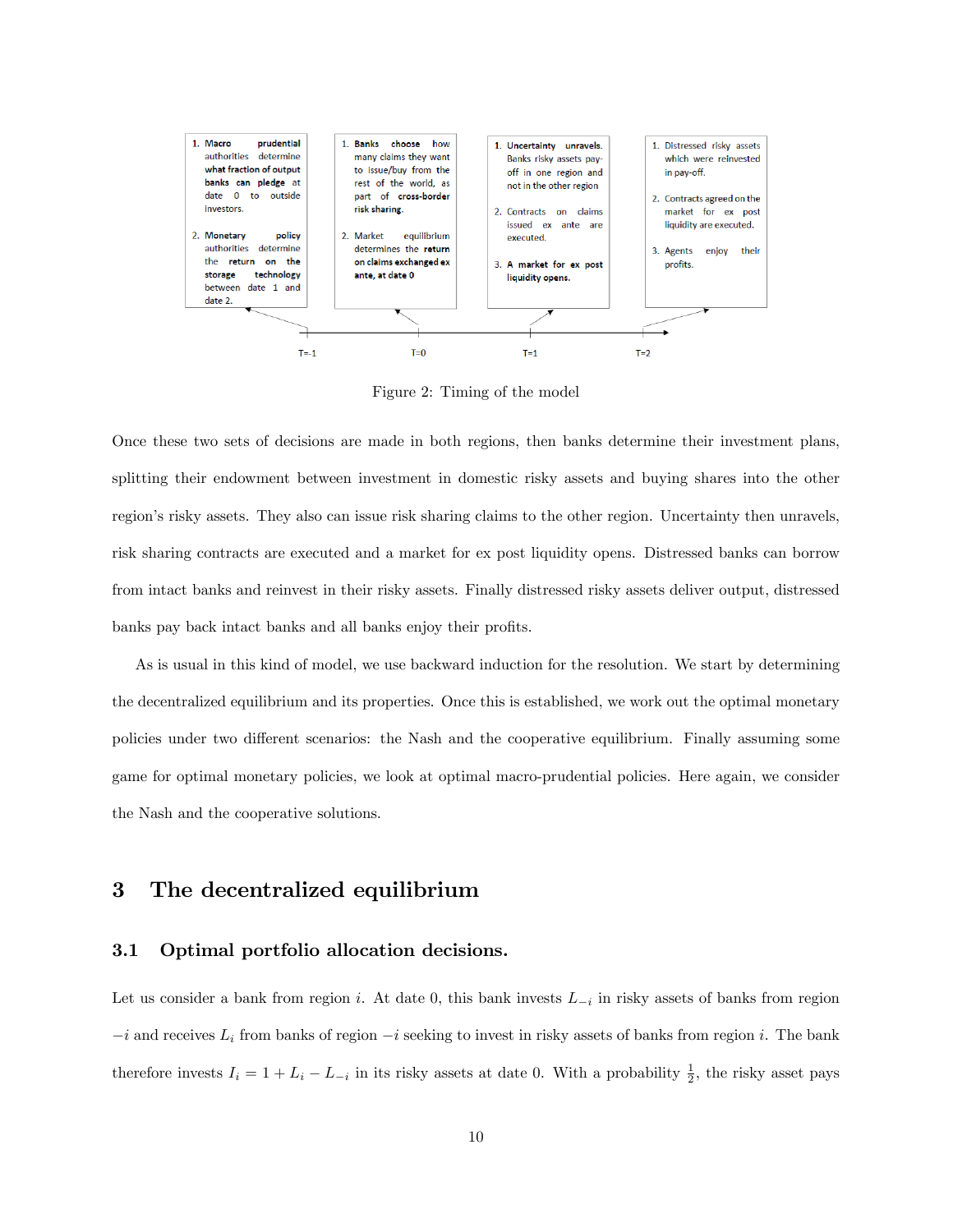| T=-1 | T=0 | T=1 | T=2 |
| --- | --- | --- | --- |
| 1. **Macro prudential** authorities determine **what fraction of output banks can pledge** at date 0 to outside investors.<br>2. **Monetary policy** authorities determine the **return on the storage technology** between date 1 and date 2. | 1. **Banks choose** how many claims they want to issue/buy from the rest of the world, as part of **cross-border risk sharing.**<br>2. Market equilibrium determines the **return on claims exchanged ex ante, at date 0** | 1. **Uncertainty unravels.** Banks risky assets pay-off in one region and not in the other region<br>2. Contracts on claims issued ex ante are executed.<br>3. **A market for ex post liquidity opens.** | 1. Distressed risky assets which were reinvested in pay-off.<br>2. Contracts agreed on the market for ex post liquidity are executed.<br>3. Agents enjoy their profits. |

Figure 2: Timing of the model

Once these two sets of decisions are made in both regions, then banks determine their investment plans, splitting their endowment between investment in domestic risky assets and buying shares into the other region's risky assets. They also can issue risk sharing claims to the other region. Uncertainty then unravels, risk sharing contracts are executed and a market for ex post liquidity opens. Distressed banks can borrow from intact banks and reinvest in their risky assets. Finally distressed risky assets deliver output, distressed banks pay back intact banks and all banks enjoy their profits.

As is usual in this kind of model, we use backward induction for the resolution. We start by determining the decentralized equilibrium and its properties. Once this is established, we work out the optimal monetary policies under two different scenarios: the Nash and the cooperative equilibrium. Finally assuming some game for optimal monetary policies, we look at optimal macro-prudential policies. Here again, we consider the Nash and the cooperative solutions.

# 3 The decentralized equilibrium

## 3.1 Optimal portfolio allocation decisions.

Let us consider a bank from region $i$. At date 0, this bank invests $L_{-i}$ in risky assets of banks from region $-i$ and receives $L_i$ from banks of region $-i$ seeking to invest in risky assets of banks from region $i$. The bank therefore invests $I_i = 1 + L_i - L_{-i}$ in its risky assets at date 0. With a probability $\frac{1}{2}$, the risky asset pays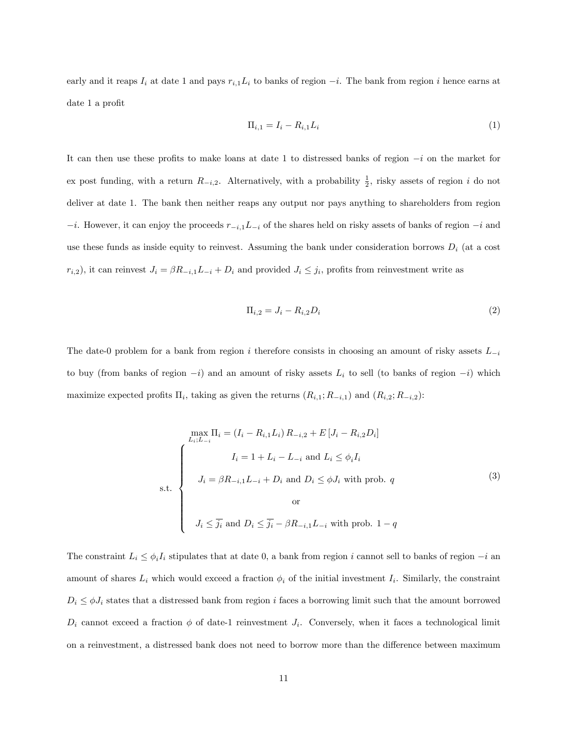early and it reaps $I_i$ at date 1 and pays $r_{i,1}L_i$ to banks of region $-i$. The bank from region $i$ hence earns at date 1 a profit

$$\Pi_{i,1} = I_i - R_{i,1}L_i \tag{1}$$

It can then use these profits to make loans at date 1 to distressed banks of region $-i$ on the market for ex post funding, with a return $R_{-i,2}$. Alternatively, with a probability $\frac{1}{2}$, risky assets of region $i$ do not deliver at date 1. The bank then neither reaps any output nor pays anything to shareholders from region $-i$. However, it can enjoy the proceeds $r_{-i,1}L_{-i}$ of the shares held on risky assets of banks of region $-i$ and use these funds as inside equity to reinvest. Assuming the bank under consideration borrows $D_i$ (at a cost $r_{i,2}$), it can reinvest $J_i = \beta R_{-i,1}L_{-i} + D_i$ and provided $J_i \leq j_i$, profits from reinvestment write as

$$\Pi_{i,2} = J_i - R_{i,2}D_i \tag{2}$$

The date-0 problem for a bank from region $i$ therefore consists in choosing an amount of risky assets $L_{-i}$ to buy (from banks of region $-i$) and an amount of risky assets $L_i$ to sell (to banks of region $-i$) which maximize expected profits $\Pi_i$, taking as given the returns $(R_{i,1}; R_{-i,1})$ and $(R_{i,2}; R_{-i,2})$:

$$\max_{L_i; L_{-i}} \Pi_i = (I_i - R_{i,1}L_i)\, R_{-i,2} + E\left[J_i - R_{i,2}D_i\right]$$

$$\text{s.t.} \begin{cases} I_i = 1 + L_i - L_{-i} \text{ and } L_i \leq \phi_i I_i \\[2mm] J_i = \beta R_{-i,1}L_{-i} + D_i \text{ and } D_i \leq \phi J_i \text{ with prob. } q \\[2mm] \text{or} \\[2mm] J_i \leq \overline{j_i} \text{ and } D_i \leq \overline{j_i} - \beta R_{-i,1}L_{-i} \text{ with prob. } 1-q \end{cases} \tag{3}$$

The constraint $L_i \leq \phi_i I_i$ stipulates that at date 0, a bank from region $i$ cannot sell to banks of region $-i$ an amount of shares $L_i$ which would exceed a fraction $\phi_i$ of the initial investment $I_i$. Similarly, the constraint $D_i \leq \phi J_i$ states that a distressed bank from region $i$ faces a borrowing limit such that the amount borrowed $D_i$ cannot exceed a fraction $\phi$ of date-1 reinvestment $J_i$. Conversely, when it faces a technological limit on a reinvestment, a distressed bank does not need to borrow more than the difference between maximum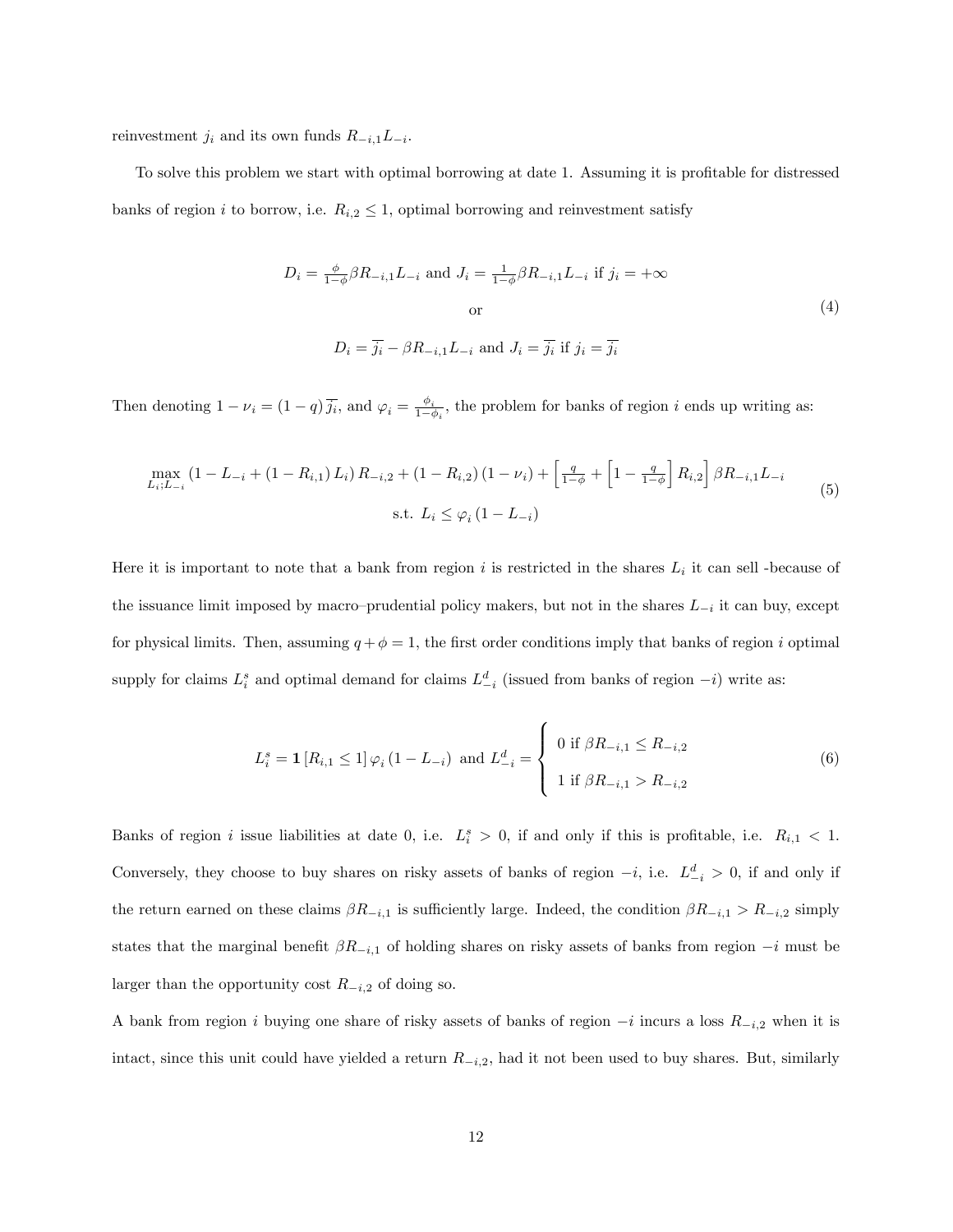reinvestment $j_i$ and its own funds $R_{-i,1}L_{-i}$.

To solve this problem we start with optimal borrowing at date 1. Assuming it is profitable for distressed banks of region $i$ to borrow, i.e. $R_{i,2} \leq 1$, optimal borrowing and reinvestment satisfy

$$
\begin{gathered}
D_i = \tfrac{\phi}{1-\phi}\beta R_{-i,1}L_{-i} \text{ and } J_i = \tfrac{1}{1-\phi}\beta R_{-i,1}L_{-i} \text{ if } j_i = +\infty \\
\text{or} \\
D_i = \overline{j_i} - \beta R_{-i,1}L_{-i} \text{ and } J_i = \overline{j_i} \text{ if } j_i = \overline{j_i}
\end{gathered}
\tag{4}
$$

Then denoting $1-\nu_i = (1-q)\,\overline{j_i}$, and $\varphi_i = \frac{\phi_i}{1-\phi_i}$, the problem for banks of region $i$ ends up writing as:

$$
\begin{gathered}
\max_{L_i;L_{-i}} \left(1 - L_{-i} + (1-R_{i,1})\,L_i\right)R_{-i,2} + (1-R_{i,2})\,(1-\nu_i) + \left[\tfrac{q}{1-\phi} + \left[1 - \tfrac{q}{1-\phi}\right]R_{i,2}\right]\beta R_{-i,1}L_{-i} \\
\text{s.t. } L_i \leq \varphi_i\,(1-L_{-i})
\end{gathered}
\tag{5}
$$

Here it is important to note that a bank from region $i$ is restricted in the shares $L_i$ it can sell -because of the issuance limit imposed by macro–prudential policy makers, but not in the shares $L_{-i}$ it can buy, except for physical limits. Then, assuming $q+\phi=1$, the first order conditions imply that banks of region $i$ optimal supply for claims $L_i^s$ and optimal demand for claims $L_{-i}^d$ (issued from banks of region $-i$) write as:

$$
L_i^s = \mathbf{1}\left[R_{i,1} \leq 1\right]\varphi_i\,(1-L_{-i}) \text{ and } L_{-i}^d = \begin{cases} 0 \text{ if } \beta R_{-i,1} \leq R_{-i,2} \\ 1 \text{ if } \beta R_{-i,1} > R_{-i,2} \end{cases}
\tag{6}
$$

Banks of region $i$ issue liabilities at date 0, i.e. $L_i^s > 0$, if and only if this is profitable, i.e. $R_{i,1} < 1$. Conversely, they choose to buy shares on risky assets of banks of region $-i$, i.e. $L_{-i}^d > 0$, if and only if the return earned on these claims $\beta R_{-i,1}$ is sufficiently large. Indeed, the condition $\beta R_{-i,1} > R_{-i,2}$ simply states that the marginal benefit $\beta R_{-i,1}$ of holding shares on risky assets of banks from region $-i$ must be larger than the opportunity cost $R_{-i,2}$ of doing so.

A bank from region $i$ buying one share of risky assets of banks of region $-i$ incurs a loss $R_{-i,2}$ when it is intact, since this unit could have yielded a return $R_{-i,2}$, had it not been used to buy shares. But, similarly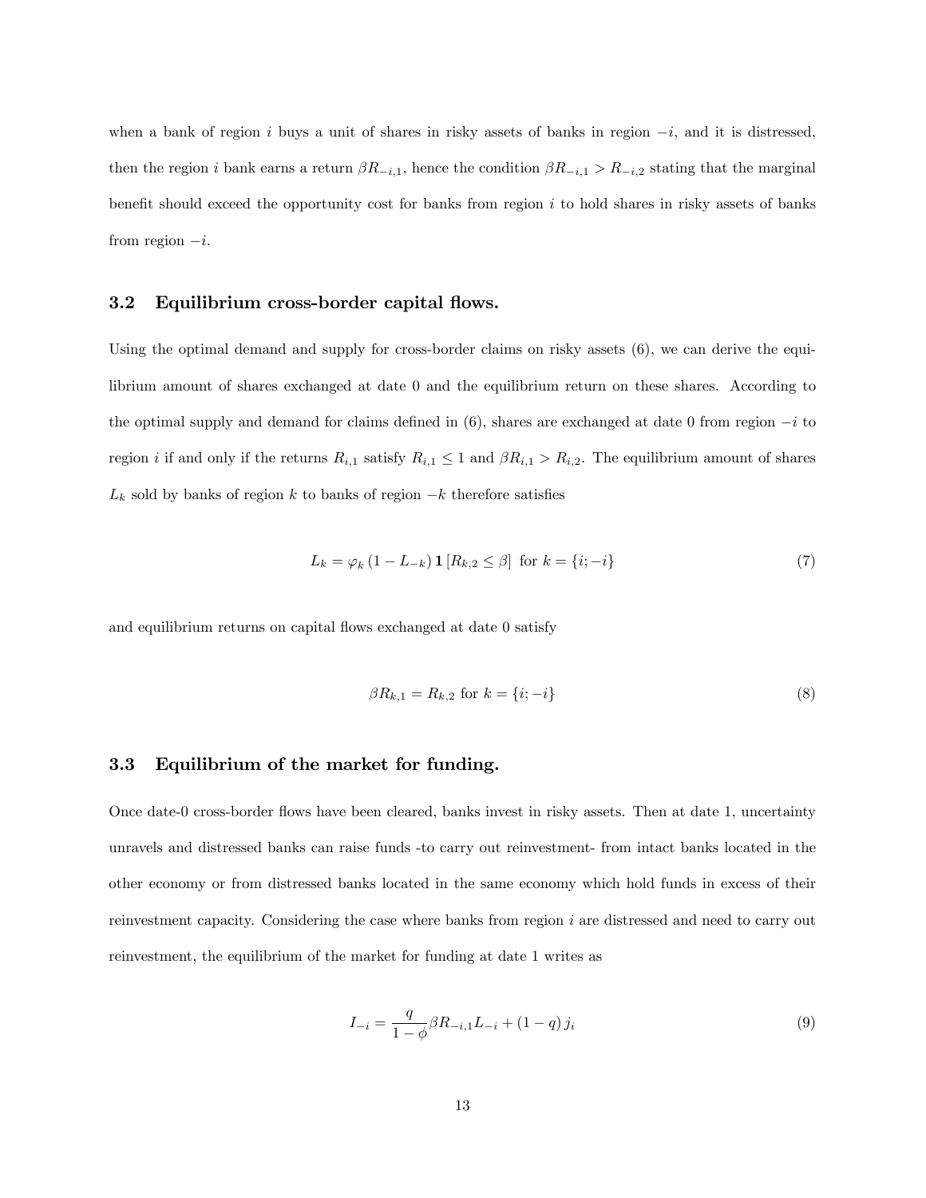when a bank of region $i$ buys a unit of shares in risky assets of banks in region $-i$, and it is distressed, then the region $i$ bank earns a return $\beta R_{-i,1}$, hence the condition $\beta R_{-i,1} > R_{-i,2}$ stating that the marginal benefit should exceed the opportunity cost for banks from region $i$ to hold shares in risky assets of banks from region $-i$.

### 3.2 Equilibrium cross-border capital flows.

Using the optimal demand and supply for cross-border claims on risky assets (6), we can derive the equilibrium amount of shares exchanged at date 0 and the equilibrium return on these shares. According to the optimal supply and demand for claims defined in (6), shares are exchanged at date 0 from region $-i$ to region $i$ if and only if the returns $R_{i,1}$ satisfy $R_{i,1} \leq 1$ and $\beta R_{i,1} > R_{i,2}$. The equilibrium amount of shares $L_k$ sold by banks of region $k$ to banks of region $-k$ therefore satisfies

$$L_k = \varphi_k (1 - L_{-k}) \mathbf{1} [R_{k,2} \leq \beta] \text{ for } k = \{i; -i\} \tag{7}$$

and equilibrium returns on capital flows exchanged at date 0 satisfy

$$\beta R_{k,1} = R_{k,2} \text{ for } k = \{i; -i\} \tag{8}$$

### 3.3 Equilibrium of the market for funding.

Once date-0 cross-border flows have been cleared, banks invest in risky assets. Then at date 1, uncertainty unravels and distressed banks can raise funds -to carry out reinvestment- from intact banks located in the other economy or from distressed banks located in the same economy which hold funds in excess of their reinvestment capacity. Considering the case where banks from region $i$ are distressed and need to carry out reinvestment, the equilibrium of the market for funding at date 1 writes as

$$I_{-i} = \frac{q}{1-\phi} \beta R_{-i,1} L_{-i} + (1-q) j_i \tag{9}$$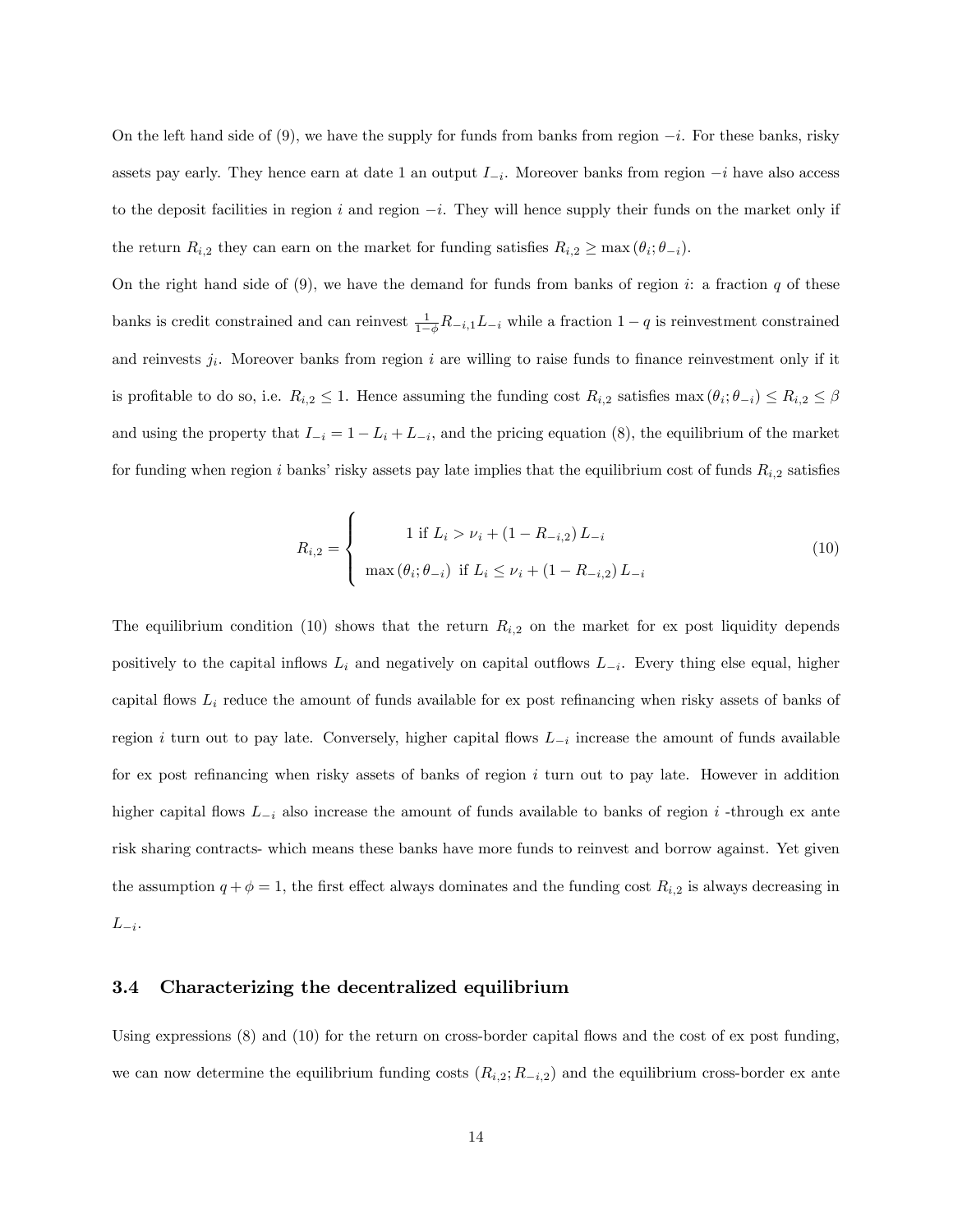On the left hand side of (9), we have the supply for funds from banks from region $-i$. For these banks, risky assets pay early. They hence earn at date 1 an output $I_{-i}$. Moreover banks from region $-i$ have also access to the deposit facilities in region $i$ and region $-i$. They will hence supply their funds on the market only if the return $R_{i,2}$ they can earn on the market for funding satisfies $R_{i,2} \geq \max(\theta_i; \theta_{-i})$.

On the right hand side of (9), we have the demand for funds from banks of region $i$: a fraction $q$ of these banks is credit constrained and can reinvest $\frac{1}{1-\phi} R_{-i,1} L_{-i}$ while a fraction $1-q$ is reinvestment constrained and reinvests $j_i$. Moreover banks from region $i$ are willing to raise funds to finance reinvestment only if it is profitable to do so, i.e. $R_{i,2} \leq 1$. Hence assuming the funding cost $R_{i,2}$ satisfies $\max(\theta_i; \theta_{-i}) \leq R_{i,2} \leq \beta$ and using the property that $I_{-i} = 1 - L_i + L_{-i}$, and the pricing equation (8), the equilibrium of the market for funding when region $i$ banks' risky assets pay late implies that the equilibrium cost of funds $R_{i,2}$ satisfies

$$R_{i,2} = \begin{cases} 1 \text{ if } L_i > \nu_i + (1 - R_{-i,2}) L_{-i} \\ \max(\theta_i; \theta_{-i}) \text{ if } L_i \leq \nu_i + (1 - R_{-i,2}) L_{-i} \end{cases} \tag{10}$$

The equilibrium condition (10) shows that the return $R_{i,2}$ on the market for ex post liquidity depends positively to the capital inflows $L_i$ and negatively on capital outflows $L_{-i}$. Every thing else equal, higher capital flows $L_i$ reduce the amount of funds available for ex post refinancing when risky assets of banks of region $i$ turn out to pay late. Conversely, higher capital flows $L_{-i}$ increase the amount of funds available for ex post refinancing when risky assets of banks of region $i$ turn out to pay late. However in addition higher capital flows $L_{-i}$ also increase the amount of funds available to banks of region $i$ -through ex ante risk sharing contracts- which means these banks have more funds to reinvest and borrow against. Yet given the assumption $q + \phi = 1$, the first effect always dominates and the funding cost $R_{i,2}$ is always decreasing in $L_{-i}$.

### 3.4 Characterizing the decentralized equilibrium

Using expressions (8) and (10) for the return on cross-border capital flows and the cost of ex post funding, we can now determine the equilibrium funding costs $(R_{i,2}; R_{-i,2})$ and the equilibrium cross-border ex ante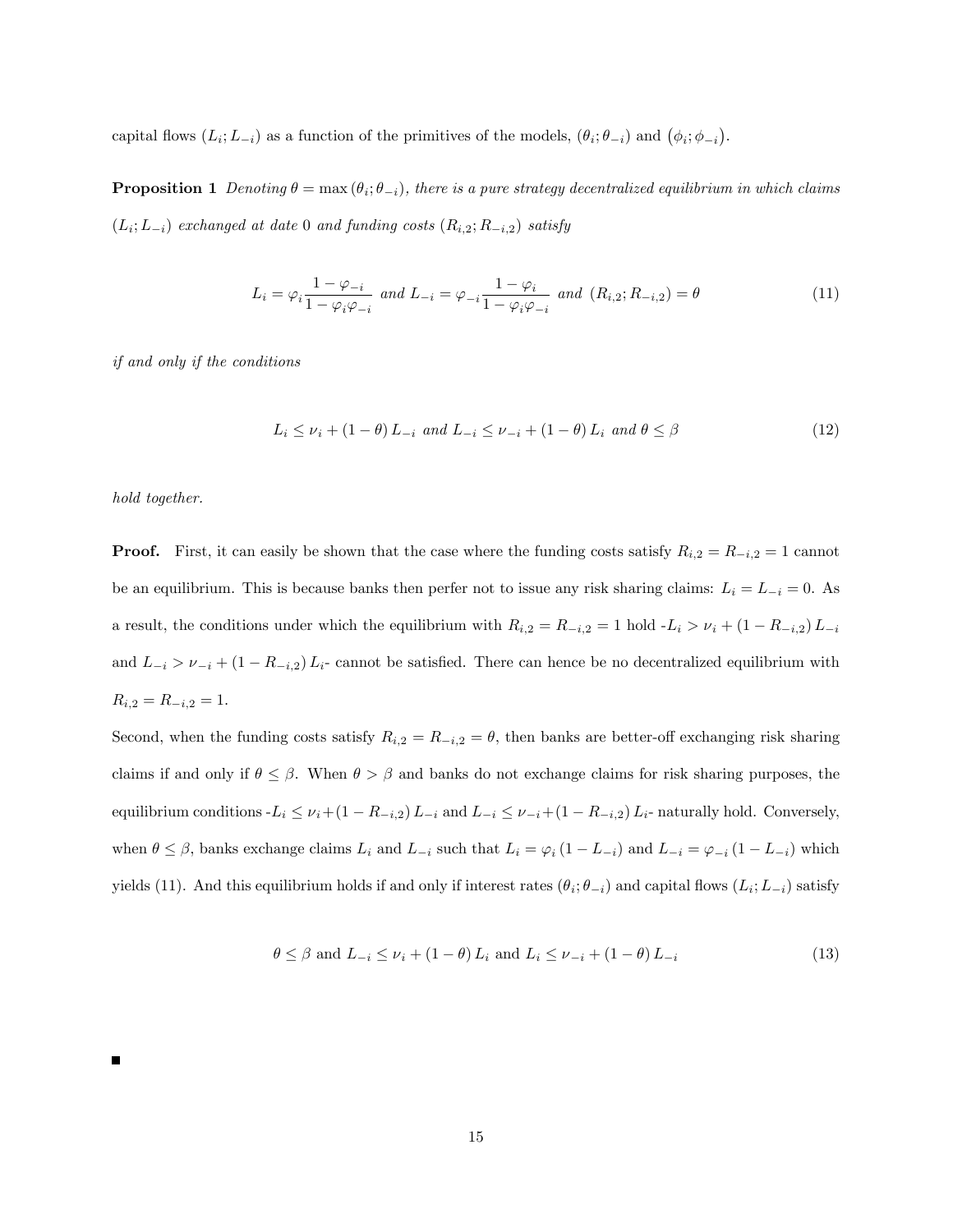capital flows $(L_i; L_{-i})$ as a function of the primitives of the models, $(\theta_i; \theta_{-i})$ and $(\phi_i; \phi_{-i})$.

**Proposition 1** *Denoting $\theta = \max(\theta_i; \theta_{-i})$, there is a pure strategy decentralized equilibrium in which claims $(L_i; L_{-i})$ exchanged at date 0 and funding costs $(R_{i,2}; R_{-i,2})$ satisfy*

$$L_i = \varphi_i \frac{1-\varphi_{-i}}{1-\varphi_i \varphi_{-i}} \text{ and } L_{-i} = \varphi_{-i} \frac{1-\varphi_i}{1-\varphi_i \varphi_{-i}} \text{ and } (R_{i,2}; R_{-i,2}) = \theta \tag{11}$$

*if and only if the conditions*

$$L_i \leq \nu_i + (1-\theta) L_{-i} \text{ and } L_{-i} \leq \nu_{-i} + (1-\theta) L_i \text{ and } \theta \leq \beta \tag{12}$$

*hold together.*

**Proof.** First, it can easily be shown that the case where the funding costs satisfy $R_{i,2} = R_{-i,2} = 1$ cannot be an equilibrium. This is because banks then perfer not to issue any risk sharing claims: $L_i = L_{-i} = 0$. As a result, the conditions under which the equilibrium with $R_{i,2} = R_{-i,2} = 1$ hold -$L_i > \nu_i + (1 - R_{i,2}) L_{-i}$ and $L_{-i} > \nu_{-i} + (1 - R_{-i,2}) L_i$- cannot be satisfied. There can hence be no decentralized equilibrium with $R_{i,2} = R_{-i,2} = 1$.

Second, when the funding costs satisfy $R_{i,2} = R_{-i,2} = \theta$, then banks are better-off exchanging risk sharing claims if and only if $\theta \leq \beta$. When $\theta > \beta$ and banks do not exchange claims for risk sharing purposes, the equilibrium conditions -$L_i \leq \nu_i + (1 - R_{i,2}) L_{-i}$ and $L_{-i} \leq \nu_{-i} + (1 - R_{i,2}) L_i$- naturally hold. Conversely, when $\theta \leq \beta$, banks exchange claims $L_i$ and $L_{-i}$ such that $L_i = \varphi_i (1 - L_{-i})$ and $L_{-i} = \varphi_{-i} (1 - L_{-i})$ which yields (11). And this equilibrium holds if and only if interest rates $(\theta_i; \theta_{-i})$ and capital flows $(L_i; L_{-i})$ satisfy

$$\theta \leq \beta \text{ and } L_{-i} \leq \nu_i + (1-\theta) L_i \text{ and } L_i \leq \nu_{-i} + (1-\theta) L_{-i} \tag{13}$$

■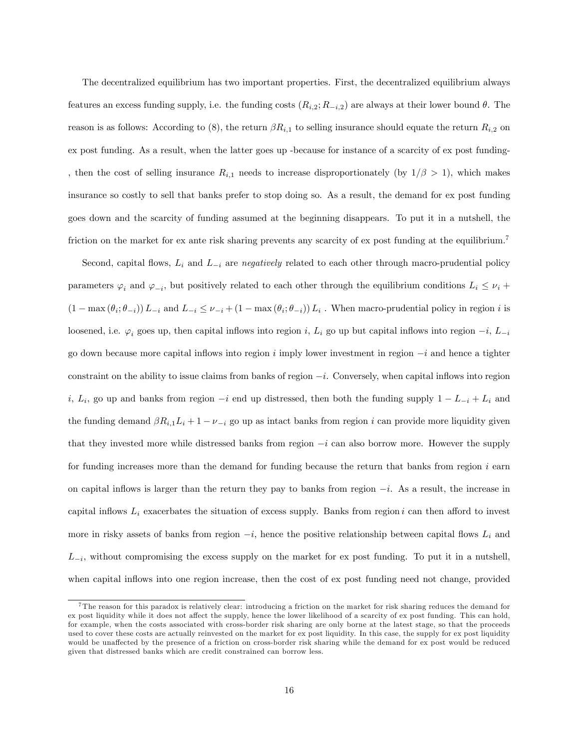The decentralized equilibrium has two important properties. First, the decentralized equilibrium always features an excess funding supply, i.e. the funding costs $(R_{i,2}; R_{-i,2})$ are always at their lower bound $\theta$. The reason is as follows: According to (8), the return $\beta R_{i,1}$ to selling insurance should equate the return $R_{i,2}$ on ex post funding. As a result, when the latter goes up -because for instance of a scarcity of ex post funding-, then the cost of selling insurance $R_{i,1}$ needs to increase disproportionately (by $1/\beta > 1$), which makes insurance so costly to sell that banks prefer to stop doing so. As a result, the demand for ex post funding goes down and the scarcity of funding assumed at the beginning disappears. To put it in a nutshell, the friction on the market for ex ante risk sharing prevents any scarcity of ex post funding at the equilibrium.[7]

Second, capital flows, $L_i$ and $L_{-i}$ are *negatively* related to each other through macro-prudential policy parameters $\varphi_i$ and $\varphi_{-i}$, but positively related to each other through the equilibrium conditions $L_i \leq \nu_i + (1 - \max(\theta_i; \theta_{-i})) L_{-i}$ and $L_{-i} \leq \nu_{-i} + (1 - \max(\theta_i; \theta_{-i})) L_i$ . When macro-prudential policy in region $i$ is loosened, i.e. $\varphi_i$ goes up, then capital inflows into region $i$, $L_i$ go up but capital inflows into region $-i$, $L_{-i}$ go down because more capital inflows into region $i$ imply lower investment in region $-i$ and hence a tighter constraint on the ability to issue claims from banks of region $-i$. Conversely, when capital inflows into region $i$, $L_i$, go up and banks from region $-i$ end up distressed, then both the funding supply $1 - L_{-i} + L_i$ and the funding demand $\beta R_{i,1} L_i + 1 - \nu_{-i}$ go up as intact banks from region $i$ can provide more liquidity given that they invested more while distressed banks from region $-i$ can also borrow more. However the supply for funding increases more than the demand for funding because the return that banks from region $i$ earn on capital inflows is larger than the return they pay to banks from region $-i$. As a result, the increase in capital inflows $L_i$ exacerbates the situation of excess supply. Banks from region $i$ can then afford to invest more in risky assets of banks from region $-i$, hence the positive relationship between capital flows $L_i$ and $L_{-i}$, without compromising the excess supply on the market for ex post funding. To put it in a nutshell, when capital inflows into one region increase, then the cost of ex post funding need not change, provided

[7] The reason for this paradox is relatively clear: introducing a friction on the market for risk sharing reduces the demand for ex post liquidity while it does not affect the supply, hence the lower likelihood of a scarcity of ex post funding. This can hold, for example, when the costs associated with cross-border risk sharing are only borne at the latest stage, so that the proceeds used to cover these costs are actually reinvested on the market for ex post liquidity. In this case, the supply for ex post liquidity would be unaffected by the presence of a friction on cross-border risk sharing while the demand for ex post would be reduced given that distressed banks which are credit constrained can borrow less.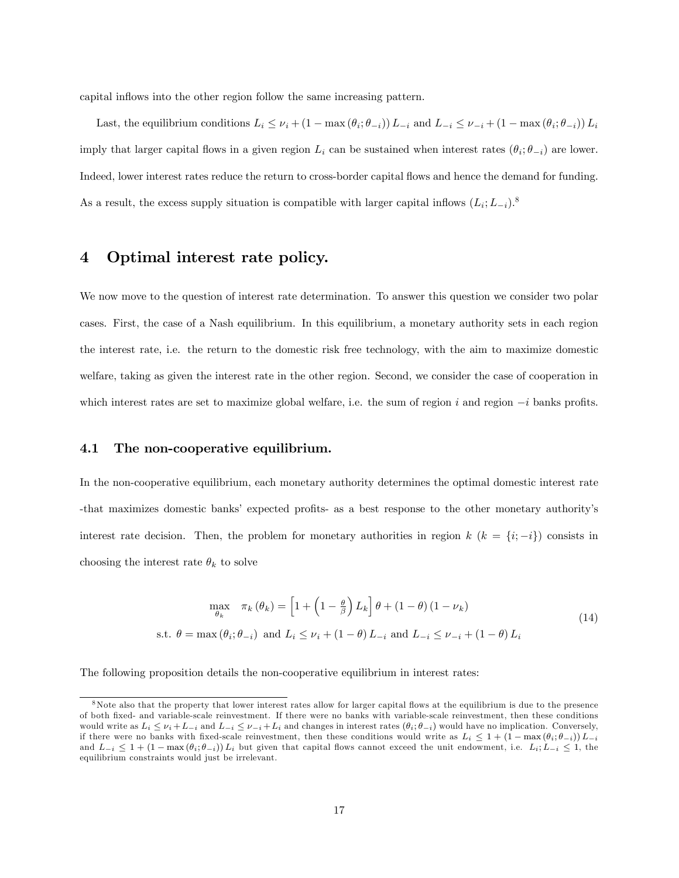capital inflows into the other region follow the same increasing pattern.

Last, the equilibrium conditions $L_i \leq \nu_i + (1 - \max(\theta_i; \theta_{-i})) L_{-i}$ and $L_{-i} \leq \nu_{-i} + (1 - \max(\theta_i; \theta_{-i})) L_i$ imply that larger capital flows in a given region $L_i$ can be sustained when interest rates $(\theta_i; \theta_{-i})$ are lower. Indeed, lower interest rates reduce the return to cross-border capital flows and hence the demand for funding. As a result, the excess supply situation is compatible with larger capital inflows $(L_i; L_{-i})$.[8]

# 4 Optimal interest rate policy.

We now move to the question of interest rate determination. To answer this question we consider two polar cases. First, the case of a Nash equilibrium. In this equilibrium, a monetary authority sets in each region the interest rate, i.e. the return to the domestic risk free technology, with the aim to maximize domestic welfare, taking as given the interest rate in the other region. Second, we consider the case of cooperation in which interest rates are set to maximize global welfare, i.e. the sum of region $i$ and region $-i$ banks profits.

## 4.1 The non-cooperative equilibrium.

In the non-cooperative equilibrium, each monetary authority determines the optimal domestic interest rate -that maximizes domestic banks' expected profits- as a best response to the other monetary authority's interest rate decision. Then, the problem for monetary authorities in region $k$ ($k = \{i; -i\}$) consists in choosing the interest rate $\theta_k$ to solve

$$
\begin{aligned}
&\max_{\theta_k} \quad \pi_k(\theta_k) = \left[1 + \left(1 - \tfrac{\theta}{\beta}\right) L_k\right] \theta + (1 - \theta)(1 - \nu_k) \\
&\text{s.t. } \theta = \max(\theta_i; \theta_{-i}) \text{ and } L_i \leq \nu_i + (1 - \theta) L_{-i} \text{ and } L_{-i} \leq \nu_{-i} + (1 - \theta) L_i
\end{aligned}
\tag{14}
$$

The following proposition details the non-cooperative equilibrium in interest rates:

---

[8] Note also that the property that lower interest rates allow for larger capital flows at the equilibrium is due to the presence of both fixed- and variable-scale reinvestment. If there were no banks with variable-scale reinvestment, then these conditions would write as $L_i \leq \nu_i + L_{-i}$ and $L_{-i} \leq \nu_{-i} + L_i$ and changes in interest rates $(\theta_i; \theta_{-i})$ would have no implication. Conversely, if there were no banks with fixed-scale reinvestment, then these conditions would write as $L_i \leq 1 + (1 - \max(\theta_i; \theta_{-i})) L_{-i}$ and $L_{-i} \leq 1 + (1 - \max(\theta_i; \theta_{-i})) L_i$ but given that capital flows cannot exceed the unit endowment, i.e. $L_i; L_{-i} \leq 1$, the equilibrium constraints would just be irrelevant.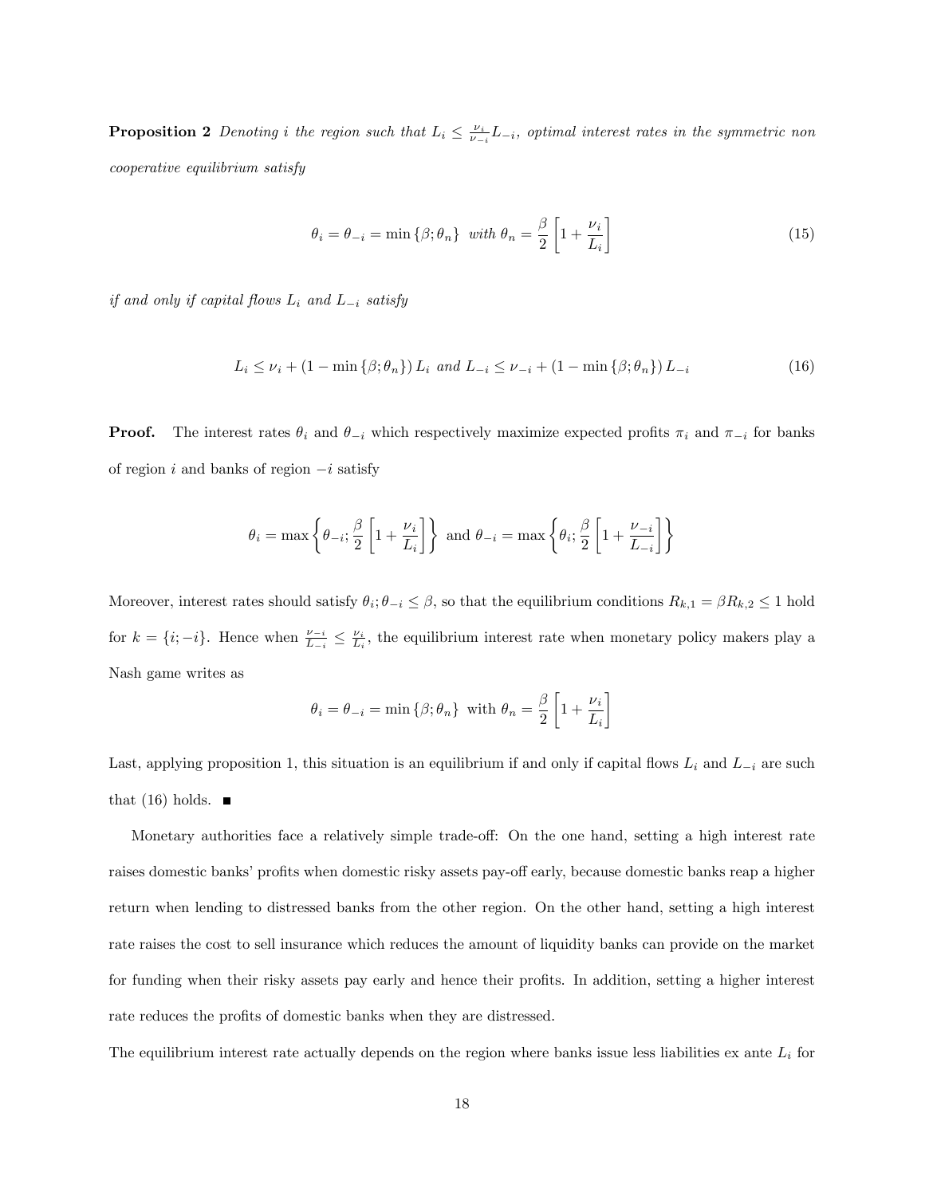**Proposition 2** *Denoting $i$ the region such that $L_i \leq \frac{\nu_i}{\nu_{-i}} L_{-i}$, optimal interest rates in the symmetric non cooperative equilibrium satisfy*

$$\theta_i = \theta_{-i} = \min\{\beta; \theta_n\} \text{ with } \theta_n = \frac{\beta}{2}\left[1 + \frac{\nu_i}{L_i}\right] \tag{15}$$

*if and only if capital flows $L_i$ and $L_{-i}$ satisfy*

$$L_i \leq \nu_i + (1 - \min\{\beta; \theta_n\}) L_i \text{ and } L_{-i} \leq \nu_{-i} + (1 - \min\{\beta; \theta_n\}) L_{-i} \tag{16}$$

**Proof.** The interest rates $\theta_i$ and $\theta_{-i}$ which respectively maximize expected profits $\pi_i$ and $\pi_{-i}$ for banks of region $i$ and banks of region $-i$ satisfy

$$\theta_i = \max\left\{\theta_{-i}; \frac{\beta}{2}\left[1 + \frac{\nu_i}{L_i}\right]\right\} \text{ and } \theta_{-i} = \max\left\{\theta_i; \frac{\beta}{2}\left[1 + \frac{\nu_{-i}}{L_{-i}}\right]\right\}$$

Moreover, interest rates should satisfy $\theta_i; \theta_{-i} \leq \beta$, so that the equilibrium conditions $R_{k,1} = \beta R_{k,2} \leq 1$ hold for $k = \{i; -i\}$. Hence when $\frac{\nu_{-i}}{L_{-i}} \leq \frac{\nu_i}{L_i}$, the equilibrium interest rate when monetary policy makers play a Nash game writes as

$$\theta_i = \theta_{-i} = \min\{\beta; \theta_n\} \text{ with } \theta_n = \frac{\beta}{2}\left[1 + \frac{\nu_i}{L_i}\right]$$

Last, applying proposition 1, this situation is an equilibrium if and only if capital flows $L_i$ and $L_{-i}$ are such that (16) holds. ∎

Monetary authorities face a relatively simple trade-off: On the one hand, setting a high interest rate raises domestic banks' profits when domestic risky assets pay-off early, because domestic banks reap a higher return when lending to distressed banks from the other region. On the other hand, setting a high interest rate raises the cost to sell insurance which reduces the amount of liquidity banks can provide on the market for funding when their risky assets pay early and hence their profits. In addition, setting a higher interest rate reduces the profits of domestic banks when they are distressed.

The equilibrium interest rate actually depends on the region where banks issue less liabilities ex ante $L_i$ for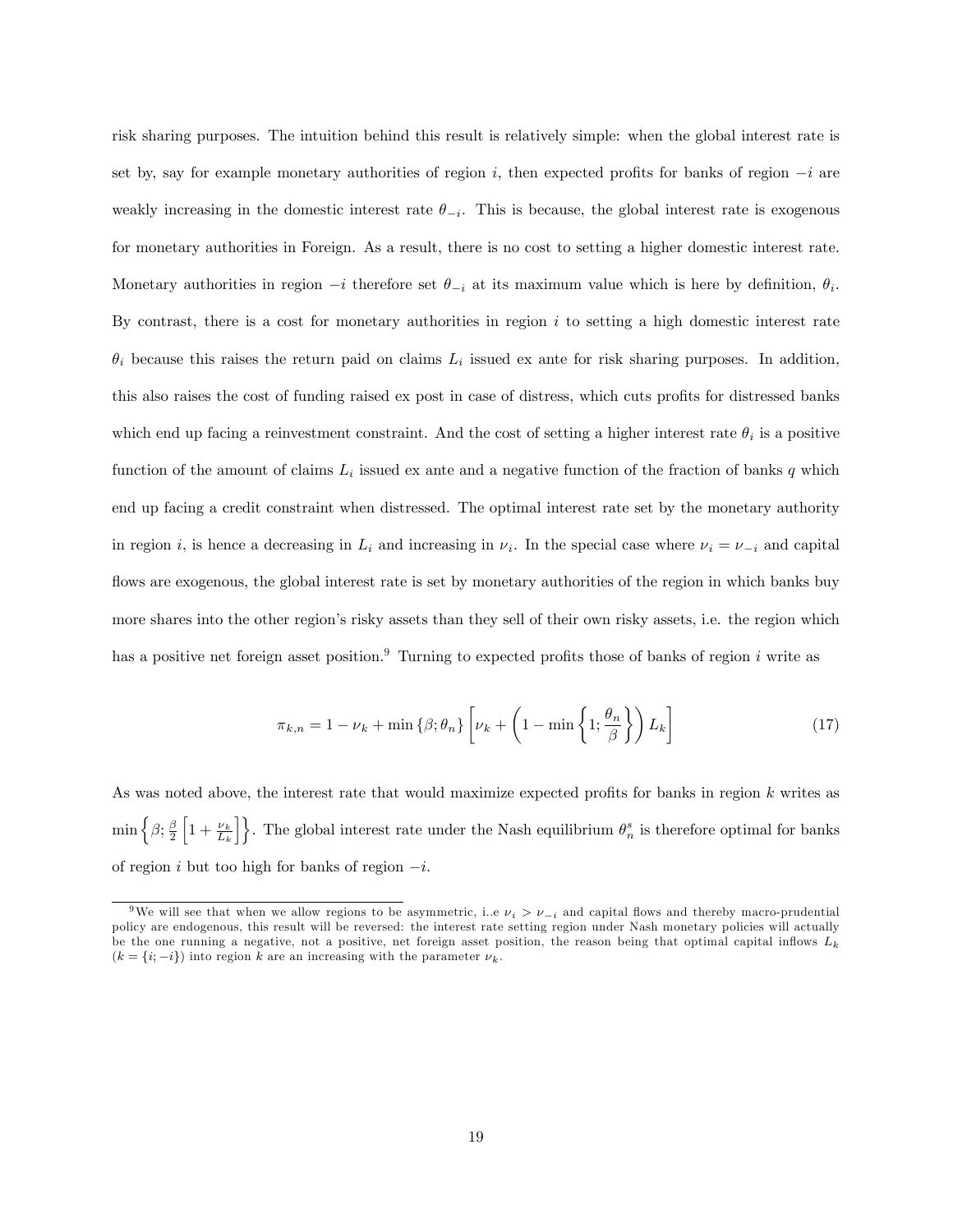risk sharing purposes. The intuition behind this result is relatively simple: when the global interest rate is set by, say for example monetary authorities of region $i$, then expected profits for banks of region $-i$ are weakly increasing in the domestic interest rate $\theta_{-i}$. This is because, the global interest rate is exogenous for monetary authorities in Foreign. As a result, there is no cost to setting a higher domestic interest rate. Monetary authorities in region $-i$ therefore set $\theta_{-i}$ at its maximum value which is here by definition, $\theta_i$. By contrast, there is a cost for monetary authorities in region $i$ to setting a high domestic interest rate $\theta_i$ because this raises the return paid on claims $L_i$ issued ex ante for risk sharing purposes. In addition, this also raises the cost of funding raised ex post in case of distress, which cuts profits for distressed banks which end up facing a reinvestment constraint. And the cost of setting a higher interest rate $\theta_i$ is a positive function of the amount of claims $L_i$ issued ex ante and a negative function of the fraction of banks $q$ which end up facing a credit constraint when distressed. The optimal interest rate set by the monetary authority in region $i$, is hence a decreasing in $L_i$ and increasing in $\nu_i$. In the special case where $\nu_i = \nu_{-i}$ and capital flows are exogenous, the global interest rate is set by monetary authorities of the region in which banks buy more shares into the other region's risky assets than they sell of their own risky assets, i.e. the region which has a positive net foreign asset position.[9] Turning to expected profits those of banks of region $i$ write as

$$\pi_{k,n} = 1 - \nu_k + \min\{\beta; \theta_n\}\left[\nu_k + \left(1 - \min\left\{1; \frac{\theta_n}{\beta}\right\}\right) L_k\right] \tag{17}$$

As was noted above, the interest rate that would maximize expected profits for banks in region $k$ writes as $\min\left\{\beta; \frac{\beta}{2}\left[1 + \frac{\nu_k}{L_k}\right]\right\}$. The global interest rate under the Nash equilibrium $\theta_n^s$ is therefore optimal for banks of region $i$ but too high for banks of region $-i$.

[9] We will see that when we allow regions to be asymmetric, i..e $\nu_i > \nu_{-i}$ and capital flows and thereby macro-prudential policy are endogenous, this result will be reversed: the interest rate setting region under Nash monetary policies will actually be the one running a negative, not a positive, net foreign asset position, the reason being that optimal capital inflows $L_k$ ($k = \{i; -i\}$) into region $k$ are an increasing with the parameter $\nu_k$.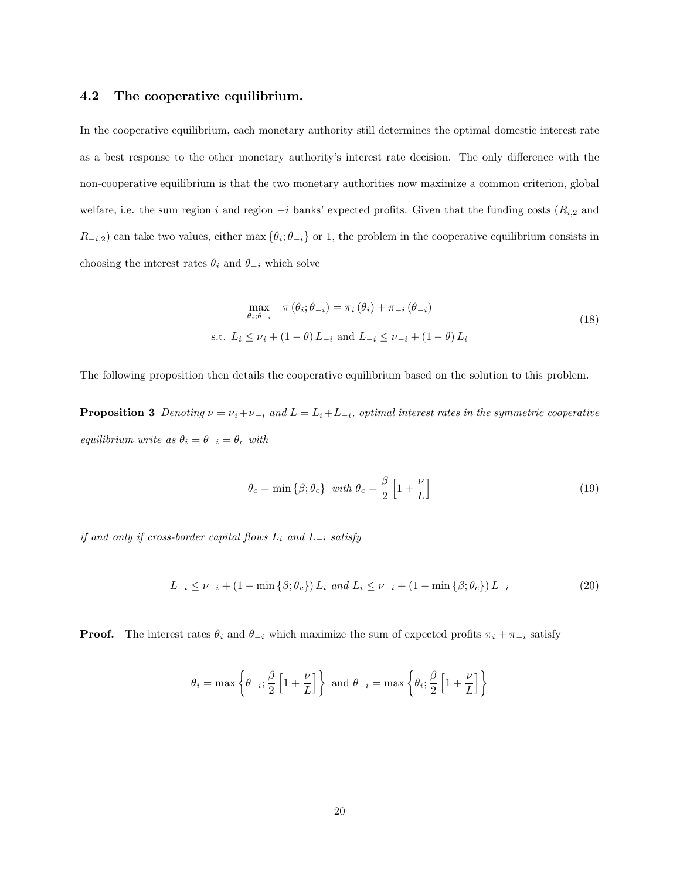### 4.2 The cooperative equilibrium.

In the cooperative equilibrium, each monetary authority still determines the optimal domestic interest rate as a best response to the other monetary authority's interest rate decision. The only difference with the non-cooperative equilibrium is that the two monetary authorities now maximize a common criterion, global welfare, i.e. the sum region $i$ and region $-i$ banks' expected profits. Given that the funding costs ($R_{i,2}$ and $R_{-i,2}$) can take two values, either $\max\{\theta_i; \theta_{-i}\}$ or 1, the problem in the cooperative equilibrium consists in choosing the interest rates $\theta_i$ and $\theta_{-i}$ which solve

$$
\begin{aligned}
&\max_{\theta_i;\theta_{-i}} \quad \pi(\theta_i; \theta_{-i}) = \pi_i(\theta_i) + \pi_{-i}(\theta_{-i}) \\
&\text{s.t. } L_i \leq \nu_i + (1-\theta) L_{-i} \text{ and } L_{-i} \leq \nu_{-i} + (1-\theta) L_i
\end{aligned}
\tag{18}
$$

The following proposition then details the cooperative equilibrium based on the solution to this problem.

**Proposition 3** *Denoting $\nu = \nu_i + \nu_{-i}$ and $L = L_i + L_{-i}$, optimal interest rates in the symmetric cooperative equilibrium write as $\theta_i = \theta_{-i} = \theta_c$ with*

$$
\theta_c = \min\{\beta; \theta_c\} \quad \textit{with } \theta_c = \frac{\beta}{2}\left[1 + \frac{\nu}{L}\right]
\tag{19}
$$

*if and only if cross-border capital flows $L_i$ and $L_{-i}$ satisfy*

$$
L_{-i} \leq \nu_{-i} + (1 - \min\{\beta; \theta_c\}) L_i \;\; \textit{and} \;\; L_i \leq \nu_{-i} + (1 - \min\{\beta; \theta_c\}) L_{-i}
\tag{20}
$$

**Proof.** The interest rates $\theta_i$ and $\theta_{-i}$ which maximize the sum of expected profits $\pi_i + \pi_{-i}$ satisfy

$$
\theta_i = \max\left\{\theta_{-i}; \frac{\beta}{2}\left[1 + \frac{\nu}{L}\right]\right\} \text{ and } \theta_{-i} = \max\left\{\theta_i; \frac{\beta}{2}\left[1 + \frac{\nu}{L}\right]\right\}
$$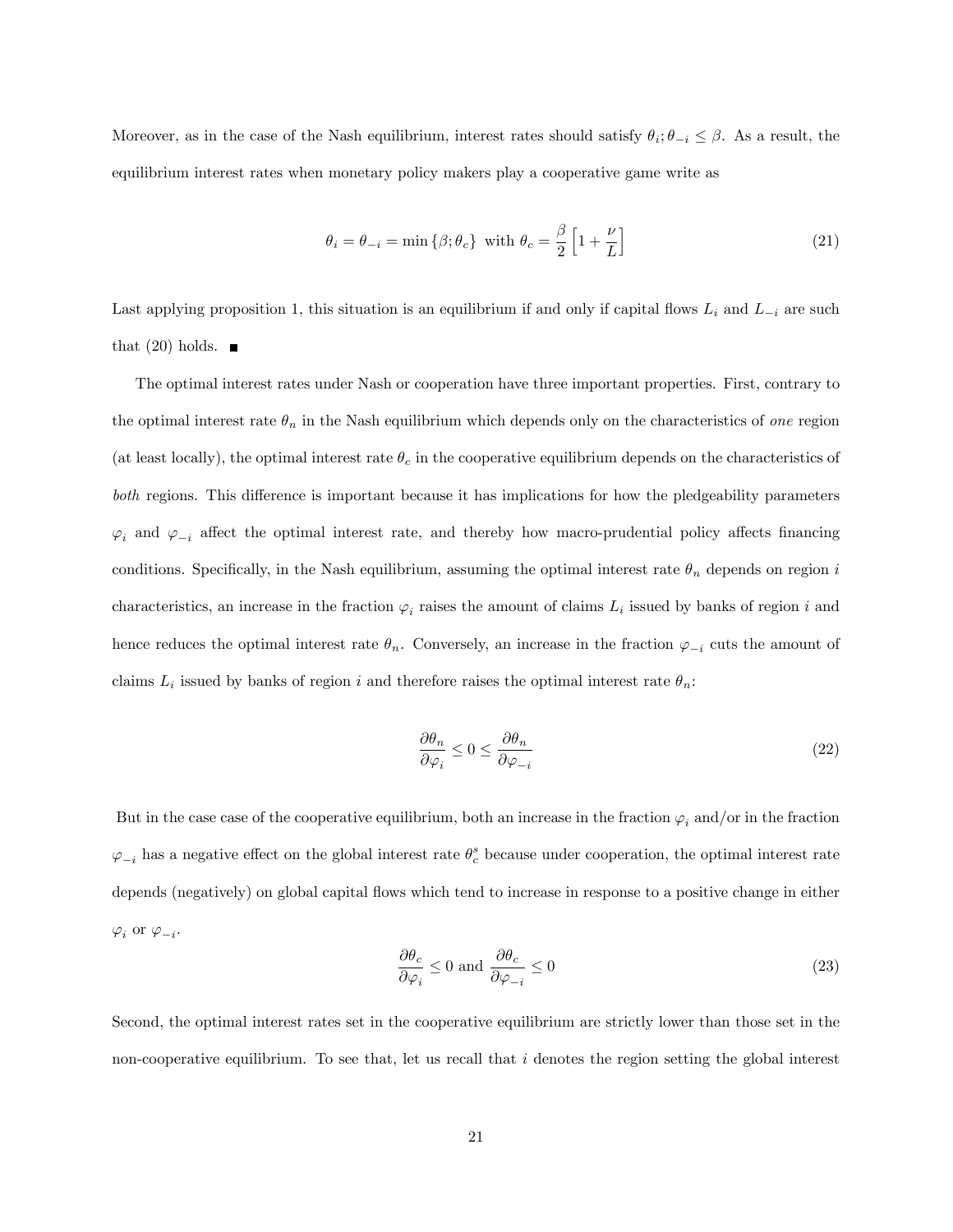Moreover, as in the case of the Nash equilibrium, interest rates should satisfy $\theta_i; \theta_{-i} \leq \beta$. As a result, the equilibrium interest rates when monetary policy makers play a cooperative game write as

$$\theta_i = \theta_{-i} = \min \{\beta; \theta_c\} \text{ with } \theta_c = \frac{\beta}{2} \left[1 + \frac{\nu}{L}\right] \tag{21}$$

Last applying proposition 1, this situation is an equilibrium if and only if capital flows $L_i$ and $L_{-i}$ are such that (20) holds. ■

The optimal interest rates under Nash or cooperation have three important properties. First, contrary to the optimal interest rate $\theta_n$ in the Nash equilibrium which depends only on the characteristics of *one* region (at least locally), the optimal interest rate $\theta_c$ in the cooperative equilibrium depends on the characteristics of *both* regions. This difference is important because it has implications for how the pledgeability parameters $\varphi_i$ and $\varphi_{-i}$ affect the optimal interest rate, and thereby how macro-prudential policy affects financing conditions. Specifically, in the Nash equilibrium, assuming the optimal interest rate $\theta_n$ depends on region $i$ characteristics, an increase in the fraction $\varphi_i$ raises the amount of claims $L_i$ issued by banks of region $i$ and hence reduces the optimal interest rate $\theta_n$. Conversely, an increase in the fraction $\varphi_{-i}$ cuts the amount of claims $L_i$ issued by banks of region $i$ and therefore raises the optimal interest rate $\theta_n$:

$$\frac{\partial \theta_n}{\partial \varphi_i} \leq 0 \leq \frac{\partial \theta_n}{\partial \varphi_{-i}} \tag{22}$$

But in the case case of the cooperative equilibrium, both an increase in the fraction $\varphi_i$ and/or in the fraction $\varphi_{-i}$ has a negative effect on the global interest rate $\theta_c^s$ because under cooperation, the optimal interest rate depends (negatively) on global capital flows which tend to increase in response to a positive change in either $\varphi_i$ or $\varphi_{-i}$.

$$\frac{\partial \theta_c}{\partial \varphi_i} \leq 0 \text{ and } \frac{\partial \theta_c}{\partial \varphi_{-i}} \leq 0 \tag{23}$$

Second, the optimal interest rates set in the cooperative equilibrium are strictly lower than those set in the non-cooperative equilibrium. To see that, let us recall that $i$ denotes the region setting the global interest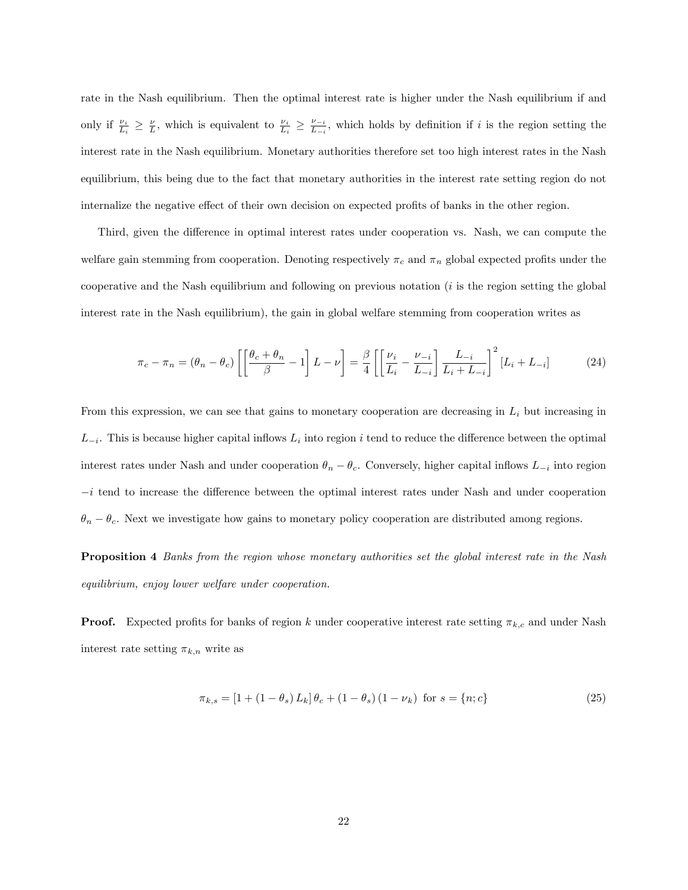rate in the Nash equilibrium. Then the optimal interest rate is higher under the Nash equilibrium if and only if $\frac{\nu_i}{L_i} \geq \frac{\nu}{L}$, which is equivalent to $\frac{\nu_i}{L_i} \geq \frac{\nu_{-i}}{L_{-i}}$, which holds by definition if $i$ is the region setting the interest rate in the Nash equilibrium. Monetary authorities therefore set too high interest rates in the Nash equilibrium, this being due to the fact that monetary authorities in the interest rate setting region do not internalize the negative effect of their own decision on expected profits of banks in the other region.

Third, given the difference in optimal interest rates under cooperation vs. Nash, we can compute the welfare gain stemming from cooperation. Denoting respectively $\pi_c$ and $\pi_n$ global expected profits under the cooperative and the Nash equilibrium and following on previous notation ($i$ is the region setting the global interest rate in the Nash equilibrium), the gain in global welfare stemming from cooperation writes as

$$\pi_c - \pi_n = (\theta_n - \theta_c)\left[\left[\frac{\theta_c + \theta_n}{\beta} - 1\right]L - \nu\right] = \frac{\beta}{4}\left[\left[\frac{\nu_i}{L_i} - \frac{\nu_{-i}}{L_{-i}}\right]\frac{L_{-i}}{L_i + L_{-i}}\right]^2 [L_i + L_{-i}] \tag{24}$$

From this expression, we can see that gains to monetary cooperation are decreasing in $L_i$ but increasing in $L_{-i}$. This is because higher capital inflows $L_i$ into region $i$ tend to reduce the difference between the optimal interest rates under Nash and under cooperation $\theta_n - \theta_c$. Conversely, higher capital inflows $L_{-i}$ into region $-i$ tend to increase the difference between the optimal interest rates under Nash and under cooperation $\theta_n - \theta_c$. Next we investigate how gains to monetary policy cooperation are distributed among regions.

**Proposition 4** *Banks from the region whose monetary authorities set the global interest rate in the Nash equilibrium, enjoy lower welfare under cooperation.*

**Proof.** Expected profits for banks of region $k$ under cooperative interest rate setting $\pi_{k,c}$ and under Nash interest rate setting $\pi_{k,n}$ write as

$$\pi_{k,s} = [1 + (1 - \theta_s) L_k]\,\theta_c + (1 - \theta_s)(1 - \nu_k) \text{ for } s = \{n; c\} \tag{25}$$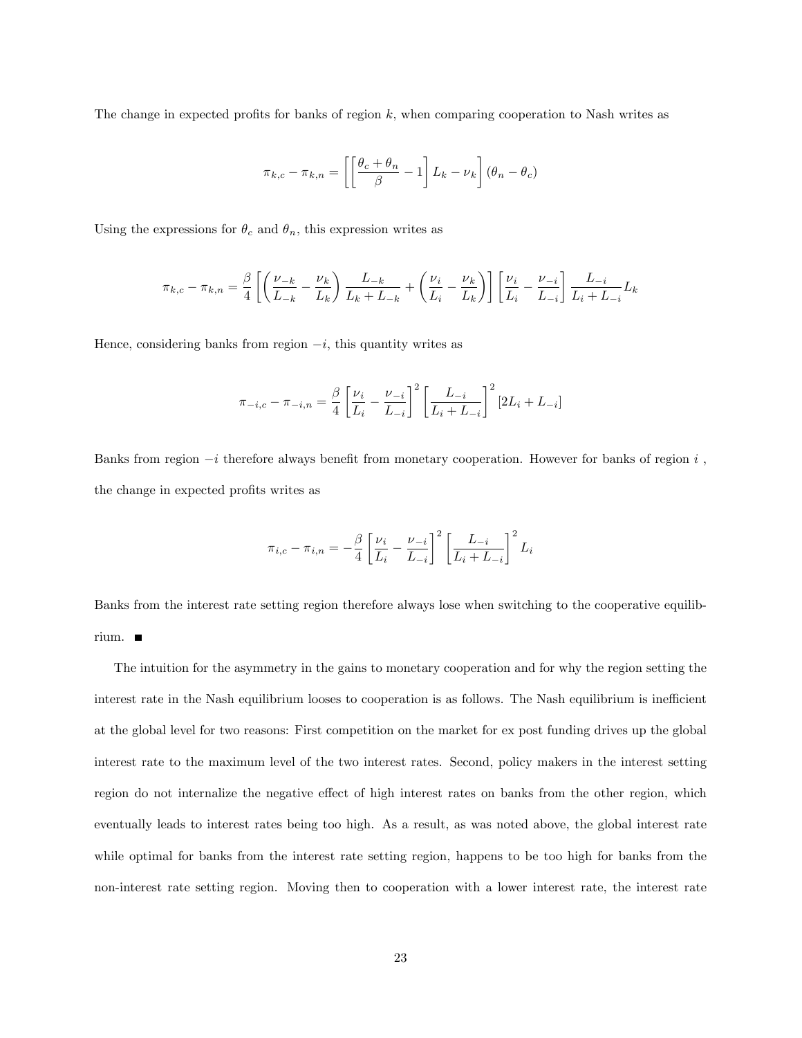The change in expected profits for banks of region $k$, when comparing cooperation to Nash writes as

$$\pi_{k,c} - \pi_{k,n} = \left[\left[\frac{\theta_c + \theta_n}{\beta} - 1\right] L_k - \nu_k\right] (\theta_n - \theta_c)$$

Using the expressions for $\theta_c$ and $\theta_n$, this expression writes as

$$\pi_{k,c} - \pi_{k,n} = \frac{\beta}{4}\left[\left(\frac{\nu_{-k}}{L_{-k}} - \frac{\nu_k}{L_k}\right)\frac{L_{-k}}{L_k + L_{-k}} + \left(\frac{\nu_i}{L_i} - \frac{\nu_k}{L_k}\right)\right]\left[\frac{\nu_i}{L_i} - \frac{\nu_{-i}}{L_{-i}}\right]\frac{L_{-i}}{L_i + L_{-i}} L_k$$

Hence, considering banks from region $-i$, this quantity writes as

$$\pi_{-i,c} - \pi_{-i,n} = \frac{\beta}{4}\left[\frac{\nu_i}{L_i} - \frac{\nu_{-i}}{L_{-i}}\right]^2\left[\frac{L_{-i}}{L_i + L_{-i}}\right]^2 [2L_i + L_{-i}]$$

Banks from region $-i$ therefore always benefit from monetary cooperation. However for banks of region $i$ , the change in expected profits writes as

$$\pi_{i,c} - \pi_{i,n} = -\frac{\beta}{4}\left[\frac{\nu_i}{L_i} - \frac{\nu_{-i}}{L_{-i}}\right]^2\left[\frac{L_{-i}}{L_i + L_{-i}}\right]^2 L_i$$

Banks from the interest rate setting region therefore always lose when switching to the cooperative equilibrium. ■

The intuition for the asymmetry in the gains to monetary cooperation and for why the region setting the interest rate in the Nash equilibrium looses to cooperation is as follows. The Nash equilibrium is inefficient at the global level for two reasons: First competition on the market for ex post funding drives up the global interest rate to the maximum level of the two interest rates. Second, policy makers in the interest setting region do not internalize the negative effect of high interest rates on banks from the other region, which eventually leads to interest rates being too high. As a result, as was noted above, the global interest rate while optimal for banks from the interest rate setting region, happens to be too high for banks from the non-interest rate setting region. Moving then to cooperation with a lower interest rate, the interest rate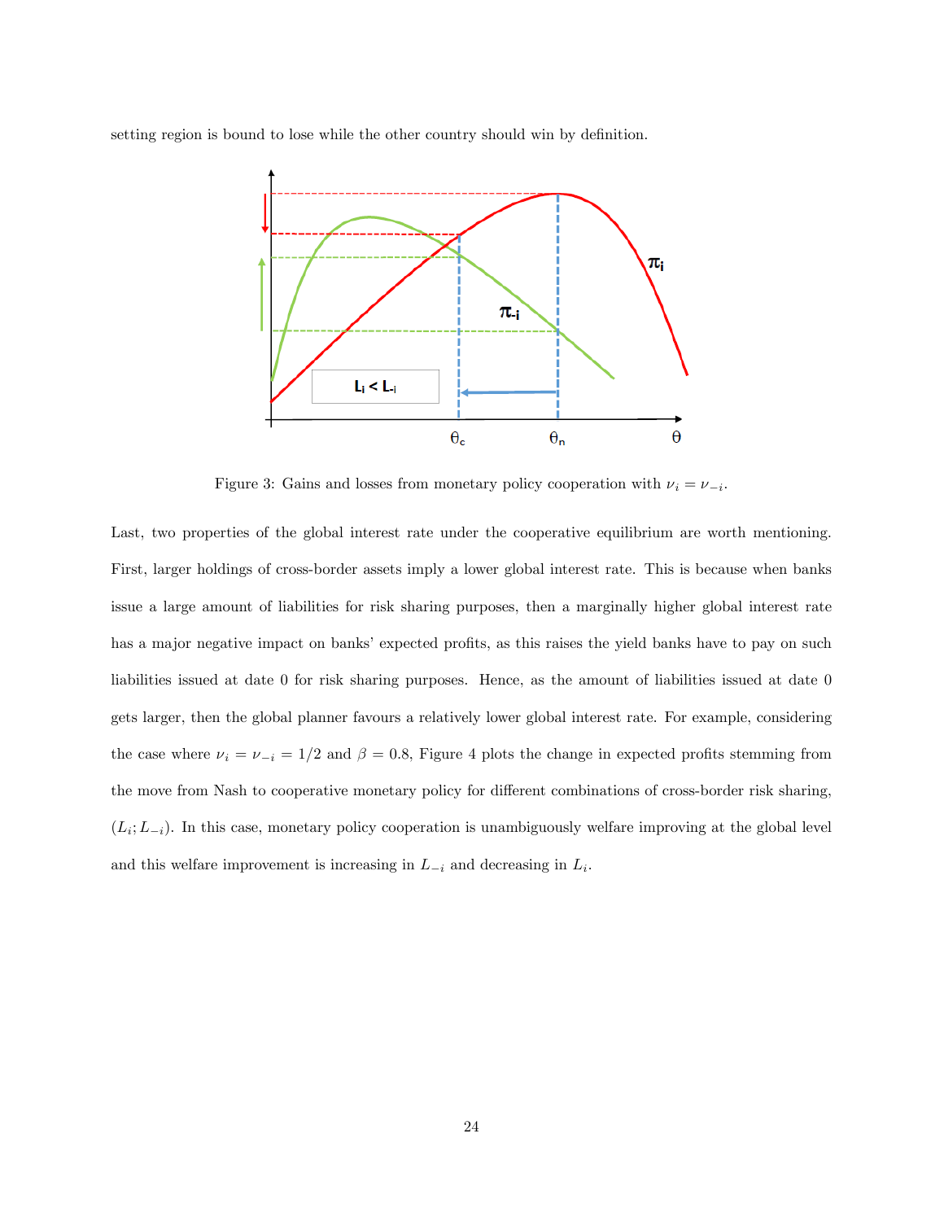setting region is bound to lose while the other country should win by definition.

Figure 3: Gains and losses from monetary policy cooperation with $\nu_i = \nu_{-i}$.

Last, two properties of the global interest rate under the cooperative equilibrium are worth mentioning. First, larger holdings of cross-border assets imply a lower global interest rate. This is because when banks issue a large amount of liabilities for risk sharing purposes, then a marginally higher global interest rate has a major negative impact on banks' expected profits, as this raises the yield banks have to pay on such liabilities issued at date 0 for risk sharing purposes. Hence, as the amount of liabilities issued at date 0 gets larger, then the global planner favours a relatively lower global interest rate. For example, considering the case where $\nu_i = \nu_{-i} = 1/2$ and $\beta = 0.8$, Figure 4 plots the change in expected profits stemming from the move from Nash to cooperative monetary policy for different combinations of cross-border risk sharing, $(L_i; L_{-i})$. In this case, monetary policy cooperation is unambiguously welfare improving at the global level and this welfare improvement is increasing in $L_{-i}$ and decreasing in $L_i$.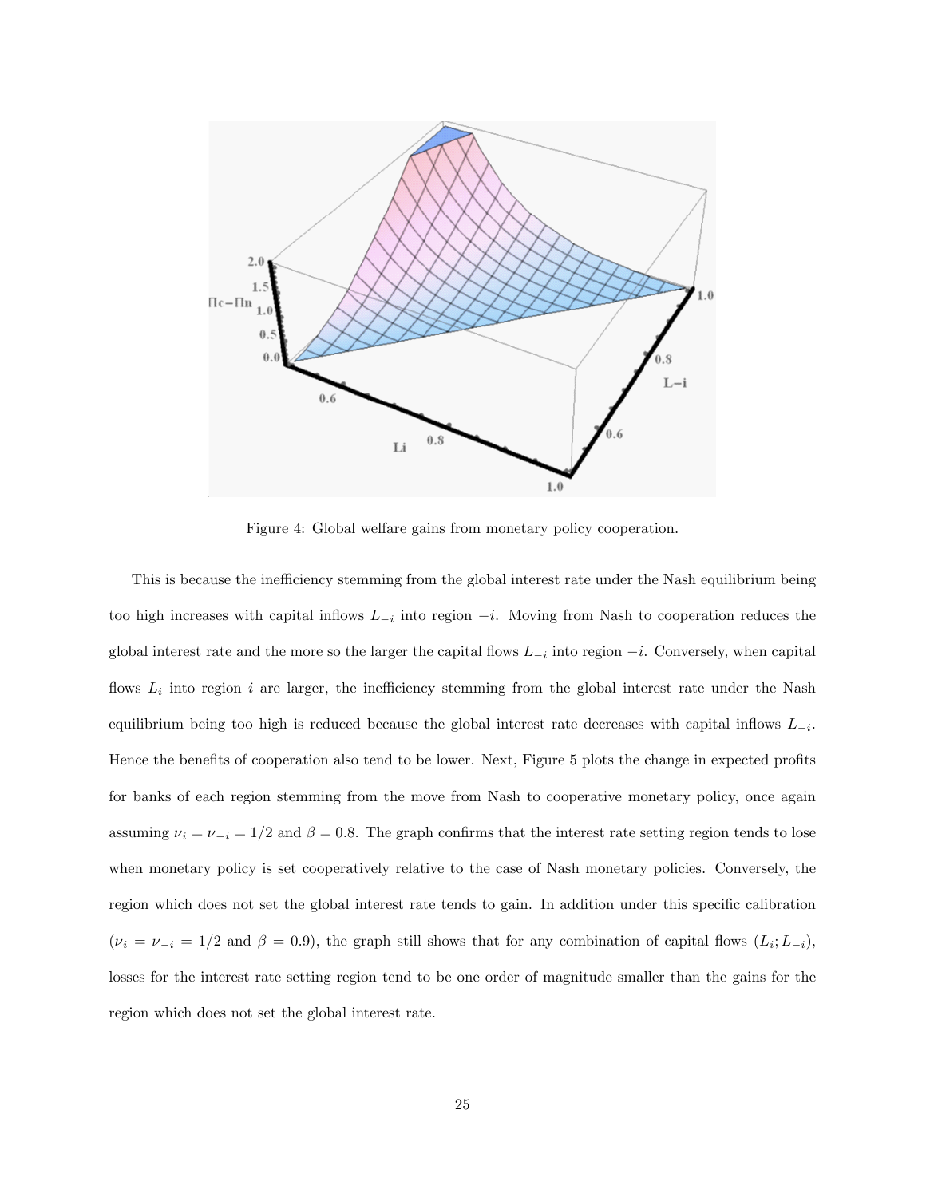Figure 4: Global welfare gains from monetary policy cooperation.

This is because the inefficiency stemming from the global interest rate under the Nash equilibrium being too high increases with capital inflows $L_{-i}$ into region $-i$. Moving from Nash to cooperation reduces the global interest rate and the more so the larger the capital flows $L_{-i}$ into region $-i$. Conversely, when capital flows $L_i$ into region $i$ are larger, the inefficiency stemming from the global interest rate under the Nash equilibrium being too high is reduced because the global interest rate decreases with capital inflows $L_{-i}$. Hence the benefits of cooperation also tend to be lower. Next, Figure 5 plots the change in expected profits for banks of each region stemming from the move from Nash to cooperative monetary policy, once again assuming $\nu_i = \nu_{-i} = 1/2$ and $\beta = 0.8$. The graph confirms that the interest rate setting region tends to lose when monetary policy is set cooperatively relative to the case of Nash monetary policies. Conversely, the region which does not set the global interest rate tends to gain. In addition under this specific calibration ($\nu_i = \nu_{-i} = 1/2$ and $\beta = 0.9$), the graph still shows that for any combination of capital flows $(L_i; L_{-i})$, losses for the interest rate setting region tend to be one order of magnitude smaller than the gains for the region which does not set the global interest rate.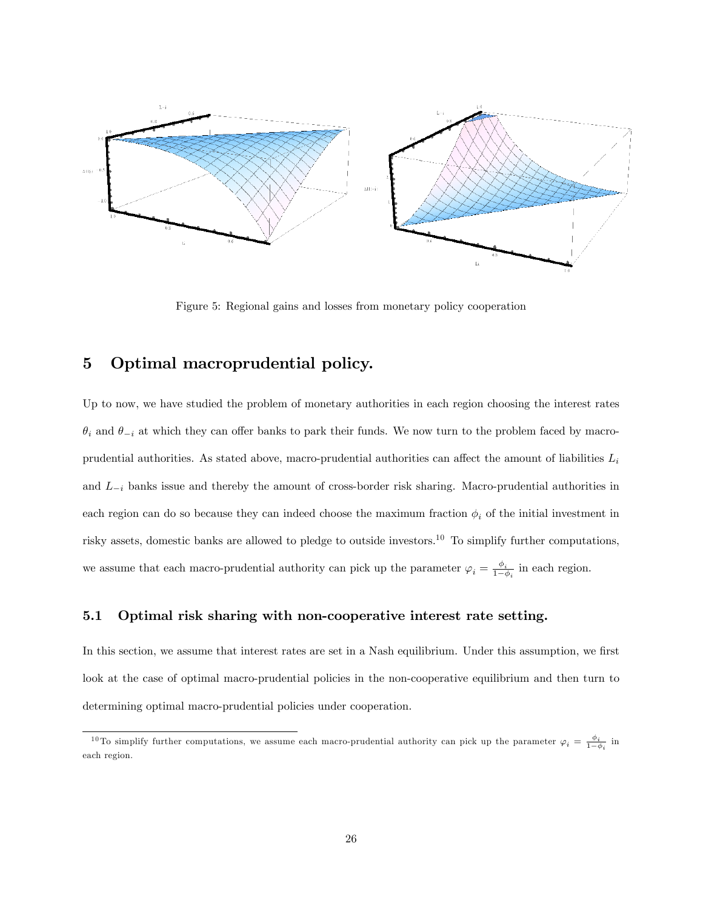Figure 5: Regional gains and losses from monetary policy cooperation

## 5 Optimal macroprudential policy.

Up to now, we have studied the problem of monetary authorities in each region choosing the interest rates $\theta_i$ and $\theta_{-i}$ at which they can offer banks to park their funds. We now turn to the problem faced by macro-prudential authorities. As stated above, macro-prudential authorities can affect the amount of liabilities $L_i$ and $L_{-i}$ banks issue and thereby the amount of cross-border risk sharing. Macro-prudential authorities in each region can do so because they can indeed choose the maximum fraction $\phi_i$ of the initial investment in risky assets, domestic banks are allowed to pledge to outside investors.[10] To simplify further computations, we assume that each macro-prudential authority can pick up the parameter $\varphi_i = \frac{\phi_i}{1-\phi_i}$ in each region.

### 5.1 Optimal risk sharing with non-cooperative interest rate setting.

In this section, we assume that interest rates are set in a Nash equilibrium. Under this assumption, we first look at the case of optimal macro-prudential policies in the non-cooperative equilibrium and then turn to determining optimal macro-prudential policies under cooperation.

[10] To simplify further computations, we assume each macro-prudential authority can pick up the parameter $\varphi_i = \frac{\phi_i}{1-\phi_i}$ in each region.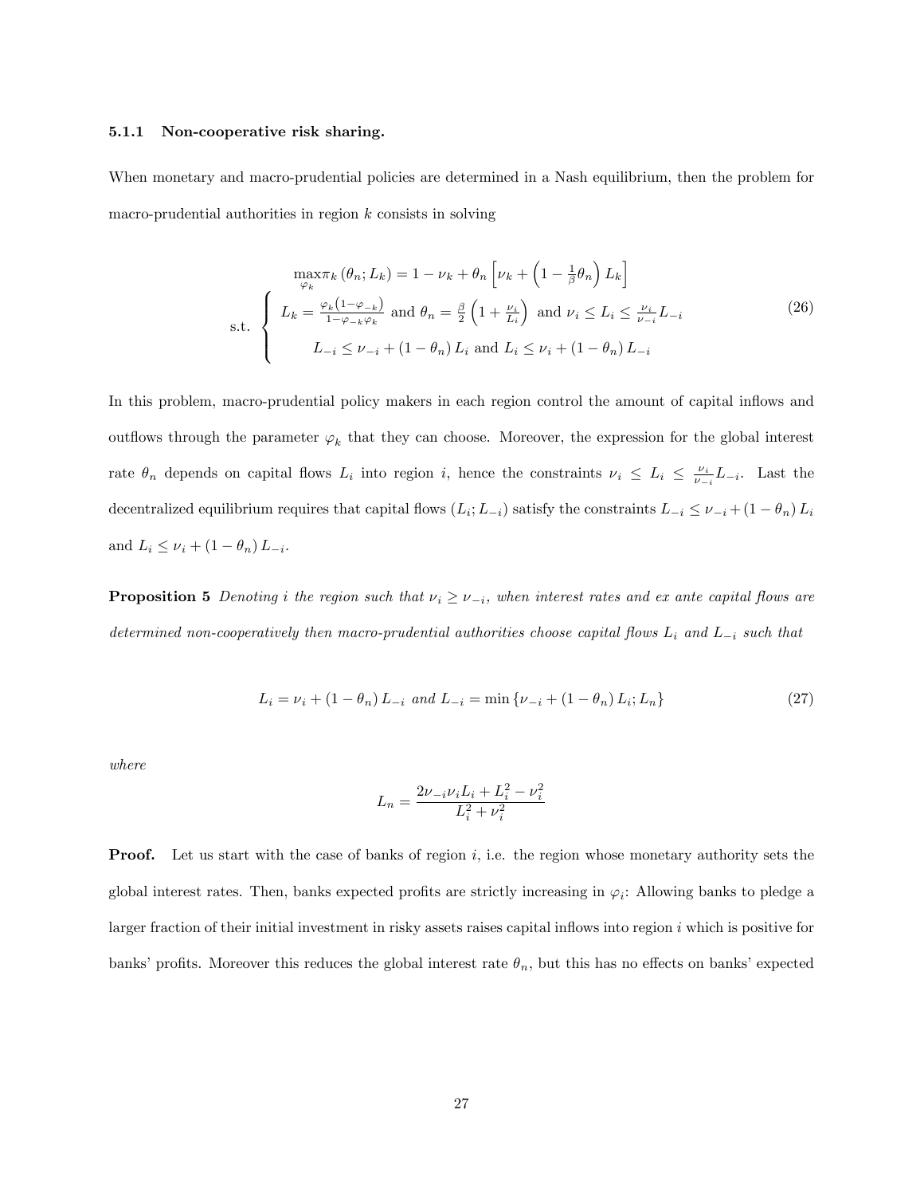#### 5.1.1 Non-cooperative risk sharing.

When monetary and macro-prudential policies are determined in a Nash equilibrium, then the problem for macro-prudential authorities in region $k$ consists in solving

$$
\max_{\varphi_k} \pi_k (\theta_n; L_k) = 1 - \nu_k + \theta_n \left[ \nu_k + \left(1 - \tfrac{1}{\beta}\theta_n\right) L_k \right]
$$
$$
\text{s.t. } \begin{cases} L_k = \frac{\varphi_k (1-\varphi_{-k})}{1-\varphi_{-k}\varphi_k} \text{ and } \theta_n = \frac{\beta}{2}\left(1 + \frac{\nu_i}{L_i}\right) \text{ and } \nu_i \leq L_i \leq \frac{\nu_i}{\nu_{-i}} L_{-i} \\ L_{-i} \leq \nu_{-i} + (1-\theta_n) L_i \text{ and } L_i \leq \nu_i + (1-\theta_n) L_{-i} \end{cases} \tag{26}
$$

In this problem, macro-prudential policy makers in each region control the amount of capital inflows and outflows through the parameter $\varphi_k$ that they can choose. Moreover, the expression for the global interest rate $\theta_n$ depends on capital flows $L_i$ into region $i$, hence the constraints $\nu_i \leq L_i \leq \frac{\nu_i}{\nu_{-i}} L_{-i}$. Last the decentralized equilibrium requires that capital flows $(L_i; L_{-i})$ satisfy the constraints $L_{-i} \leq \nu_{-i} + (1-\theta_n) L_i$ and $L_i \leq \nu_i + (1-\theta_n) L_{-i}$.

**Proposition 5** *Denoting $i$ the region such that $\nu_i \geq \nu_{-i}$, when interest rates and ex ante capital flows are determined non-cooperatively then macro-prudential authorities choose capital flows $L_i$ and $L_{-i}$ such that*

$$
L_i = \nu_i + (1-\theta_n) L_{-i} \text{ and } L_{-i} = \min \{\nu_{-i} + (1-\theta_n) L_i; L_n\} \tag{27}
$$

*where*

$$
L_n = \frac{2\nu_{-i}\nu_i L_i + L_i^2 - \nu_i^2}{L_i^2 + \nu_i^2}
$$

**Proof.** Let us start with the case of banks of region $i$, i.e. the region whose monetary authority sets the global interest rates. Then, banks expected profits are strictly increasing in $\varphi_i$: Allowing banks to pledge a larger fraction of their initial investment in risky assets raises capital inflows into region $i$ which is positive for banks' profits. Moreover this reduces the global interest rate $\theta_n$, but this has no effects on banks' expected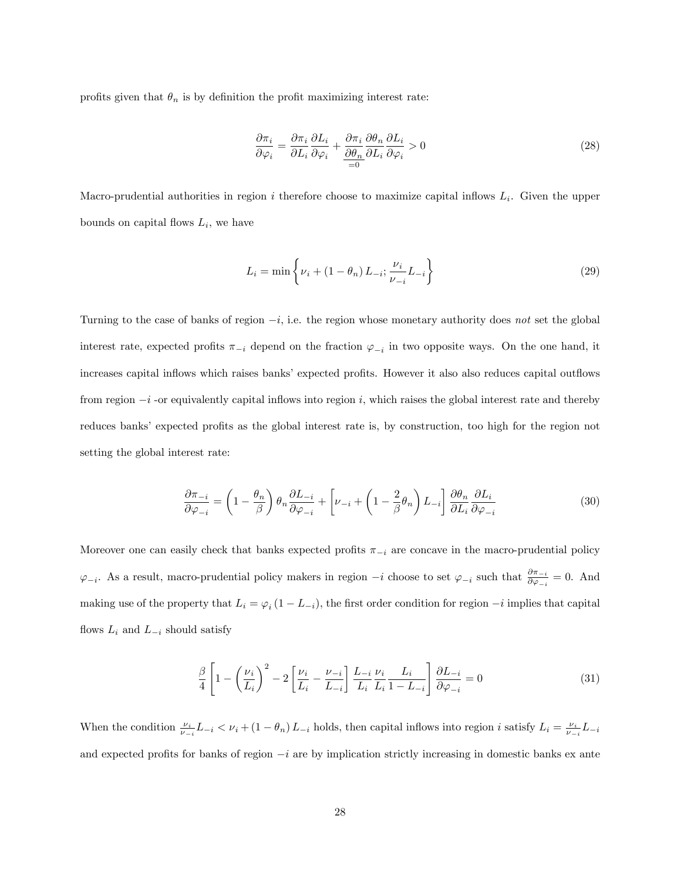profits given that $\theta_n$ is by definition the profit maximizing interest rate:

$$\frac{\partial \pi_i}{\partial \varphi_i} = \frac{\partial \pi_i}{\partial L_i}\frac{\partial L_i}{\partial \varphi_i} + \underbrace{\frac{\partial \pi_i}{\partial \theta_n}}_{=0}\frac{\partial \theta_n}{\partial L_i}\frac{\partial L_i}{\partial \varphi_i} > 0 \tag{28}$$

Macro-prudential authorities in region $i$ therefore choose to maximize capital inflows $L_i$. Given the upper bounds on capital flows $L_i$, we have

$$L_i = \min\left\{\nu_i + (1-\theta_n)\, L_{-i};\, \frac{\nu_i}{\nu_{-i}} L_{-i}\right\} \tag{29}$$

Turning to the case of banks of region $-i$, i.e. the region whose monetary authority does *not* set the global interest rate, expected profits $\pi_{-i}$ depend on the fraction $\varphi_{-i}$ in two opposite ways. On the one hand, it increases capital inflows which raises banks' expected profits. However it also also reduces capital outflows from region $-i$ -or equivalently capital inflows into region $i$, which raises the global interest rate and thereby reduces banks' expected profits as the global interest rate is, by construction, too high for the region not setting the global interest rate:

$$\frac{\partial \pi_{-i}}{\partial \varphi_{-i}} = \left(1 - \frac{\theta_n}{\beta}\right)\theta_n \frac{\partial L_{-i}}{\partial \varphi_{-i}} + \left[\nu_{-i} + \left(1 - \frac{2}{\beta}\theta_n\right) L_{-i}\right]\frac{\partial \theta_n}{\partial L_i}\frac{\partial L_i}{\partial \varphi_{-i}} \tag{30}$$

Moreover one can easily check that banks expected profits $\pi_{-i}$ are concave in the macro-prudential policy $\varphi_{-i}$. As a result, macro-prudential policy makers in region $-i$ choose to set $\varphi_{-i}$ such that $\frac{\partial \pi_{-i}}{\partial \varphi_{-i}} = 0$. And making use of the property that $L_i = \varphi_i (1 - L_{-i})$, the first order condition for region $-i$ implies that capital flows $L_i$ and $L_{-i}$ should satisfy

$$\frac{\beta}{4}\left[1 - \left(\frac{\nu_i}{L_i}\right)^2 - 2\left[\frac{\nu_i}{L_i} - \frac{\nu_{-i}}{L_{-i}}\right]\frac{L_{-i}}{L_i}\frac{\nu_i}{L_i}\frac{L_i}{1 - L_{-i}}\right]\frac{\partial L_{-i}}{\partial \varphi_{-i}} = 0 \tag{31}$$

When the condition $\frac{\nu_i}{\nu_{-i}} L_{-i} < \nu_i + (1-\theta_n) L_{-i}$ holds, then capital inflows into region $i$ satisfy $L_i = \frac{\nu_i}{\nu_{-i}} L_{-i}$ and expected profits for banks of region $-i$ are by implication strictly increasing in domestic banks ex ante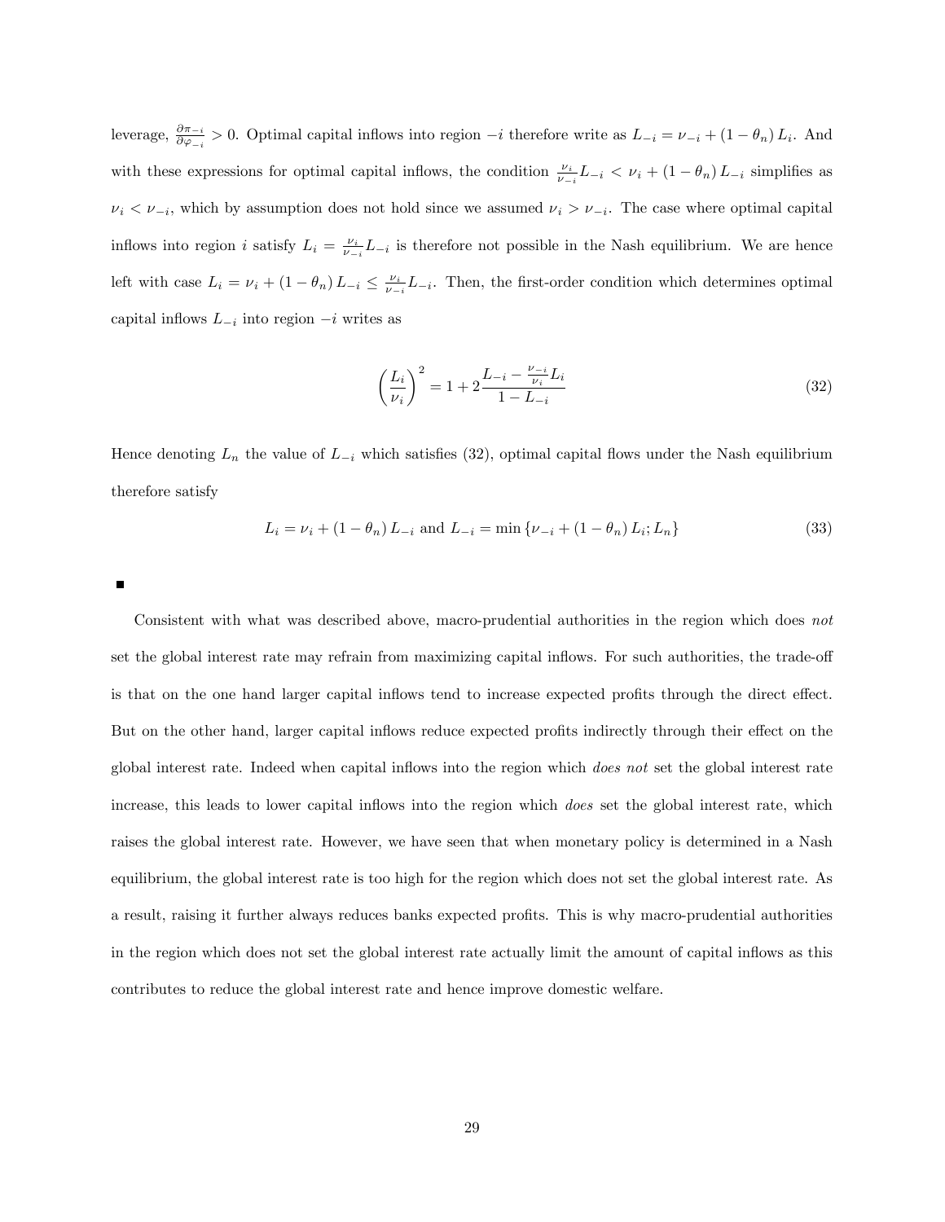leverage, $\frac{\partial \pi_{-i}}{\partial \varphi_{-i}} > 0$. Optimal capital inflows into region $-i$ therefore write as $L_{-i} = \nu_{-i} + (1-\theta_n) L_i$. And with these expressions for optimal capital inflows, the condition $\frac{\nu_i}{\nu_{-i}} L_{-i} < \nu_i + (1-\theta_n) L_{-i}$ simplifies as $\nu_i < \nu_{-i}$, which by assumption does not hold since we assumed $\nu_i > \nu_{-i}$. The case where optimal capital inflows into region $i$ satisfy $L_i = \frac{\nu_i}{\nu_{-i}} L_{-i}$ is therefore not possible in the Nash equilibrium. We are hence left with case $L_i = \nu_i + (1-\theta_n) L_{-i} \leq \frac{\nu_i}{\nu_{-i}} L_{-i}$. Then, the first-order condition which determines optimal capital inflows $L_{-i}$ into region $-i$ writes as

$$\left(\frac{L_i}{\nu_i}\right)^2 = 1 + 2\frac{L_{-i} - \frac{\nu_{-i}}{\nu_i} L_i}{1 - L_{-i}} \tag{32}$$

Hence denoting $L_n$ the value of $L_{-i}$ which satisfies (32), optimal capital flows under the Nash equilibrium therefore satisfy

$$L_i = \nu_i + (1-\theta_n) L_{-i} \text{ and } L_{-i} = \min\{\nu_{-i} + (1-\theta_n) L_i; L_n\} \tag{33}$$

■

Consistent with what was described above, macro-prudential authorities in the region which does *not* set the global interest rate may refrain from maximizing capital inflows. For such authorities, the trade-off is that on the one hand larger capital inflows tend to increase expected profits through the direct effect. But on the other hand, larger capital inflows reduce expected profits indirectly through their effect on the global interest rate. Indeed when capital inflows into the region which *does not* set the global interest rate increase, this leads to lower capital inflows into the region which *does* set the global interest rate, which raises the global interest rate. However, we have seen that when monetary policy is determined in a Nash equilibrium, the global interest rate is too high for the region which does not set the global interest rate. As a result, raising it further always reduces banks expected profits. This is why macro-prudential authorities in the region which does not set the global interest rate actually limit the amount of capital inflows as this contributes to reduce the global interest rate and hence improve domestic welfare.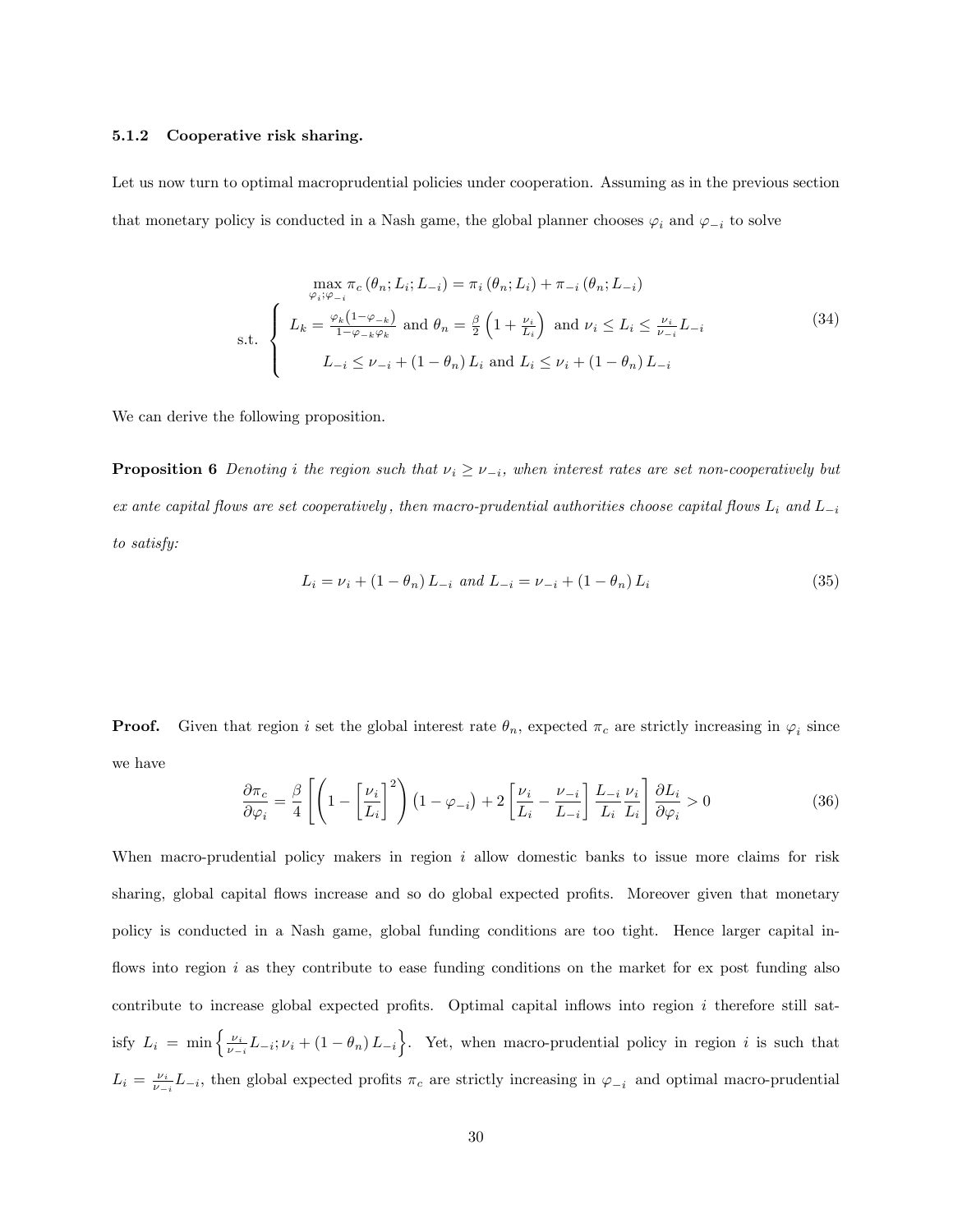### 5.1.2 Cooperative risk sharing.

Let us now turn to optimal macroprudential policies under cooperation. Assuming as in the previous section that monetary policy is conducted in a Nash game, the global planner chooses $\varphi_i$ and $\varphi_{-i}$ to solve

$$
\begin{array}{c}
\max\limits_{\varphi_i;\varphi_{-i}} \pi_c\left(\theta_n; L_i; L_{-i}\right) = \pi_i\left(\theta_n; L_i\right) + \pi_{-i}\left(\theta_n; L_{-i}\right) \\
\text{s.t.} \left\{ \begin{array}{c} L_k = \frac{\varphi_k\left(1-\varphi_{-k}\right)}{1-\varphi_{-k}\varphi_k} \text{ and } \theta_n = \frac{\beta}{2}\left(1+\frac{\nu_i}{L_i}\right) \text{ and } \nu_i \leq L_i \leq \frac{\nu_i}{\nu_{-i}} L_{-i} \\ L_{-i} \leq \nu_{-i} + \left(1-\theta_n\right) L_i \text{ and } L_i \leq \nu_i + \left(1-\theta_n\right) L_{-i} \end{array} \right.
\end{array}
\tag{34}
$$

We can derive the following proposition.

**Proposition 6** *Denoting $i$ the region such that $\nu_i \geq \nu_{-i}$, when interest rates are set non-cooperatively but ex ante capital flows are set cooperatively, then macro-prudential authorities choose capital flows $L_i$ and $L_{-i}$ to satisfy:*

$$
L_i = \nu_i + \left(1-\theta_n\right) L_{-i} \text{ and } L_{-i} = \nu_{-i} + \left(1-\theta_n\right) L_i
\tag{35}
$$

**Proof.** Given that region $i$ set the global interest rate $\theta_n$, expected $\pi_c$ are strictly increasing in $\varphi_i$ since we have

$$
\frac{\partial \pi_c}{\partial \varphi_i} = \frac{\beta}{4}\left[\left(1-\left[\frac{\nu_i}{L_i}\right]^2\right)\left(1-\varphi_{-i}\right) + 2\left[\frac{\nu_i}{L_i} - \frac{\nu_{-i}}{L_{-i}}\right]\frac{L_{-i}}{L_i}\frac{\nu_i}{L_i}\right]\frac{\partial L_i}{\partial \varphi_i} > 0
\tag{36}
$$

When macro-prudential policy makers in region $i$ allow domestic banks to issue more claims for risk sharing, global capital flows increase and so do global expected profits. Moreover given that monetary policy is conducted in a Nash game, global funding conditions are too tight. Hence larger capital inflows into region $i$ as they contribute to ease funding conditions on the market for ex post funding also contribute to increase global expected profits. Optimal capital inflows into region $i$ therefore still satisfy $L_i = \min\left\{\frac{\nu_i}{\nu_{-i}} L_{-i}; \nu_i + \left(1-\theta_n\right) L_{-i}\right\}$. Yet, when macro-prudential policy in region $i$ is such that $L_i = \frac{\nu_i}{\nu_{-i}} L_{-i}$, then global expected profits $\pi_c$ are strictly increasing in $\varphi_{-i}$ and optimal macro-prudential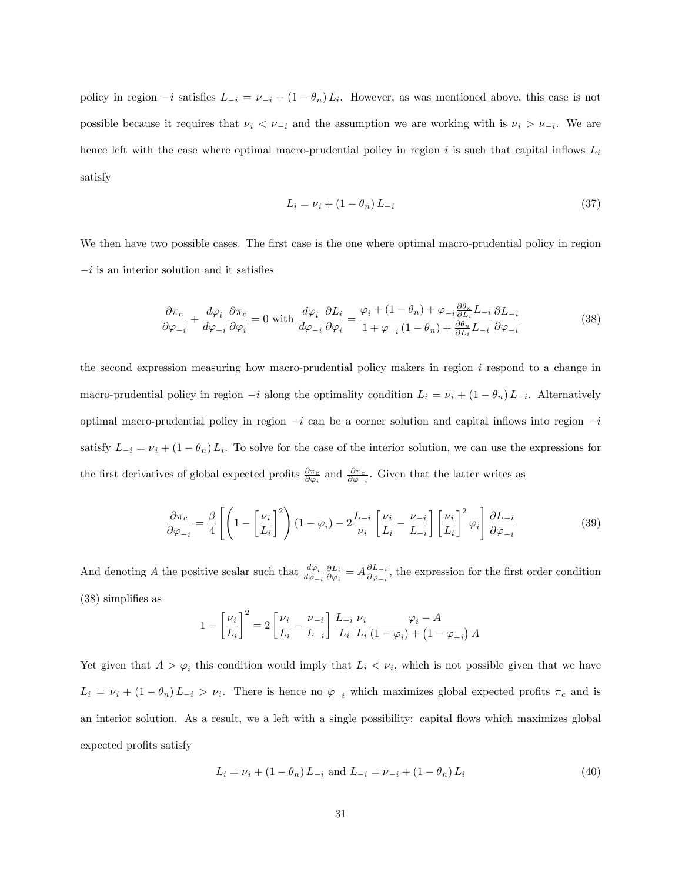policy in region $-i$ satisfies $L_{-i} = \nu_{-i} + (1-\theta_n) L_i$. However, as was mentioned above, this case is not possible because it requires that $\nu_i < \nu_{-i}$ and the assumption we are working with is $\nu_i > \nu_{-i}$. We are hence left with the case where optimal macro-prudential policy in region $i$ is such that capital inflows $L_i$ satisfy

$$L_i = \nu_i + (1-\theta_n) L_{-i} \tag{37}$$

We then have two possible cases. The first case is the one where optimal macro-prudential policy in region $-i$ is an interior solution and it satisfies

$$\frac{\partial \pi_c}{\partial \varphi_{-i}} + \frac{d\varphi_i}{d\varphi_{-i}} \frac{\partial \pi_c}{\partial \varphi_i} = 0 \text{ with } \frac{d\varphi_i}{d\varphi_{-i}} \frac{\partial L_i}{\partial \varphi_i} = \frac{\varphi_i + (1-\theta_n) + \varphi_{-i} \frac{\partial \theta_n}{\partial L_i} L_{-i}}{1 + \varphi_{-i}(1-\theta_n) + \frac{\partial \theta_n}{\partial L_i} L_{-i}} \frac{\partial L_{-i}}{\partial \varphi_{-i}} \tag{38}$$

the second expression measuring how macro-prudential policy makers in region $i$ respond to a change in macro-prudential policy in region $-i$ along the optimality condition $L_i = \nu_i + (1-\theta_n) L_{-i}$. Alternatively optimal macro-prudential policy in region $-i$ can be a corner solution and capital inflows into region $-i$ satisfy $L_{-i} = \nu_i + (1-\theta_n) L_i$. To solve for the case of the interior solution, we can use the expressions for the first derivatives of global expected profits $\frac{\partial \pi_c}{\partial \varphi_i}$ and $\frac{\partial \pi_c}{\partial \varphi_{-i}}$. Given that the latter writes as

$$\frac{\partial \pi_c}{\partial \varphi_{-i}} = \frac{\beta}{4}\left[\left(1 - \left[\frac{\nu_i}{L_i}\right]^2\right)(1-\varphi_i) - 2\frac{L_{-i}}{\nu_i}\left[\frac{\nu_i}{L_i} - \frac{\nu_{-i}}{L_{-i}}\right]\left[\frac{\nu_i}{L_i}\right]^2 \varphi_i\right] \frac{\partial L_{-i}}{\partial \varphi_{-i}} \tag{39}$$

And denoting $A$ the positive scalar such that $\frac{d\varphi_i}{d\varphi_{-i}} \frac{\partial L_i}{\partial \varphi_i} = A \frac{\partial L_{-i}}{\partial \varphi_{-i}}$, the expression for the first order condition (38) simplifies as

$$1 - \left[\frac{\nu_i}{L_i}\right]^2 = 2\left[\frac{\nu_i}{L_i} - \frac{\nu_{-i}}{L_{-i}}\right] \frac{L_{-i}}{L_i} \frac{\nu_i}{L_i} \frac{\varphi_i - A}{(1-\varphi_i) + (1-\varphi_{-i}) A}$$

Yet given that $A > \varphi_i$ this condition would imply that $L_i < \nu_i$, which is not possible given that we have $L_i = \nu_i + (1-\theta_n) L_{-i} > \nu_i$. There is hence no $\varphi_{-i}$ which maximizes global expected profits $\pi_c$ and is an interior solution. As a result, we a left with a single possibility: capital flows which maximizes global expected profits satisfy

$$L_i = \nu_i + (1-\theta_n) L_{-i} \text{ and } L_{-i} = \nu_{-i} + (1-\theta_n) L_i \tag{40}$$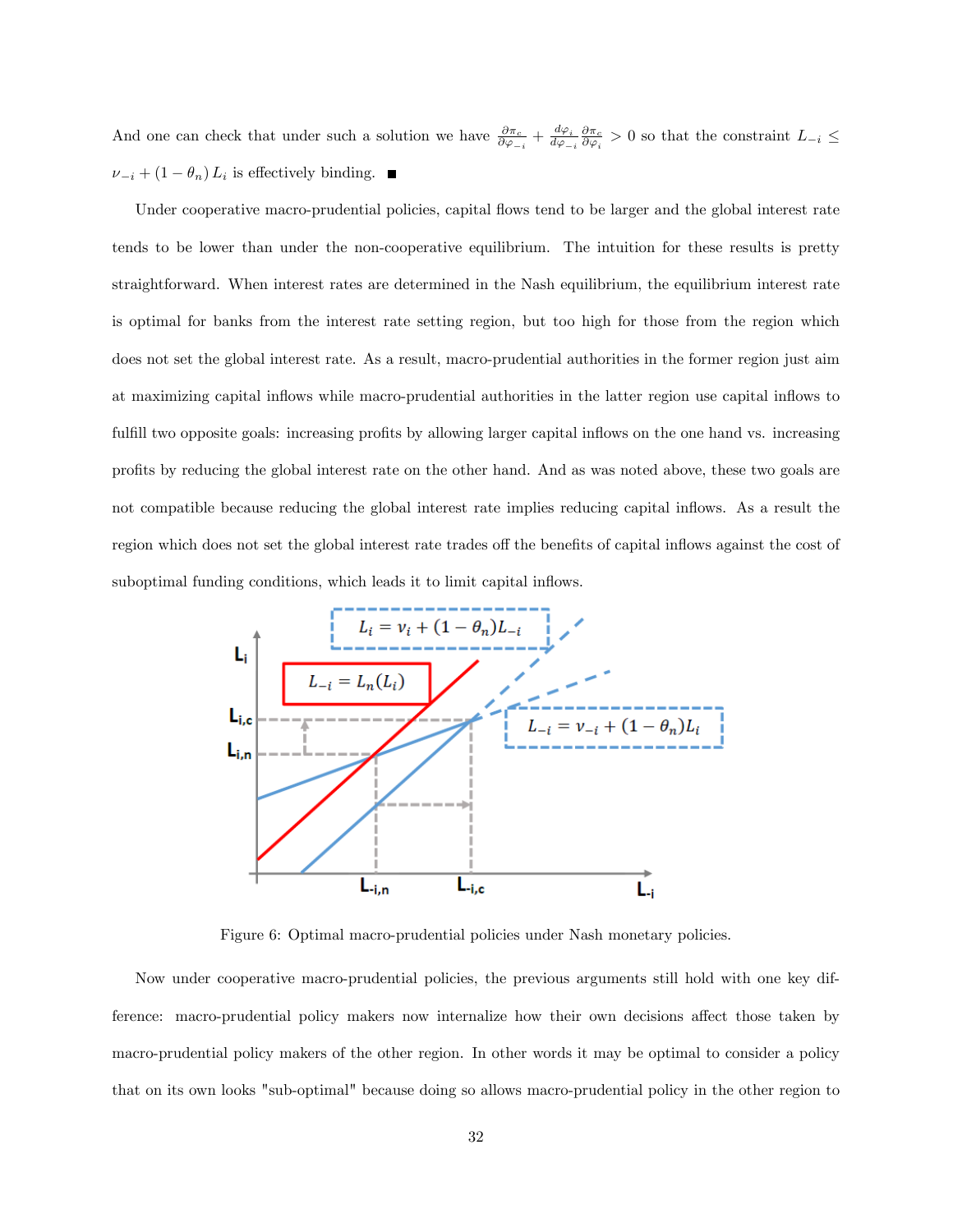And one can check that under such a solution we have $\frac{\partial \pi_c}{\partial \varphi_{-i}} + \frac{d\varphi_i}{d\varphi_{-i}} \frac{\partial \pi_c}{\partial \varphi_i} > 0$ so that the constraint $L_{-i} \leq \nu_{-i} + (1 - \theta_n) L_i$ is effectively binding. ■

Under cooperative macro-prudential policies, capital flows tend to be larger and the global interest rate tends to be lower than under the non-cooperative equilibrium. The intuition for these results is pretty straightforward. When interest rates are determined in the Nash equilibrium, the equilibrium interest rate is optimal for banks from the interest rate setting region, but too high for those from the region which does not set the global interest rate. As a result, macro-prudential authorities in the former region just aim at maximizing capital inflows while macro-prudential authorities in the latter region use capital inflows to fulfill two opposite goals: increasing profits by allowing larger capital inflows on the one hand vs. increasing profits by reducing the global interest rate on the other hand. And as was noted above, these two goals are not compatible because reducing the global interest rate implies reducing capital inflows. As a result the region which does not set the global interest rate trades off the benefits of capital inflows against the cost of suboptimal funding conditions, which leads it to limit capital inflows.

Figure 6: Optimal macro-prudential policies under Nash monetary policies.

Now under cooperative macro-prudential policies, the previous arguments still hold with one key difference: macro-prudential policy makers now internalize how their own decisions affect those taken by macro-prudential policy makers of the other region. In other words it may be optimal to consider a policy that on its own looks "sub-optimal" because doing so allows macro-prudential policy in the other region to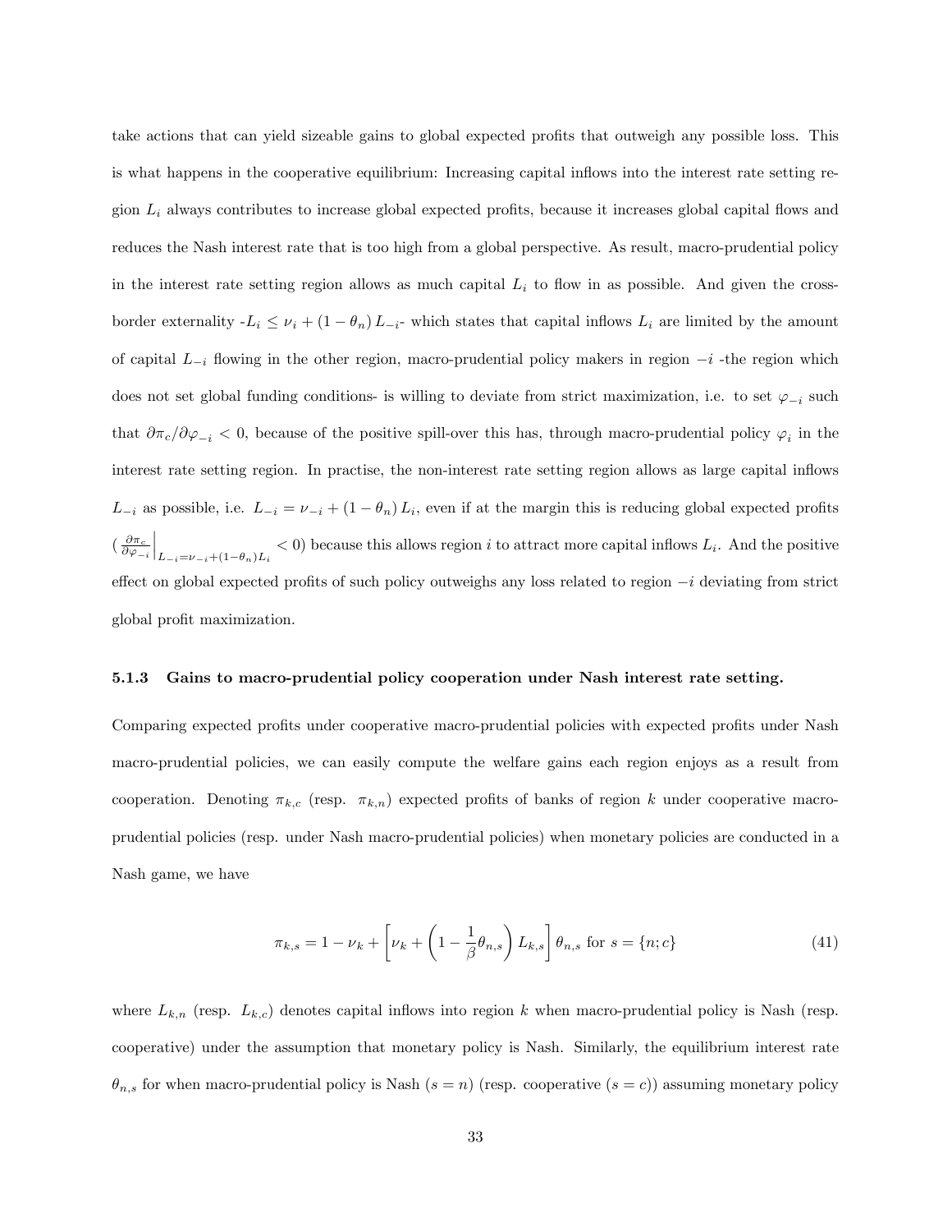take actions that can yield sizeable gains to global expected profits that outweigh any possible loss. This is what happens in the cooperative equilibrium: Increasing capital inflows into the interest rate setting region $L_i$ always contributes to increase global expected profits, because it increases global capital flows and reduces the Nash interest rate that is too high from a global perspective. As result, macro-prudential policy in the interest rate setting region allows as much capital $L_i$ to flow in as possible. And given the cross-border externality -$L_i \leq \nu_i + (1-\theta_n) L_{-i}$- which states that capital inflows $L_i$ are limited by the amount of capital $L_{-i}$ flowing in the other region, macro-prudential policy makers in region $-i$ -the region which does not set global funding conditions- is willing to deviate from strict maximization, i.e. to set $\varphi_{-i}$ such that $\partial \pi_c / \partial \varphi_{-i} < 0$, because of the positive spill-over this has, through macro-prudential policy $\varphi_i$ in the interest rate setting region. In practise, the non-interest rate setting region allows as large capital inflows $L_{-i}$ as possible, i.e. $L_{-i} = \nu_{-i} + (1-\theta_n) L_i$, even if at the margin this is reducing global expected profits ($\left.\frac{\partial \pi_c}{\partial \varphi_{-i}}\right|_{L_{-i}=\nu_{-i}+(1-\theta_n)L_i} < 0$) because this allows region $i$ to attract more capital inflows $L_i$. And the positive effect on global expected profits of such policy outweighs any loss related to region $-i$ deviating from strict global profit maximization.

### 5.1.3 Gains to macro-prudential policy cooperation under Nash interest rate setting.

Comparing expected profits under cooperative macro-prudential policies with expected profits under Nash macro-prudential policies, we can easily compute the welfare gains each region enjoys as a result from cooperation. Denoting $\pi_{k,c}$ (resp. $\pi_{k,n}$) expected profits of banks of region $k$ under cooperative macro-prudential policies (resp. under Nash macro-prudential policies) when monetary policies are conducted in a Nash game, we have

$$\pi_{k,s} = 1 - \nu_k + \left[\nu_k + \left(1 - \frac{1}{\beta}\theta_{n,s}\right) L_{k,s}\right] \theta_{n,s} \text{ for } s = \{n; c\} \tag{41}$$

where $L_{k,n}$ (resp. $L_{k,c}$) denotes capital inflows into region $k$ when macro-prudential policy is Nash (resp. cooperative) under the assumption that monetary policy is Nash. Similarly, the equilibrium interest rate $\theta_{n,s}$ for when macro-prudential policy is Nash ($s = n$) (resp. cooperative ($s = c$)) assuming monetary policy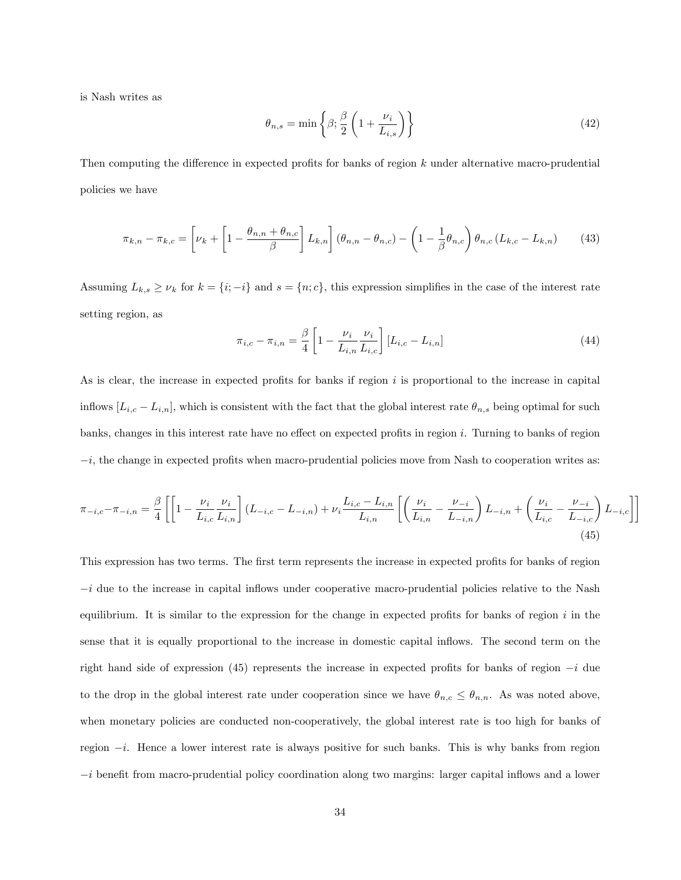is Nash writes as

$$\theta_{n,s} = \min\left\{\beta; \frac{\beta}{2}\left(1 + \frac{\nu_i}{L_{i,s}}\right)\right\} \tag{42}$$

Then computing the difference in expected profits for banks of region $k$ under alternative macro-prudential policies we have

$$\pi_{k,n} - \pi_{k,c} = \left[\nu_k + \left[1 - \frac{\theta_{n,n} + \theta_{n,c}}{\beta}\right] L_{k,n}\right](\theta_{n,n} - \theta_{n,c}) - \left(1 - \frac{1}{\beta}\theta_{n,c}\right)\theta_{n,c}(L_{k,c} - L_{k,n}) \tag{43}$$

Assuming $L_{k,s} \geq \nu_k$ for $k = \{i; -i\}$ and $s = \{n; c\}$, this expression simplifies in the case of the interest rate setting region, as

$$\pi_{i,c} - \pi_{i,n} = \frac{\beta}{4}\left[1 - \frac{\nu_i}{L_{i,n}}\frac{\nu_i}{L_{i,c}}\right][L_{i,c} - L_{i,n}] \tag{44}$$

As is clear, the increase in expected profits for banks if region $i$ is proportional to the increase in capital inflows $[L_{i,c} - L_{i,n}]$, which is consistent with the fact that the global interest rate $\theta_{n,s}$ being optimal for such banks, changes in this interest rate have no effect on expected profits in region $i$. Turning to banks of region $-i$, the change in expected profits when macro-prudential policies move from Nash to cooperation writes as:

$$\pi_{-i,c} - \pi_{-i,n} = \frac{\beta}{4}\left[\left[1 - \frac{\nu_i}{L_{i,c}}\frac{\nu_i}{L_{i,n}}\right](L_{-i,c} - L_{-i,n}) + \nu_i\frac{L_{i,c} - L_{i,n}}{L_{i,n}}\left[\left(\frac{\nu_i}{L_{i,n}} - \frac{\nu_{-i}}{L_{-i,n}}\right)L_{-i,n} + \left(\frac{\nu_i}{L_{i,c}} - \frac{\nu_{-i}}{L_{-i,c}}\right)L_{-i,c}\right]\right] \tag{45}$$

This expression has two terms. The first term represents the increase in expected profits for banks of region $-i$ due to the increase in capital inflows under cooperative macro-prudential policies relative to the Nash equilibrium. It is similar to the expression for the change in expected profits for banks of region $i$ in the sense that it is equally proportional to the increase in domestic capital inflows. The second term on the right hand side of expression (45) represents the increase in expected profits for banks of region $-i$ due to the drop in the global interest rate under cooperation since we have $\theta_{n,c} \leq \theta_{n,n}$. As was noted above, when monetary policies are conducted non-cooperatively, the global interest rate is too high for banks of region $-i$. Hence a lower interest rate is always positive for such banks. This is why banks from region $-i$ benefit from macro-prudential policy coordination along two margins: larger capital inflows and a lower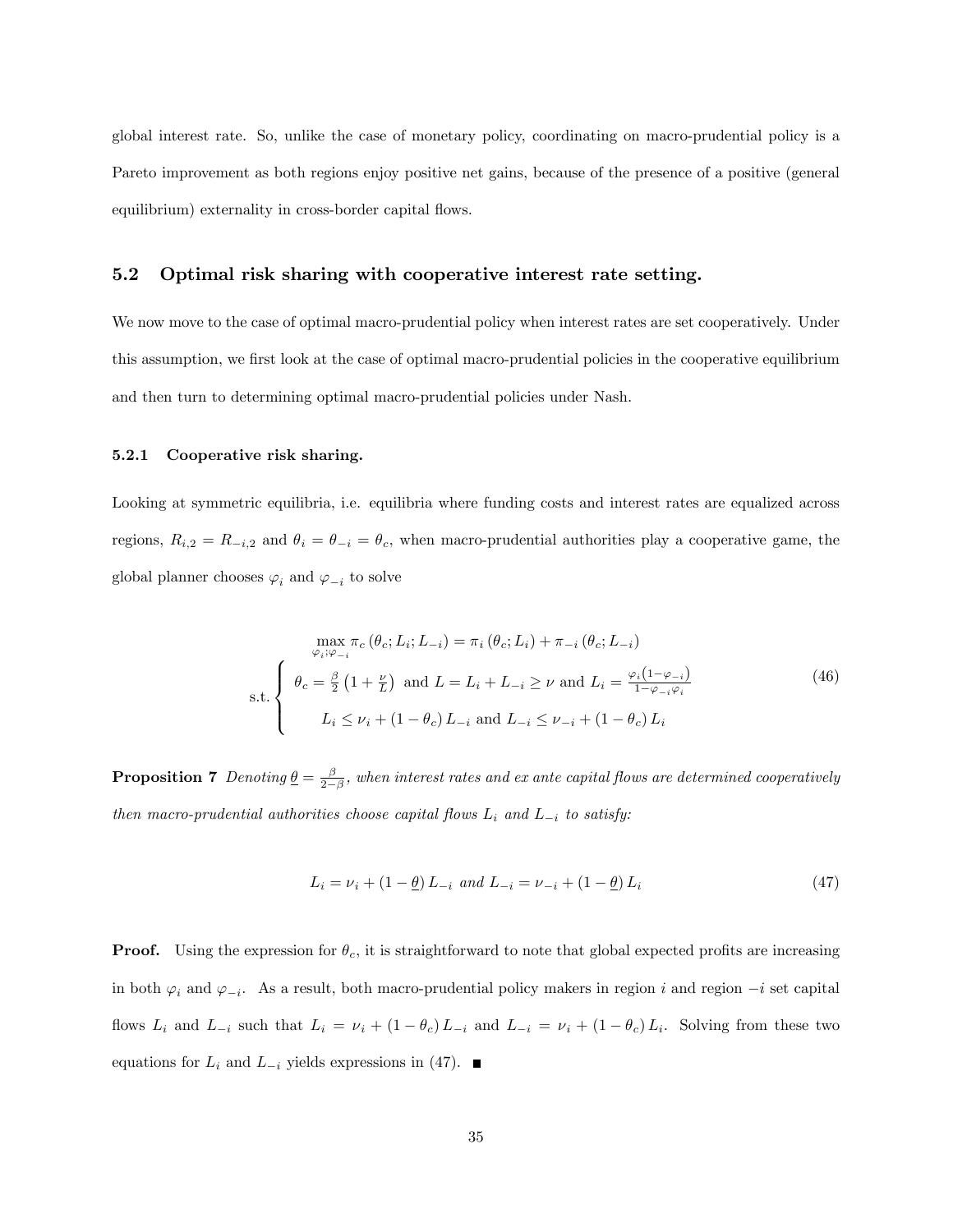global interest rate. So, unlike the case of monetary policy, coordinating on macro-prudential policy is a Pareto improvement as both regions enjoy positive net gains, because of the presence of a positive (general equilibrium) externality in cross-border capital flows.

## 5.2 Optimal risk sharing with cooperative interest rate setting.

We now move to the case of optimal macro-prudential policy when interest rates are set cooperatively. Under this assumption, we first look at the case of optimal macro-prudential policies in the cooperative equilibrium and then turn to determining optimal macro-prudential policies under Nash.

### 5.2.1 Cooperative risk sharing.

Looking at symmetric equilibria, i.e. equilibria where funding costs and interest rates are equalized across regions, $R_{i,2} = R_{-i,2}$ and $\theta_i = \theta_{-i} = \theta_c$, when macro-prudential authorities play a cooperative game, the global planner chooses $\varphi_i$ and $\varphi_{-i}$ to solve

$$
\begin{aligned}
&\max_{\varphi_i;\varphi_{-i}} \pi_c\left(\theta_c; L_i; L_{-i}\right) = \pi_i\left(\theta_c; L_i\right) + \pi_{-i}\left(\theta_c; L_{-i}\right) \\
&\text{s.t.} \begin{cases} \theta_c = \frac{\beta}{2}\left(1 + \frac{\nu}{L}\right) \text{ and } L = L_i + L_{-i} \geq \nu \text{ and } L_i = \frac{\varphi_i\left(1-\varphi_{-i}\right)}{1-\varphi_{-i}\varphi_i} \\ L_i \leq \nu_i + \left(1-\theta_c\right) L_{-i} \text{ and } L_{-i} \leq \nu_{-i} + \left(1-\theta_c\right) L_i \end{cases}
\end{aligned}
\tag{46}
$$

**Proposition 7** *Denoting $\underline{\theta} = \frac{\beta}{2-\beta}$, when interest rates and ex ante capital flows are determined cooperatively then macro-prudential authorities choose capital flows $L_i$ and $L_{-i}$ to satisfy:*

$$
L_i = \nu_i + \left(1-\underline{\theta}\right) L_{-i} \text{ and } L_{-i} = \nu_{-i} + \left(1-\underline{\theta}\right) L_i \tag{47}
$$

**Proof.** Using the expression for $\theta_c$, it is straightforward to note that global expected profits are increasing in both $\varphi_i$ and $\varphi_{-i}$. As a result, both macro-prudential policy makers in region $i$ and region $-i$ set capital flows $L_i$ and $L_{-i}$ such that $L_i = \nu_i + (1-\theta_c) L_{-i}$ and $L_{-i} = \nu_{-i} + (1-\theta_c) L_i$. Solving from these two equations for $L_i$ and $L_{-i}$ yields expressions in (47). ■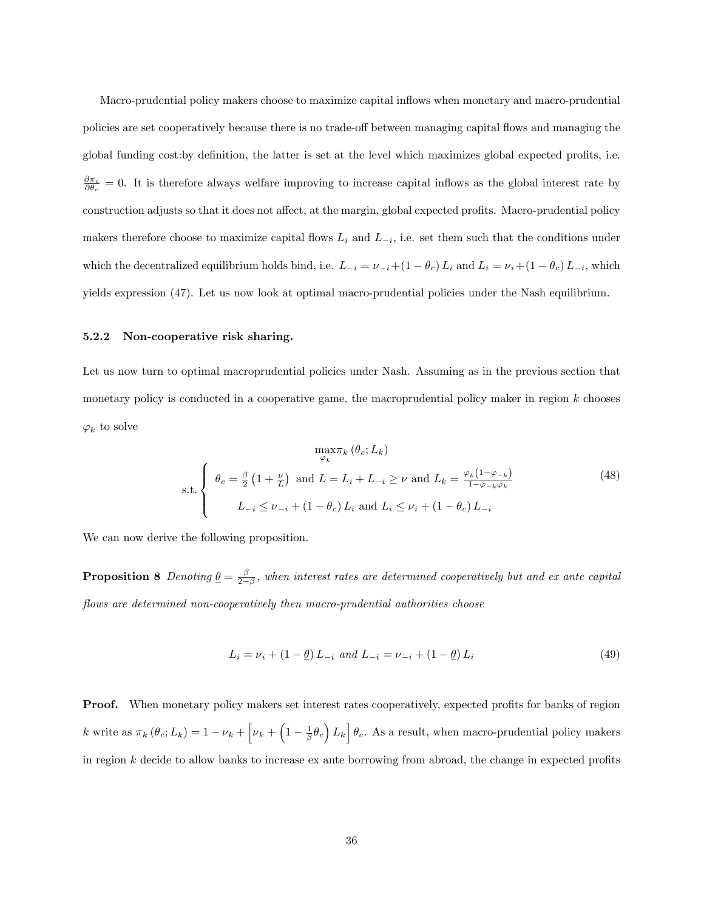Macro-prudential policy makers choose to maximize capital inflows when monetary and macro-prudential policies are set cooperatively because there is no trade-off between managing capital flows and managing the global funding cost:by definition, the latter is set at the level which maximizes global expected profits, i.e. $\frac{\partial \pi_c}{\partial \theta_c} = 0$. It is therefore always welfare improving to increase capital inflows as the global interest rate by construction adjusts so that it does not affect, at the margin, global expected profits. Macro-prudential policy makers therefore choose to maximize capital flows $L_i$ and $L_{-i}$, i.e. set them such that the conditions under which the decentralized equilibrium holds bind, i.e. $L_{-i} = \nu_{-i} + (1-\theta_c) L_i$ and $L_i = \nu_i + (1-\theta_c) L_{-i}$, which yields expression (47). Let us now look at optimal macro-prudential policies under the Nash equilibrium.

### 5.2.2 Non-cooperative risk sharing.

Let us now turn to optimal macroprudential policies under Nash. Assuming as in the previous section that monetary policy is conducted in a cooperative game, the macroprudential policy maker in region $k$ chooses $\varphi_k$ to solve

$$
\max_{\varphi_k} \pi_k(\theta_c; L_k)
$$
$$
\text{s.t.} \begin{cases} \theta_c = \frac{\beta}{2}\left(1 + \frac{\nu}{L}\right) \text{ and } L = L_i + L_{-i} \geq \nu \text{ and } L_k = \frac{\varphi_k(1-\varphi_{-k})}{1-\varphi_{-k}\varphi_k} \\ L_{-i} \leq \nu_{-i} + (1-\theta_c) L_i \text{ and } L_i \leq \nu_i + (1-\theta_c) L_{-i} \end{cases} \tag{48}
$$

We can now derive the following proposition.

**Proposition 8** *Denoting $\underline{\theta} = \frac{\beta}{2-\beta}$, when interest rates are determined cooperatively but and ex ante capital flows are determined non-cooperatively then macro-prudential authorities choose*

$$
L_i = \nu_i + (1-\underline{\theta}) L_{-i} \text{ and } L_{-i} = \nu_{-i} + (1-\underline{\theta}) L_i \tag{49}
$$

**Proof.** When monetary policy makers set interest rates cooperatively, expected profits for banks of region $k$ write as $\pi_k(\theta_c; L_k) = 1 - \nu_k + \left[\nu_k + \left(1 - \frac{1}{\beta}\theta_c\right) L_k\right]\theta_c$. As a result, when macro-prudential policy makers in region $k$ decide to allow banks to increase ex ante borrowing from abroad, the change in expected profits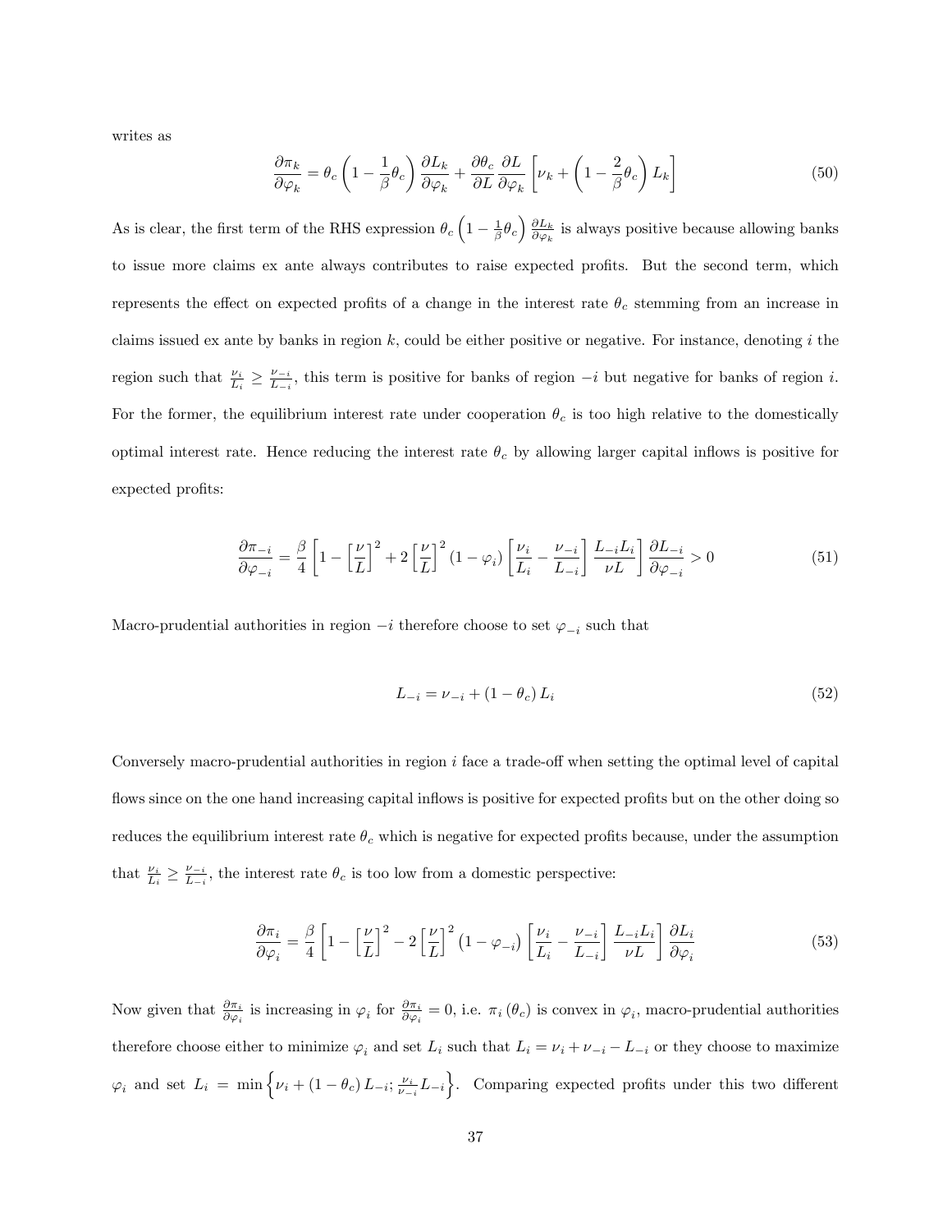writes as

$$\frac{\partial \pi_k}{\partial \varphi_k} = \theta_c \left(1 - \frac{1}{\beta}\theta_c\right) \frac{\partial L_k}{\partial \varphi_k} + \frac{\partial \theta_c}{\partial L} \frac{\partial L}{\partial \varphi_k} \left[\nu_k + \left(1 - \frac{2}{\beta}\theta_c\right) L_k\right] \tag{50}$$

As is clear, the first term of the RHS expression $\theta_c \left(1 - \frac{1}{\beta}\theta_c\right) \frac{\partial L_k}{\partial \varphi_k}$ is always positive because allowing banks to issue more claims ex ante always contributes to raise expected profits. But the second term, which represents the effect on expected profits of a change in the interest rate $\theta_c$ stemming from an increase in claims issued ex ante by banks in region $k$, could be either positive or negative. For instance, denoting $i$ the region such that $\frac{\nu_i}{L_i} \geq \frac{\nu_{-i}}{L_{-i}}$, this term is positive for banks of region $-i$ but negative for banks of region $i$. For the former, the equilibrium interest rate under cooperation $\theta_c$ is too high relative to the domestically optimal interest rate. Hence reducing the interest rate $\theta_c$ by allowing larger capital inflows is positive for expected profits:

$$\frac{\partial \pi_{-i}}{\partial \varphi_{-i}} = \frac{\beta}{4} \left[1 - \left[\frac{\nu}{L}\right]^2 + 2\left[\frac{\nu}{L}\right]^2 (1 - \varphi_i) \left[\frac{\nu_i}{L_i} - \frac{\nu_{-i}}{L_{-i}}\right] \frac{L_{-i} L_i}{\nu L}\right] \frac{\partial L_{-i}}{\partial \varphi_{-i}} > 0 \tag{51}$$

Macro-prudential authorities in region $-i$ therefore choose to set $\varphi_{-i}$ such that

$$L_{-i} = \nu_{-i} + (1 - \theta_c) L_i \tag{52}$$

Conversely macro-prudential authorities in region $i$ face a trade-off when setting the optimal level of capital flows since on the one hand increasing capital inflows is positive for expected profits but on the other doing so reduces the equilibrium interest rate $\theta_c$ which is negative for expected profits because, under the assumption that $\frac{\nu_i}{L_i} \geq \frac{\nu_{-i}}{L_{-i}}$, the interest rate $\theta_c$ is too low from a domestic perspective:

$$\frac{\partial \pi_i}{\partial \varphi_i} = \frac{\beta}{4} \left[1 - \left[\frac{\nu}{L}\right]^2 - 2\left[\frac{\nu}{L}\right]^2 (1 - \varphi_{-i}) \left[\frac{\nu_i}{L_i} - \frac{\nu_{-i}}{L_{-i}}\right] \frac{L_{-i} L_i}{\nu L}\right] \frac{\partial L_i}{\partial \varphi_i} \tag{53}$$

Now given that $\frac{\partial \pi_i}{\partial \varphi_i}$ is increasing in $\varphi_i$ for $\frac{\partial \pi_i}{\partial \varphi_i} = 0$, i.e. $\pi_i(\theta_c)$ is convex in $\varphi_i$, macro-prudential authorities therefore choose either to minimize $\varphi_i$ and set $L_i$ such that $L_i = \nu_i + \nu_{-i} - L_{-i}$ or they choose to maximize $\varphi_i$ and set $L_i = \min\left\{\nu_i + (1 - \theta_c) L_{-i}; \frac{\nu_i}{\nu_{-i}} L_{-i}\right\}$. Comparing expected profits under this two different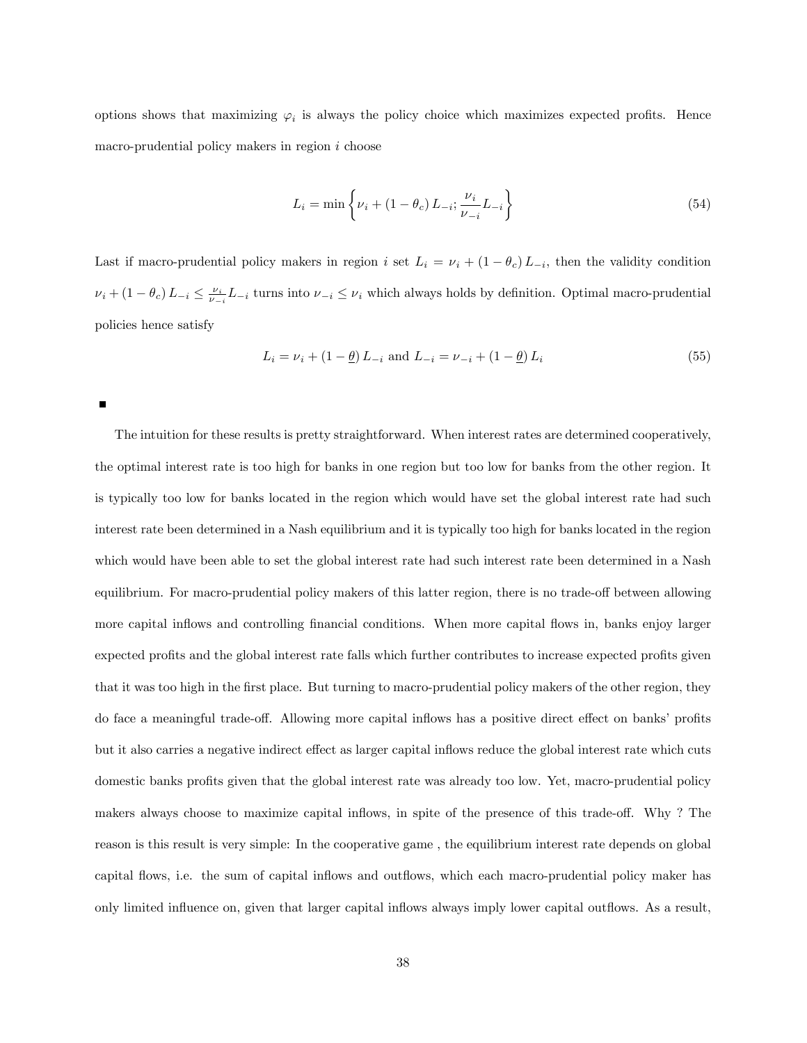options shows that maximizing $\varphi_i$ is always the policy choice which maximizes expected profits. Hence macro-prudential policy makers in region $i$ choose

$$L_i = \min\left\{\nu_i + (1-\theta_c) L_{-i}; \frac{\nu_i}{\nu_{-i}} L_{-i}\right\} \tag{54}$$

Last if macro-prudential policy makers in region $i$ set $L_i = \nu_i + (1-\theta_c) L_{-i}$, then the validity condition $\nu_i + (1-\theta_c) L_{-i} \leq \frac{\nu_i}{\nu_{-i}} L_{-i}$ turns into $\nu_{-i} \leq \nu_i$ which always holds by definition. Optimal macro-prudential policies hence satisfy

$$L_i = \nu_i + (1-\underline{\theta}) L_{-i} \text{ and } L_{-i} = \nu_{-i} + (1-\underline{\theta}) L_i \tag{55}$$

■

The intuition for these results is pretty straightforward. When interest rates are determined cooperatively, the optimal interest rate is too high for banks in one region but too low for banks from the other region. It is typically too low for banks located in the region which would have set the global interest rate had such interest rate been determined in a Nash equilibrium and it is typically too high for banks located in the region which would have been able to set the global interest rate had such interest rate been determined in a Nash equilibrium. For macro-prudential policy makers of this latter region, there is no trade-off between allowing more capital inflows and controlling financial conditions. When more capital flows in, banks enjoy larger expected profits and the global interest rate falls which further contributes to increase expected profits given that it was too high in the first place. But turning to macro-prudential policy makers of the other region, they do face a meaningful trade-off. Allowing more capital inflows has a positive direct effect on banks' profits but it also carries a negative indirect effect as larger capital inflows reduce the global interest rate which cuts domestic banks profits given that the global interest rate was already too low. Yet, macro-prudential policy makers always choose to maximize capital inflows, in spite of the presence of this trade-off. Why ? The reason is this result is very simple: In the cooperative game , the equilibrium interest rate depends on global capital flows, i.e. the sum of capital inflows and outflows, which each macro-prudential policy maker has only limited influence on, given that larger capital inflows always imply lower capital outflows. As a result,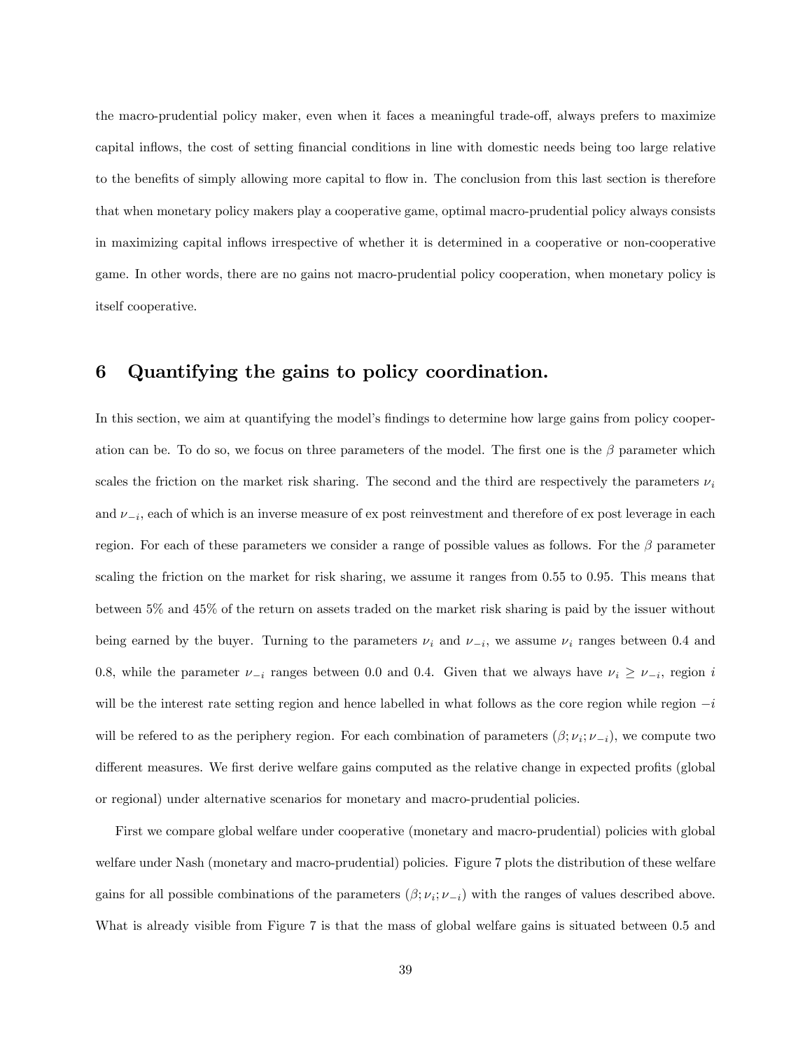the macro-prudential policy maker, even when it faces a meaningful trade-off, always prefers to maximize capital inflows, the cost of setting financial conditions in line with domestic needs being too large relative to the benefits of simply allowing more capital to flow in. The conclusion from this last section is therefore that when monetary policy makers play a cooperative game, optimal macro-prudential policy always consists in maximizing capital inflows irrespective of whether it is determined in a cooperative or non-cooperative game. In other words, there are no gains not macro-prudential policy cooperation, when monetary policy is itself cooperative.

## 6 Quantifying the gains to policy coordination.

In this section, we aim at quantifying the model's findings to determine how large gains from policy cooperation can be. To do so, we focus on three parameters of the model. The first one is the $\beta$ parameter which scales the friction on the market risk sharing. The second and the third are respectively the parameters $\nu_i$ and $\nu_{-i}$, each of which is an inverse measure of ex post reinvestment and therefore of ex post leverage in each region. For each of these parameters we consider a range of possible values as follows. For the $\beta$ parameter scaling the friction on the market for risk sharing, we assume it ranges from 0.55 to 0.95. This means that between 5% and 45% of the return on assets traded on the market risk sharing is paid by the issuer without being earned by the buyer. Turning to the parameters $\nu_i$ and $\nu_{-i}$, we assume $\nu_i$ ranges between 0.4 and 0.8, while the parameter $\nu_{-i}$ ranges between 0.0 and 0.4. Given that we always have $\nu_i \geq \nu_{-i}$, region $i$ will be the interest rate setting region and hence labelled in what follows as the core region while region $-i$ will be refered to as the periphery region. For each combination of parameters $(\beta; \nu_i; \nu_{-i})$, we compute two different measures. We first derive welfare gains computed as the relative change in expected profits (global or regional) under alternative scenarios for monetary and macro-prudential policies.

First we compare global welfare under cooperative (monetary and macro-prudential) policies with global welfare under Nash (monetary and macro-prudential) policies. Figure 7 plots the distribution of these welfare gains for all possible combinations of the parameters $(\beta; \nu_i; \nu_{-i})$ with the ranges of values described above. What is already visible from Figure 7 is that the mass of global welfare gains is situated between 0.5 and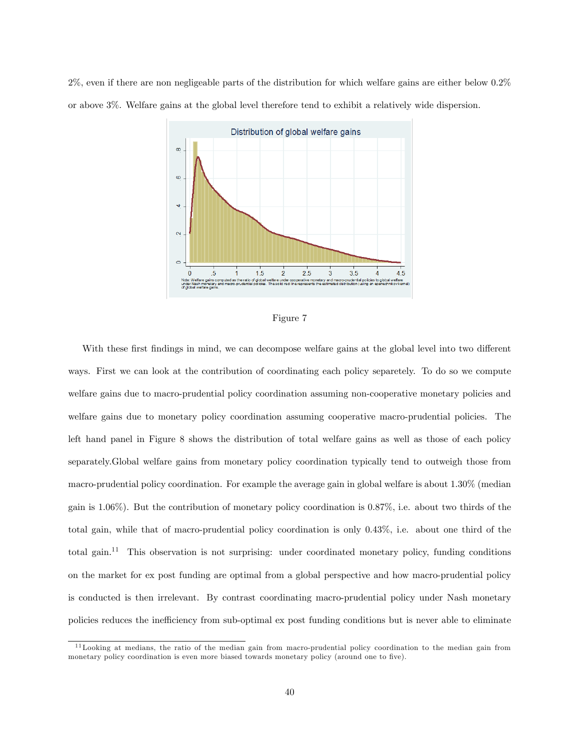2%, even if there are non negligeable parts of the distribution for which welfare gains are either below 0.2% or above 3%. Welfare gains at the global level therefore tend to exhibit a relatively wide dispersion.

Figure 7

With these first findings in mind, we can decompose welfare gains at the global level into two different ways. First we can look at the contribution of coordinating each policy separetely. To do so we compute welfare gains due to macro-prudential policy coordination assuming non-cooperative monetary policies and welfare gains due to monetary policy coordination assuming cooperative macro-prudential policies. The left hand panel in Figure 8 shows the distribution of total welfare gains as well as those of each policy separately.Global welfare gains from monetary policy coordination typically tend to outweigh those from macro-prudential policy coordination. For example the average gain in global welfare is about 1.30% (median gain is 1.06%). But the contribution of monetary policy coordination is 0.87%, i.e. about two thirds of the total gain, while that of macro-prudential policy coordination is only 0.43%, i.e. about one third of the total gain.[11] This observation is not surprising: under coordinated monetary policy, funding conditions on the market for ex post funding are optimal from a global perspective and how macro-prudential policy is conducted is then irrelevant. By contrast coordinating macro-prudential policy under Nash monetary policies reduces the inefficiency from sub-optimal ex post funding conditions but is never able to eliminate

[11] Looking at medians, the ratio of the median gain from macro-prudential policy coordination to the median gain from monetary policy coordination is even more biased towards monetary policy (around one to five).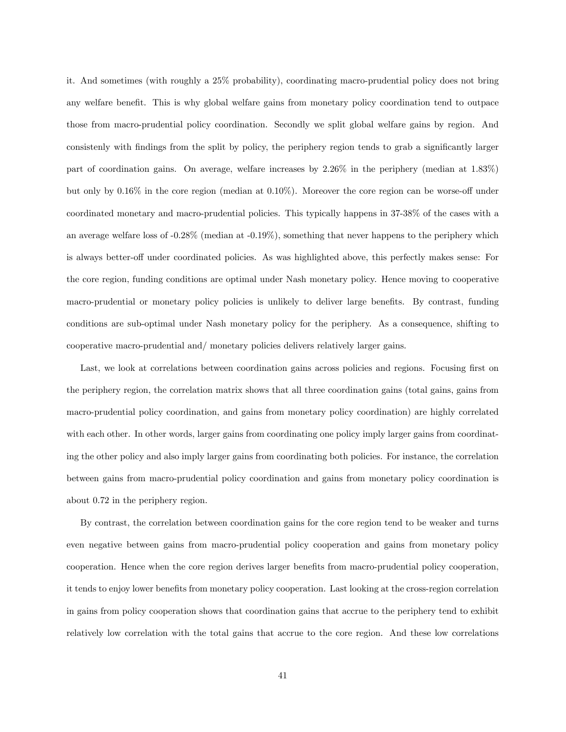it. And sometimes (with roughly a 25% probability), coordinating macro-prudential policy does not bring any welfare benefit. This is why global welfare gains from monetary policy coordination tend to outpace those from macro-prudential policy coordination. Secondly we split global welfare gains by region. And consistenly with findings from the split by policy, the periphery region tends to grab a significantly larger part of coordination gains. On average, welfare increases by 2.26% in the periphery (median at 1.83%) but only by 0.16% in the core region (median at 0.10%). Moreover the core region can be worse-off under coordinated monetary and macro-prudential policies. This typically happens in 37-38% of the cases with a an average welfare loss of -0.28% (median at -0.19%), something that never happens to the periphery which is always better-off under coordinated policies. As was highlighted above, this perfectly makes sense: For the core region, funding conditions are optimal under Nash monetary policy. Hence moving to cooperative macro-prudential or monetary policy policies is unlikely to deliver large benefits. By contrast, funding conditions are sub-optimal under Nash monetary policy for the periphery. As a consequence, shifting to cooperative macro-prudential and/ monetary policies delivers relatively larger gains.

Last, we look at correlations between coordination gains across policies and regions. Focusing first on the periphery region, the correlation matrix shows that all three coordination gains (total gains, gains from macro-prudential policy coordination, and gains from monetary policy coordination) are highly correlated with each other. In other words, larger gains from coordinating one policy imply larger gains from coordinating the other policy and also imply larger gains from coordinating both policies. For instance, the correlation between gains from macro-prudential policy coordination and gains from monetary policy coordination is about 0.72 in the periphery region.

By contrast, the correlation between coordination gains for the core region tend to be weaker and turns even negative between gains from macro-prudential policy cooperation and gains from monetary policy cooperation. Hence when the core region derives larger benefits from macro-prudential policy cooperation, it tends to enjoy lower benefits from monetary policy cooperation. Last looking at the cross-region correlation in gains from policy cooperation shows that coordination gains that accrue to the periphery tend to exhibit relatively low correlation with the total gains that accrue to the core region. And these low correlations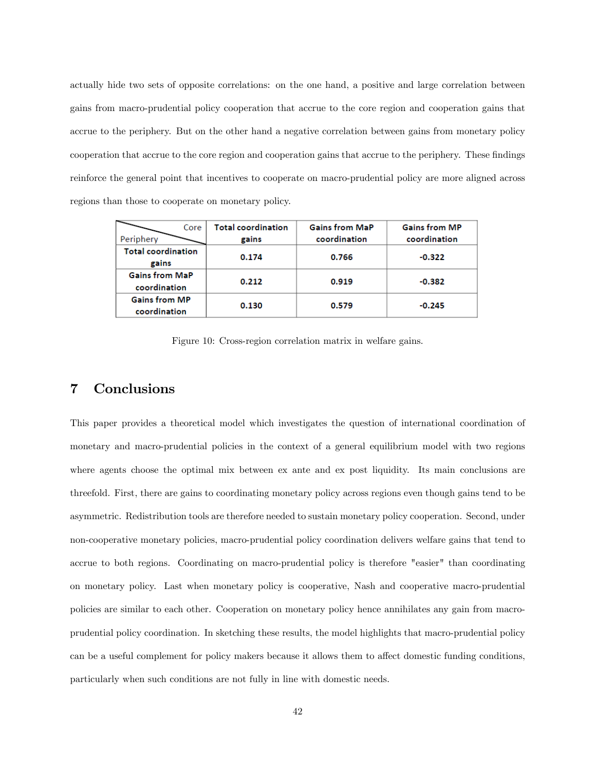actually hide two sets of opposite correlations: on the one hand, a positive and large correlation between gains from macro-prudential policy cooperation that accrue to the core region and cooperation gains that accrue to the periphery. But on the other hand a negative correlation between gains from monetary policy cooperation that accrue to the core region and cooperation gains that accrue to the periphery. These findings reinforce the general point that incentives to cooperate on macro-prudential policy are more aligned across regions than those to cooperate on monetary policy.

| Periphery \ Core | Total coordination gains | Gains from MaP coordination | Gains from MP coordination |
|---|---|---|---|
| **Total coordination gains** | **0.174** | **0.766** | **-0.322** |
| **Gains from MaP coordination** | **0.212** | **0.919** | **-0.382** |
| **Gains from MP coordination** | **0.130** | **0.579** | **-0.245** |

Figure 10: Cross-region correlation matrix in welfare gains.

## 7 Conclusions

This paper provides a theoretical model which investigates the question of international coordination of monetary and macro-prudential policies in the context of a general equilibrium model with two regions where agents choose the optimal mix between ex ante and ex post liquidity. Its main conclusions are threefold. First, there are gains to coordinating monetary policy across regions even though gains tend to be asymmetric. Redistribution tools are therefore needed to sustain monetary policy cooperation. Second, under non-cooperative monetary policies, macro-prudential policy coordination delivers welfare gains that tend to accrue to both regions. Coordinating on macro-prudential policy is therefore "easier" than coordinating on monetary policy. Last when monetary policy is cooperative, Nash and cooperative macro-prudential policies are similar to each other. Cooperation on monetary policy hence annihilates any gain from macro-prudential policy coordination. In sketching these results, the model highlights that macro-prudential policy can be a useful complement for policy makers because it allows them to affect domestic funding conditions, particularly when such conditions are not fully in line with domestic needs.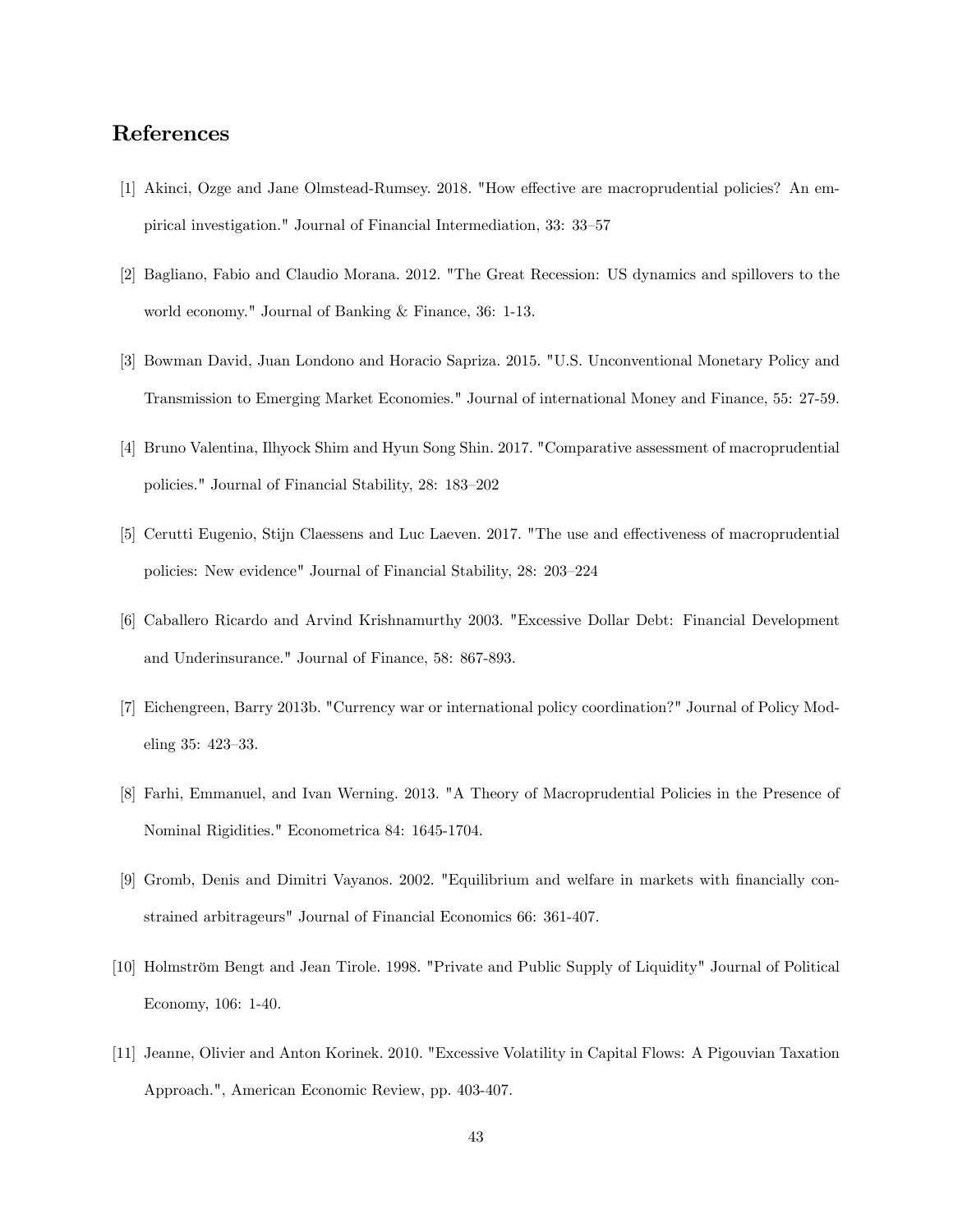## References

[1] Akinci, Ozge and Jane Olmstead-Rumsey. 2018. "How effective are macroprudential policies? An empirical investigation." Journal of Financial Intermediation, 33: 33–57

[2] Bagliano, Fabio and Claudio Morana. 2012. "The Great Recession: US dynamics and spillovers to the world economy." Journal of Banking & Finance, 36: 1-13.

[3] Bowman David, Juan Londono and Horacio Sapriza. 2015. "U.S. Unconventional Monetary Policy and Transmission to Emerging Market Economies." Journal of international Money and Finance, 55: 27-59.

[4] Bruno Valentina, Ilhyock Shim and Hyun Song Shin. 2017. "Comparative assessment of macroprudential policies." Journal of Financial Stability, 28: 183–202

[5] Cerutti Eugenio, Stijn Claessens and Luc Laeven. 2017. "The use and effectiveness of macroprudential policies: New evidence" Journal of Financial Stability, 28: 203–224

[6] Caballero Ricardo and Arvind Krishnamurthy 2003. "Excessive Dollar Debt: Financial Development and Underinsurance." Journal of Finance, 58: 867-893.

[7] Eichengreen, Barry 2013b. "Currency war or international policy coordination?" Journal of Policy Modeling 35: 423–33.

[8] Farhi, Emmanuel, and Ivan Werning. 2013. "A Theory of Macroprudential Policies in the Presence of Nominal Rigidities." Econometrica 84: 1645-1704.

[9] Gromb, Denis and Dimitri Vayanos. 2002. "Equilibrium and welfare in markets with financially constrained arbitrageurs" Journal of Financial Economics 66: 361-407.

[10] Holmström Bengt and Jean Tirole. 1998. "Private and Public Supply of Liquidity" Journal of Political Economy, 106: 1-40.

[11] Jeanne, Olivier and Anton Korinek. 2010. "Excessive Volatility in Capital Flows: A Pigouvian Taxation Approach.", American Economic Review, pp. 403-407.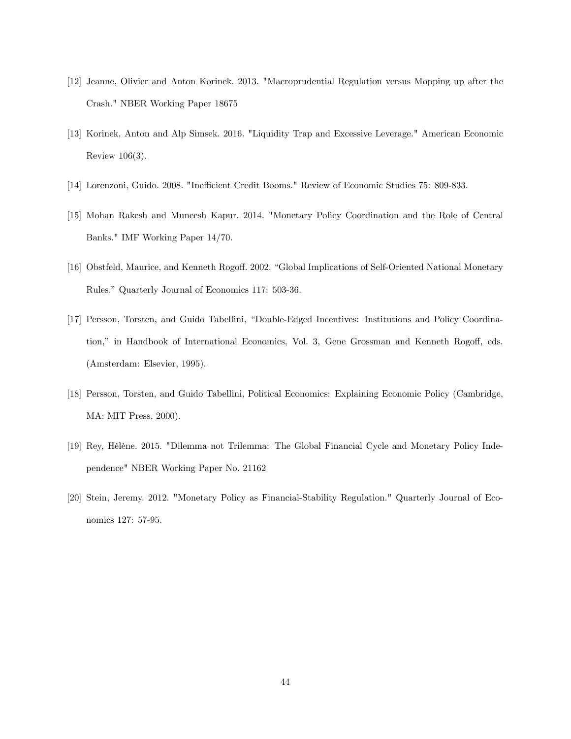[12] Jeanne, Olivier and Anton Korinek. 2013. "Macroprudential Regulation versus Mopping up after the Crash." NBER Working Paper 18675

[13] Korinek, Anton and Alp Simsek. 2016. "Liquidity Trap and Excessive Leverage." American Economic Review 106(3).

[14] Lorenzoni, Guido. 2008. "Inefficient Credit Booms." Review of Economic Studies 75: 809-833.

[15] Mohan Rakesh and Muneesh Kapur. 2014. "Monetary Policy Coordination and the Role of Central Banks." IMF Working Paper 14/70.

[16] Obstfeld, Maurice, and Kenneth Rogoff. 2002. "Global Implications of Self-Oriented National Monetary Rules." Quarterly Journal of Economics 117: 503-36.

[17] Persson, Torsten, and Guido Tabellini, "Double-Edged Incentives: Institutions and Policy Coordination," in Handbook of International Economics, Vol. 3, Gene Grossman and Kenneth Rogoff, eds. (Amsterdam: Elsevier, 1995).

[18] Persson, Torsten, and Guido Tabellini, Political Economics: Explaining Economic Policy (Cambridge, MA: MIT Press, 2000).

[19] Rey, Hélène. 2015. "Dilemma not Trilemma: The Global Financial Cycle and Monetary Policy Independence" NBER Working Paper No. 21162

[20] Stein, Jeremy. 2012. "Monetary Policy as Financial-Stability Regulation." Quarterly Journal of Economics 127: 57-95.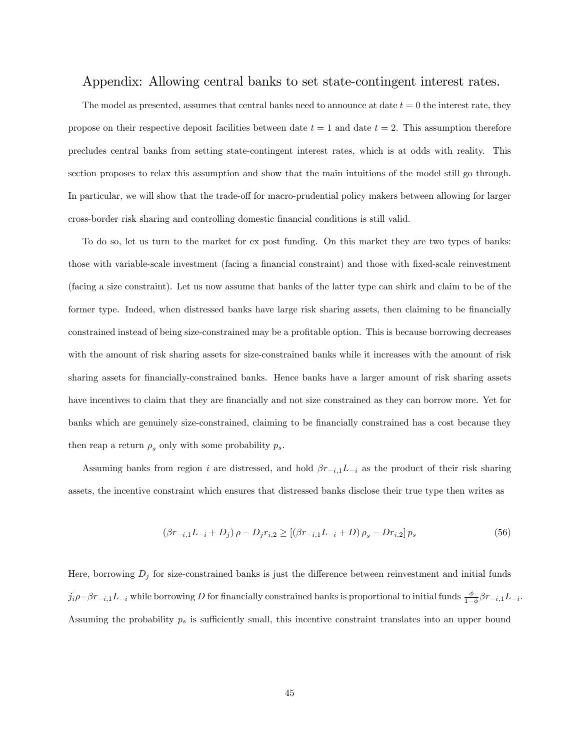## Appendix: Allowing central banks to set state-contingent interest rates.

The model as presented, assumes that central banks need to announce at date $t = 0$ the interest rate, they propose on their respective deposit facilities between date $t = 1$ and date $t = 2$. This assumption therefore precludes central banks from setting state-contingent interest rates, which is at odds with reality. This section proposes to relax this assumption and show that the main intuitions of the model still go through. In particular, we will show that the trade-off for macro-prudential policy makers between allowing for larger cross-border risk sharing and controlling domestic financial conditions is still valid.

To do so, let us turn to the market for ex post funding. On this market they are two types of banks: those with variable-scale investment (facing a financial constraint) and those with fixed-scale reinvestment (facing a size constraint). Let us now assume that banks of the latter type can shirk and claim to be of the former type. Indeed, when distressed banks have large risk sharing assets, then claiming to be financially constrained instead of being size-constrained may be a profitable option. This is because borrowing decreases with the amount of risk sharing assets for size-constrained banks while it increases with the amount of risk sharing assets for financially-constrained banks. Hence banks have a larger amount of risk sharing assets have incentives to claim that they are financially and not size constrained as they can borrow more. Yet for banks which are genuinely size-constrained, claiming to be financially constrained has a cost because they then reap a return $\rho_s$ only with some probability $p_s$.

Assuming banks from region $i$ are distressed, and hold $\beta r_{-i,1} L_{-i}$ as the product of their risk sharing assets, the incentive constraint which ensures that distressed banks disclose their true type then writes as

$$\left(\beta r_{-i,1} L_{-i} + D_j\right) \rho - D_j r_{i,2} \geq \left[\left(\beta r_{-i,1} L_{-i} + D\right) \rho_s - D r_{i,2}\right] p_s \tag{56}$$

Here, borrowing $D_j$ for size-constrained banks is just the difference between reinvestment and initial funds $\overline{j_i}\rho - \beta r_{-i,1} L_{-i}$ while borrowing $D$ for financially constrained banks is proportional to initial funds $\frac{\phi}{1-\phi}\beta r_{-i,1} L_{-i}$. Assuming the probability $p_s$ is sufficiently small, this incentive constraint translates into an upper bound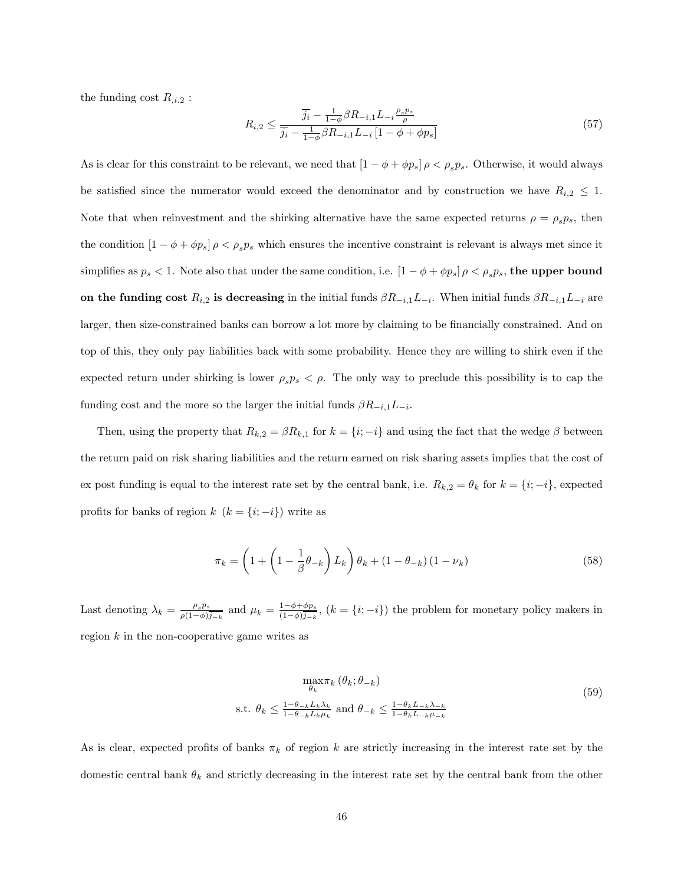the funding cost $R_{,i.2}$ :

$$R_{i,2} \leq \frac{\overline{\overline{j_i}} - \frac{1}{1-\phi}\beta R_{-i,1} L_{-i} \frac{\rho_s p_s}{\rho}}{\overline{\overline{j_i}} - \frac{1}{1-\phi}\beta R_{-i,1} L_{-i} \left[1-\phi+\phi p_s\right]} \tag{57}$$

As is clear for this constraint to be relevant, we need that $[1-\phi+\phi p_s]\,\rho < \rho_s p_s$. Otherwise, it would always be satisfied since the numerator would exceed the denominator and by construction we have $R_{i,2} \leq 1$. Note that when reinvestment and the shirking alternative have the same expected returns $\rho = \rho_s p_s$, then the condition $[1-\phi+\phi p_s]\,\rho < \rho_s p_s$ which ensures the incentive constraint is relevant is always met since it simplifies as $p_s < 1$. Note also that under the same condition, i.e. $[1-\phi+\phi p_s]\,\rho < \rho_s p_s$, **the upper bound on the funding cost** $R_{i,2}$ **is decreasing** in the initial funds $\beta R_{-i,1} L_{-i}$. When initial funds $\beta R_{-i,1} L_{-i}$ are larger, then size-constrained banks can borrow a lot more by claiming to be financially constrained. And on top of this, they only pay liabilities back with some probability. Hence they are willing to shirk even if the expected return under shirking is lower $\rho_s p_s < \rho$. The only way to preclude this possibility is to cap the funding cost and the more so the larger the initial funds $\beta R_{-i,1} L_{-i}$.

Then, using the property that $R_{k,2} = \beta R_{k,1}$ for $k = \{i; -i\}$ and using the fact that the wedge $\beta$ between the return paid on risk sharing liabilities and the return earned on risk sharing assets implies that the cost of ex post funding is equal to the interest rate set by the central bank, i.e. $R_{k,2} = \theta_k$ for $k = \{i; -i\}$, expected profits for banks of region $k$ $(k = \{i; -i\})$ write as

$$\pi_k = \left(1 + \left(1 - \frac{1}{\beta}\theta_{-k}\right) L_k\right)\theta_k + (1-\theta_{-k})(1-\nu_k) \tag{58}$$

Last denoting $\lambda_k = \frac{\rho_s p_s}{\rho(1-\phi)\overline{\overline{j_{-k}}}}$ and $\mu_k = \frac{1-\phi+\phi p_s}{(1-\phi)\overline{\overline{j_{-k}}}}$, $(k = \{i; -i\})$ the problem for monetary policy makers in region $k$ in the non-cooperative game writes as

$$\begin{gathered} \max_{\theta_k} \pi_k\left(\theta_k; \theta_{-k}\right) \\ \text{s.t. } \theta_k \leq \frac{1-\theta_{-k} L_k \lambda_k}{1-\theta_{-k} L_k \mu_k} \text{ and } \theta_{-k} \leq \frac{1-\theta_k L_{-k} \lambda_{-k}}{1-\theta_k L_{-k} \mu_{-k}} \end{gathered} \tag{59}$$

As is clear, expected profits of banks $\pi_k$ of region $k$ are strictly increasing in the interest rate set by the domestic central bank $\theta_k$ and strictly decreasing in the interest rate set by the central bank from the other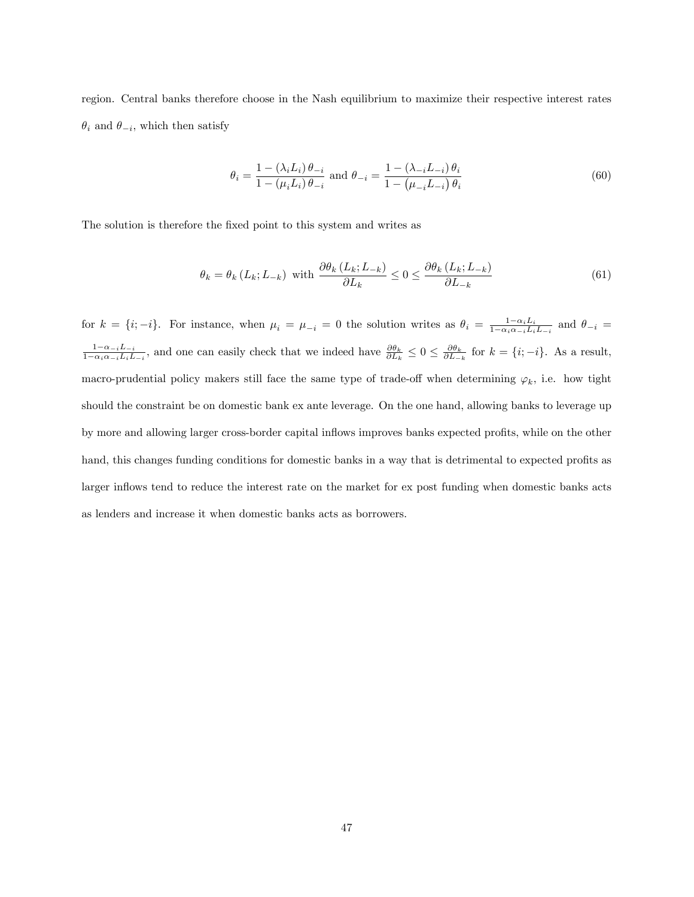region. Central banks therefore choose in the Nash equilibrium to maximize their respective interest rates $\theta_i$ and $\theta_{-i}$, which then satisfy

$$\theta_i = \frac{1 - (\lambda_i L_i)\,\theta_{-i}}{1 - (\mu_i L_i)\,\theta_{-i}} \text{ and } \theta_{-i} = \frac{1 - (\lambda_{-i} L_{-i})\,\theta_i}{1 - \left(\mu_{-i} L_{-i}\right)\theta_i} \tag{60}$$

The solution is therefore the fixed point to this system and writes as

$$\theta_k = \theta_k\left(L_k; L_{-k}\right) \text{ with } \frac{\partial \theta_k\left(L_k; L_{-k}\right)}{\partial L_k} \leq 0 \leq \frac{\partial \theta_k\left(L_k; L_{-k}\right)}{\partial L_{-k}} \tag{61}$$

for $k = \{i; -i\}$. For instance, when $\mu_i = \mu_{-i} = 0$ the solution writes as $\theta_i = \frac{1-\alpha_i L_i}{1-\alpha_i \alpha_{-i} L_i L_{-i}}$ and $\theta_{-i} = \frac{1-\alpha_{-i} L_{-i}}{1-\alpha_i \alpha_{-i} L_i L_{-i}}$, and one can easily check that we indeed have $\frac{\partial \theta_k}{\partial L_k} \leq 0 \leq \frac{\partial \theta_k}{\partial L_{-k}}$ for $k = \{i; -i\}$. As a result, macro-prudential policy makers still face the same type of trade-off when determining $\varphi_k$, i.e. how tight should the constraint be on domestic bank ex ante leverage. On the one hand, allowing banks to leverage up by more and allowing larger cross-border capital inflows improves banks expected profits, while on the other hand, this changes funding conditions for domestic banks in a way that is detrimental to expected profits as larger inflows tend to reduce the interest rate on the market for ex post funding when domestic banks acts as lenders and increase it when domestic banks acts as borrowers.